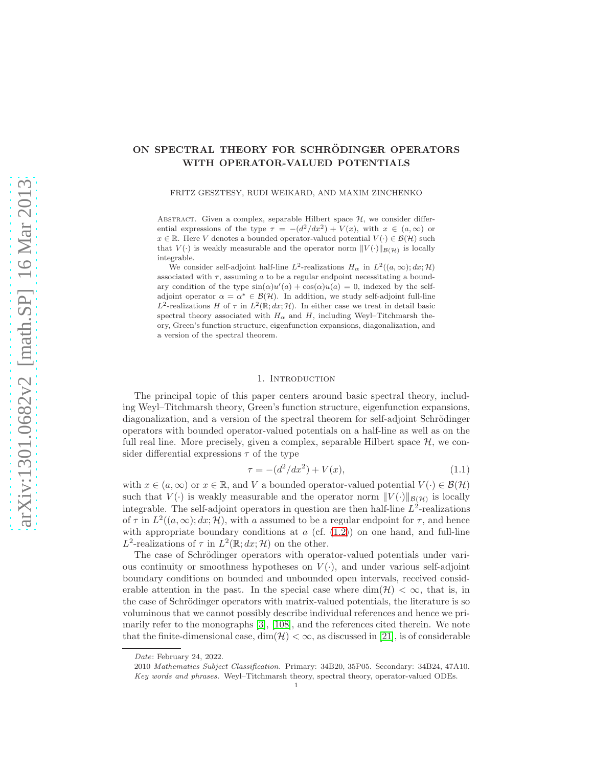# ON SPECTRAL THEORY FOR SCHRÖDINGER OPERATORS WITH OPERATOR-VALUED POTENTIALS

FRITZ GESZTESY, RUDI WEIKARD, AND MAXIM ZINCHENKO

Abstract. Given a complex, separable Hilbert space $\mathcal{H}$, we consider differential expressions of the type $\tau = -(d^2/dx^2) + V(x)$, with $x \in (a, \infty)$ or $x \in \mathbb{R}$. Here $V$ denotes a bounded operator-valued potential $V(\cdot) \in \mathcal{B}(\mathcal{H})$ such that $V(\cdot)$ is weakly measurable and the operator norm $\|V(\cdot)\|_{\mathcal{B}(\mathcal{H})}$ is locally integrable.

We consider self-adjoint half-line $L^2$-realizations $H_\alpha$ in $L^2((a,\infty); dx; \mathcal{H})$ associated with $\tau$, assuming $a$ to be a regular endpoint necessitating a boundary condition of the type $\sin(\alpha)u'(a) + \cos(\alpha)u(a) = 0$, indexed by the self-adjoint operator $\alpha = \alpha^* \in \mathcal{B}(\mathcal{H})$. In addition, we study self-adjoint full-line $L^2$-realizations $H$ of $\tau$ in $L^2(\mathbb{R}; dx; \mathcal{H})$. In either case we treat in detail basic spectral theory associated with $H_\alpha$ and $H$, including Weyl–Titchmarsh theory, Green's function structure, eigenfunction expansions, diagonalization, and a version of the spectral theorem.

## 1. Introduction

The principal topic of this paper centers around basic spectral theory, including Weyl–Titchmarsh theory, Green's function structure, eigenfunction expansions, diagonalization, and a version of the spectral theorem for self-adjoint Schrödinger operators with bounded operator-valued potentials on a half-line as well as on the full real line. More precisely, given a complex, separable Hilbert space $\mathcal{H}$, we consider differential expressions $\tau$ of the type

$$\tau = -(d^2/dx^2) + V(x), \tag{1.1}$$

with $x \in (a, \infty)$ or $x \in \mathbb{R}$, and $V$ a bounded operator-valued potential $V(\cdot) \in \mathcal{B}(\mathcal{H})$ such that $V(\cdot)$ is weakly measurable and the operator norm $\|V(\cdot)\|_{\mathcal{B}(\mathcal{H})}$ is locally integrable. The self-adjoint operators in question are then half-line $L^2$-realizations of $\tau$ in $L^2((a,\infty); dx; \mathcal{H})$, with $a$ assumed to be a regular endpoint for $\tau$, and hence with appropriate boundary conditions at $a$ (cf. (1.2)) on one hand, and full-line $L^2$-realizations of $\tau$ in $L^2(\mathbb{R}; dx; \mathcal{H})$ on the other.

The case of Schrödinger operators with operator-valued potentials under various continuity or smoothness hypotheses on $V(\cdot)$, and under various self-adjoint boundary conditions on bounded and unbounded open intervals, received considerable attention in the past. In the special case where $\dim(\mathcal{H}) < \infty$, that is, in the case of Schrödinger operators with matrix-valued potentials, the literature is so voluminous that we cannot possibly describe individual references and hence we primarily refer to the monographs [3], [108], and the references cited therein. We note that the finite-dimensional case, $\dim(\mathcal{H}) < \infty$, as discussed in [21], is of considerable

---

*Date*: February 24, 2022.

2010 *Mathematics Subject Classification.* Primary: 34B20, 35P05. Secondary: 34B24, 47A10.

*Key words and phrases.* Weyl–Titchmarsh theory, spectral theory, operator-valued ODEs.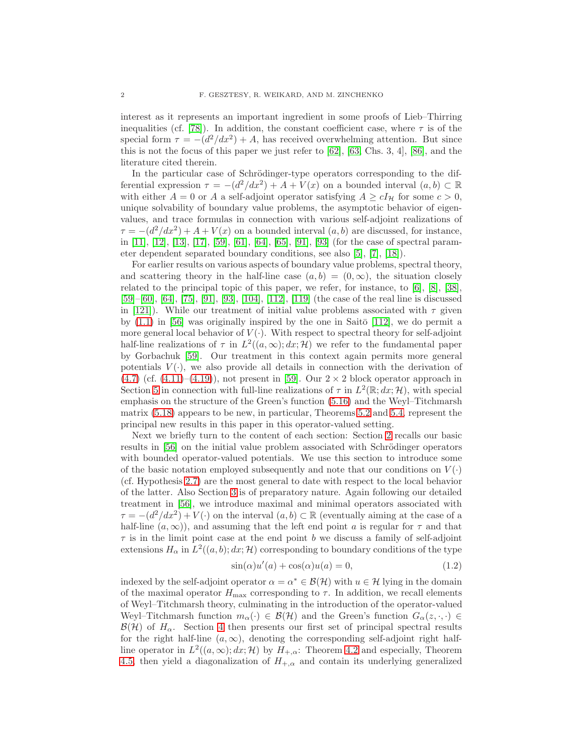interest as it represents an important ingredient in some proofs of Lieb–Thirring inequalities (cf. [78]). In addition, the constant coefficient case, where $\tau$ is of the special form $\tau = -(d^2/dx^2) + A$, has received overwhelming attention. But since this is not the focus of this paper we just refer to [62], [63, Chs. 3, 4], [86], and the literature cited therein.

In the particular case of Schrödinger-type operators corresponding to the differential expression $\tau = -(d^2/dx^2) + A + V(x)$ on a bounded interval $(a, b) \subset \mathbb{R}$ with either $A = 0$ or $A$ a self-adjoint operator satisfying $A \geq cI_{\mathcal{H}}$ for some $c > 0$, unique solvability of boundary value problems, the asymptotic behavior of eigenvalues, and trace formulas in connection with various self-adjoint realizations of $\tau = -(d^2/dx^2) + A + V(x)$ on a bounded interval $(a, b)$ are discussed, for instance, in [11], [12], [13], [17], [59], [61], [64], [65], [91], [93] (for the case of spectral parameter dependent separated boundary conditions, see also [5], [7], [18]).

For earlier results on various aspects of boundary value problems, spectral theory, and scattering theory in the half-line case $(a, b) = (0, \infty)$, the situation closely related to the principal topic of this paper, we refer, for instance, to [6], [8], [38], [59]–[60], [64], [75], [91], [93], [104], [112], [119] (the case of the real line is discussed in [121]). While our treatment of initial value problems associated with $\tau$ given by (1.1) in [56] was originally inspired by the one in Saitō [112], we do permit a more general local behavior of $V(\cdot)$. With respect to spectral theory for self-adjoint half-line realizations of $\tau$ in $L^2((a, \infty); dx; \mathcal{H})$ we refer to the fundamental paper by Gorbachuk [59]. Our treatment in this context again permits more general potentials $V(\cdot)$, we also provide all details in connection with the derivation of (4.7) (cf. (4.11)–(4.19)), not present in [59]. Our $2 \times 2$ block operator approach in Section 5 in connection with full-line realizations of $\tau$ in $L^2(\mathbb{R}; dx; \mathcal{H})$, with special emphasis on the structure of the Green's function (5.16) and the Weyl–Titchmarsh matrix (5.18) appears to be new, in particular, Theorems 5.2 and 5.4, represent the principal new results in this paper in this operator-valued setting.

Next we briefly turn to the content of each section: Section 2 recalls our basic results in [56] on the initial value problem associated with Schrödinger operators with bounded operator-valued potentials. We use this section to introduce some of the basic notation employed subsequently and note that our conditions on $V(\cdot)$ (cf. Hypothesis 2.7) are the most general to date with respect to the local behavior of the latter. Also Section 3 is of preparatory nature. Again following our detailed treatment in [56], we introduce maximal and minimal operators associated with $\tau = -(d^2/dx^2) + V(\cdot)$ on the interval $(a, b) \subset \mathbb{R}$ (eventually aiming at the case of a half-line $(a, \infty)$), and assuming that the left end point $a$ is regular for $\tau$ and that $\tau$ is in the limit point case at the end point $b$ we discuss a family of self-adjoint extensions $H_\alpha$ in $L^2((a, b); dx; \mathcal{H})$ corresponding to boundary conditions of the type

$$\sin(\alpha)u'(a) + \cos(\alpha)u(a) = 0, \tag{1.2}$$

indexed by the self-adjoint operator $\alpha = \alpha^* \in \mathcal{B}(\mathcal{H})$ with $u \in \mathcal{H}$ lying in the domain of the maximal operator $H_{\max}$ corresponding to $\tau$. In addition, we recall elements of Weyl–Titchmarsh theory, culminating in the introduction of the operator-valued Weyl–Titchmarsh function $m_\alpha(\cdot) \in \mathcal{B}(\mathcal{H})$ and the Green's function $G_\alpha(z, \cdot, \cdot) \in \mathcal{B}(\mathcal{H})$ of $H_\alpha$. Section 4 then presents our first set of principal spectral results for the right half-line $(a, \infty)$, denoting the corresponding self-adjoint right half-line operator in $L^2((a, \infty); dx; \mathcal{H})$ by $H_{+,\alpha}$: Theorem 4.2 and especially, Theorem 4.5, then yield a diagonalization of $H_{+,\alpha}$ and contain its underlying generalized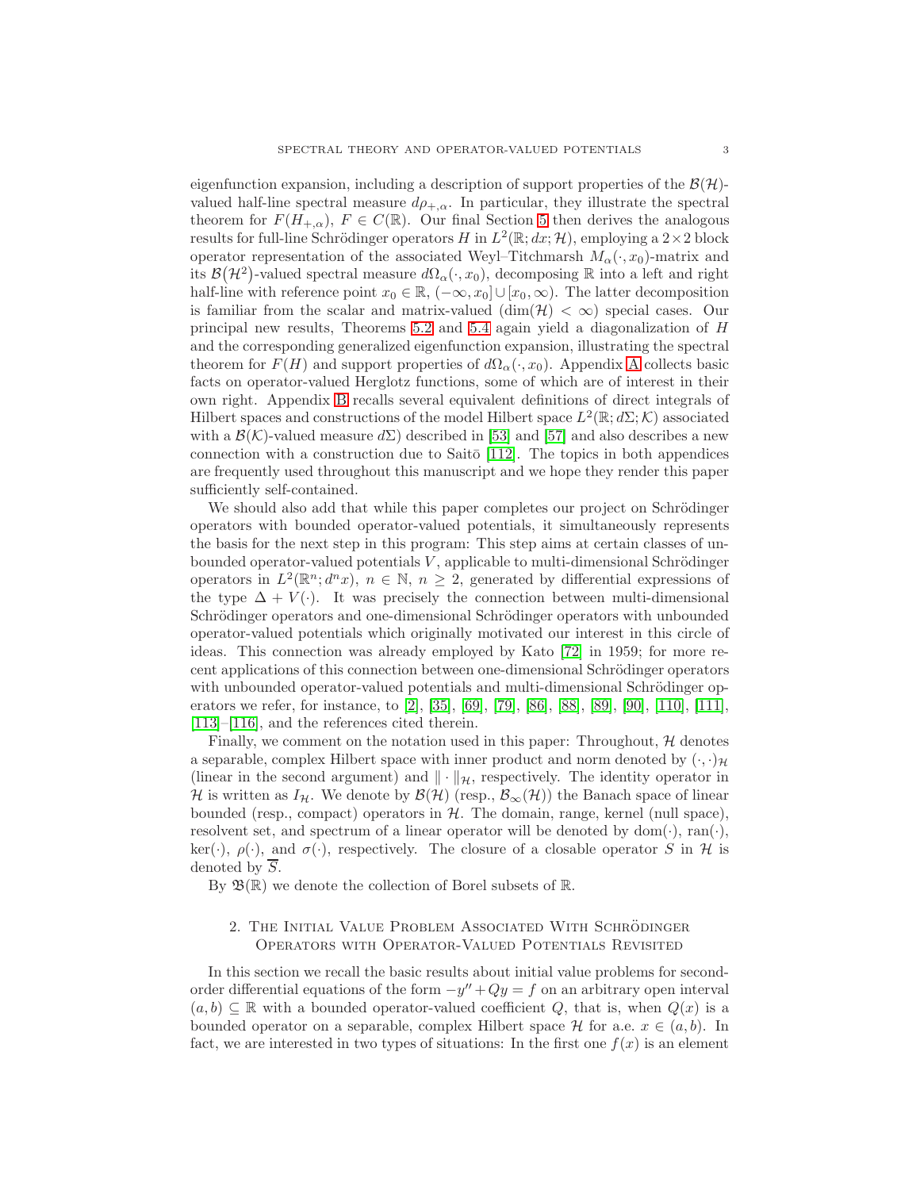eigenfunction expansion, including a description of support properties of the $\mathcal{B}(\mathcal{H})$-valued half-line spectral measure $d\rho_{+,\alpha}$. In particular, they illustrate the spectral theorem for $F(H_{+,\alpha})$, $F \in C(\mathbb{R})$. Our final Section 5 then derives the analogous results for full-line Schrödinger operators $H$ in $L^2(\mathbb{R}; dx; \mathcal{H})$, employing a $2 \times 2$ block operator representation of the associated Weyl–Titchmarsh $M_\alpha(\cdot, x_0)$-matrix and its $\mathcal{B}(\mathcal{H}^2)$-valued spectral measure $d\Omega_\alpha(\cdot, x_0)$, decomposing $\mathbb{R}$ into a left and right half-line with reference point $x_0 \in \mathbb{R}$, $(-\infty, x_0] \cup [x_0, \infty)$. The latter decomposition is familiar from the scalar and matrix-valued ($\dim(\mathcal{H}) < \infty$) special cases. Our principal new results, Theorems 5.2 and 5.4 again yield a diagonalization of $H$ and the corresponding generalized eigenfunction expansion, illustrating the spectral theorem for $F(H)$ and support properties of $d\Omega_\alpha(\cdot, x_0)$. Appendix A collects basic facts on operator-valued Herglotz functions, some of which are of interest in their own right. Appendix B recalls several equivalent definitions of direct integrals of Hilbert spaces and constructions of the model Hilbert space $L^2(\mathbb{R}; d\Sigma; \mathcal{K})$ associated with a $\mathcal{B}(\mathcal{K})$-valued measure $d\Sigma$) described in [53] and [57] and also describes a new connection with a construction due to Saitō [112]. The topics in both appendices are frequently used throughout this manuscript and we hope they render this paper sufficiently self-contained.

We should also add that while this paper completes our project on Schrödinger operators with bounded operator-valued potentials, it simultaneously represents the basis for the next step in this program: This step aims at certain classes of unbounded operator-valued potentials $V$, applicable to multi-dimensional Schrödinger operators in $L^2(\mathbb{R}^n; d^n x)$, $n \in \mathbb{N}$, $n \geq 2$, generated by differential expressions of the type $\Delta + V(\cdot)$. It was precisely the connection between multi-dimensional Schrödinger operators and one-dimensional Schrödinger operators with unbounded operator-valued potentials which originally motivated our interest in this circle of ideas. This connection was already employed by Kato [72] in 1959; for more recent applications of this connection between one-dimensional Schrödinger operators with unbounded operator-valued potentials and multi-dimensional Schrödinger operators we refer, for instance, to [2], [35], [69], [79], [86], [88], [89], [90], [110], [111], [113]–[116], and the references cited therein.

Finally, we comment on the notation used in this paper: Throughout, $\mathcal{H}$ denotes a separable, complex Hilbert space with inner product and norm denoted by $(\cdot,\cdot)_{\mathcal{H}}$ (linear in the second argument) and $\|\cdot\|_{\mathcal{H}}$, respectively. The identity operator in $\mathcal{H}$ is written as $I_{\mathcal{H}}$. We denote by $\mathcal{B}(\mathcal{H})$ (resp., $\mathcal{B}_\infty(\mathcal{H})$) the Banach space of linear bounded (resp., compact) operators in $\mathcal{H}$. The domain, range, kernel (null space), resolvent set, and spectrum of a linear operator will be denoted by $\mathrm{dom}(\cdot)$, $\mathrm{ran}(\cdot)$, $\ker(\cdot)$, $\rho(\cdot)$, and $\sigma(\cdot)$, respectively. The closure of a closable operator $S$ in $\mathcal{H}$ is denoted by $\overline{S}$.

By $\mathfrak{B}(\mathbb{R})$ we denote the collection of Borel subsets of $\mathbb{R}$.

## 2. The Initial Value Problem Associated With Schrödinger Operators with Operator-Valued Potentials Revisited

In this section we recall the basic results about initial value problems for second-order differential equations of the form $-y'' + Qy = f$ on an arbitrary open interval $(a, b) \subseteq \mathbb{R}$ with a bounded operator-valued coefficient $Q$, that is, when $Q(x)$ is a bounded operator on a separable, complex Hilbert space $\mathcal{H}$ for a.e. $x \in (a, b)$. In fact, we are interested in two types of situations: In the first one $f(x)$ is an element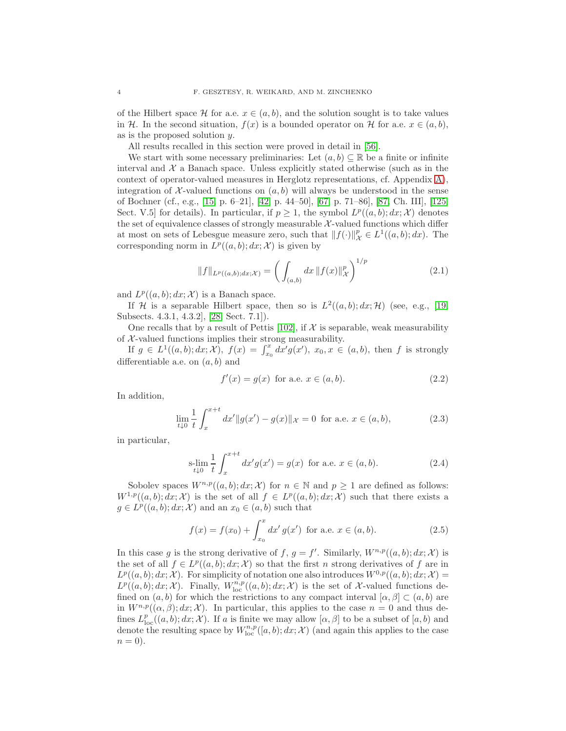of the Hilbert space $\mathcal{H}$ for a.e. $x \in (a,b)$, and the solution sought is to take values in $\mathcal{H}$. In the second situation, $f(x)$ is a bounded operator on $\mathcal{H}$ for a.e. $x \in (a,b)$, as is the proposed solution $y$.

All results recalled in this section were proved in detail in [56].

We start with some necessary preliminaries: Let $(a,b) \subseteq \mathbb{R}$ be a finite or infinite interval and $\mathcal{X}$ a Banach space. Unless explicitly stated otherwise (such as in the context of operator-valued measures in Herglotz representations, cf. Appendix A), integration of $\mathcal{X}$-valued functions on $(a,b)$ will always be understood in the sense of Bochner (cf., e.g., [15, p. 6–21], [42, p. 44–50], [67, p. 71–86], [87, Ch. III], [125, Sect. V.5] for details). In particular, if $p \geq 1$, the symbol $L^p((a,b);dx;\mathcal{X})$ denotes the set of equivalence classes of strongly measurable $\mathcal{X}$-valued functions which differ at most on sets of Lebesgue measure zero, such that $\|f(\cdot)\|_{\mathcal{X}}^p \in L^1((a,b);dx)$. The corresponding norm in $L^p((a,b);dx;\mathcal{X})$ is given by

$$\|f\|_{L^p((a,b);dx;\mathcal{X})} = \bigg( \int_{(a,b)} dx \, \|f(x)\|_{\mathcal{X}}^p \bigg)^{1/p} \tag{2.1}$$

and $L^p((a,b);dx;\mathcal{X})$ is a Banach space.

If $\mathcal{H}$ is a separable Hilbert space, then so is $L^2((a,b);dx;\mathcal{H})$ (see, e.g., [19, Subsects. 4.3.1, 4.3.2], [28, Sect. 7.1]).

One recalls that by a result of Pettis [102], if $\mathcal{X}$ is separable, weak measurability of $\mathcal{X}$-valued functions implies their strong measurability.

If $g \in L^1((a,b);dx;\mathcal{X})$, $f(x) = \int_{x_0}^x dx' g(x')$, $x_0, x \in (a,b)$, then $f$ is strongly differentiable a.e. on $(a,b)$ and

$$f'(x) = g(x) \text{ for a.e. } x \in (a,b). \tag{2.2}$$

In addition,

$$\lim_{t \downarrow 0} \frac{1}{t} \int_x^{x+t} dx' \|g(x') - g(x)\|_{\mathcal{X}} = 0 \text{ for a.e. } x \in (a,b), \tag{2.3}$$

in particular,

$$\operatorname*{s-lim}_{t \downarrow 0} \frac{1}{t} \int_x^{x+t} dx' g(x') = g(x) \text{ for a.e. } x \in (a,b). \tag{2.4}$$

Sobolev spaces $W^{n,p}((a,b);dx;\mathcal{X})$ for $n \in \mathbb{N}$ and $p \geq 1$ are defined as follows: $W^{1,p}((a,b);dx;\mathcal{X})$ is the set of all $f \in L^p((a,b);dx;\mathcal{X})$ such that there exists a $g \in L^p((a,b);dx;\mathcal{X})$ and an $x_0 \in (a,b)$ such that

$$f(x) = f(x_0) + \int_{x_0}^x dx' \, g(x') \text{ for a.e. } x \in (a,b). \tag{2.5}$$

In this case $g$ is the strong derivative of $f$, $g = f'$. Similarly, $W^{n,p}((a,b);dx;\mathcal{X})$ is the set of all $f \in L^p((a,b);dx;\mathcal{X})$ so that the first $n$ strong derivatives of $f$ are in $L^p((a,b);dx;\mathcal{X})$. For simplicity of notation one also introduces $W^{0,p}((a,b);dx;\mathcal{X}) = L^p((a,b);dx;\mathcal{X})$. Finally, $W^{n,p}_{\rm loc}((a,b);dx;\mathcal{X})$ is the set of $\mathcal{X}$-valued functions defined on $(a,b)$ for which the restrictions to any compact interval $[\alpha,\beta] \subset (a,b)$ are in $W^{n,p}((\alpha,\beta);dx;\mathcal{X})$. In particular, this applies to the case $n=0$ and thus defines $L^p_{\rm loc}((a,b);dx;\mathcal{X})$. If $a$ is finite we may allow $[\alpha,\beta]$ to be a subset of $[a,b)$ and denote the resulting space by $W^{n,p}_{\rm loc}([a,b);dx;\mathcal{X})$ (and again this applies to the case $n=0$).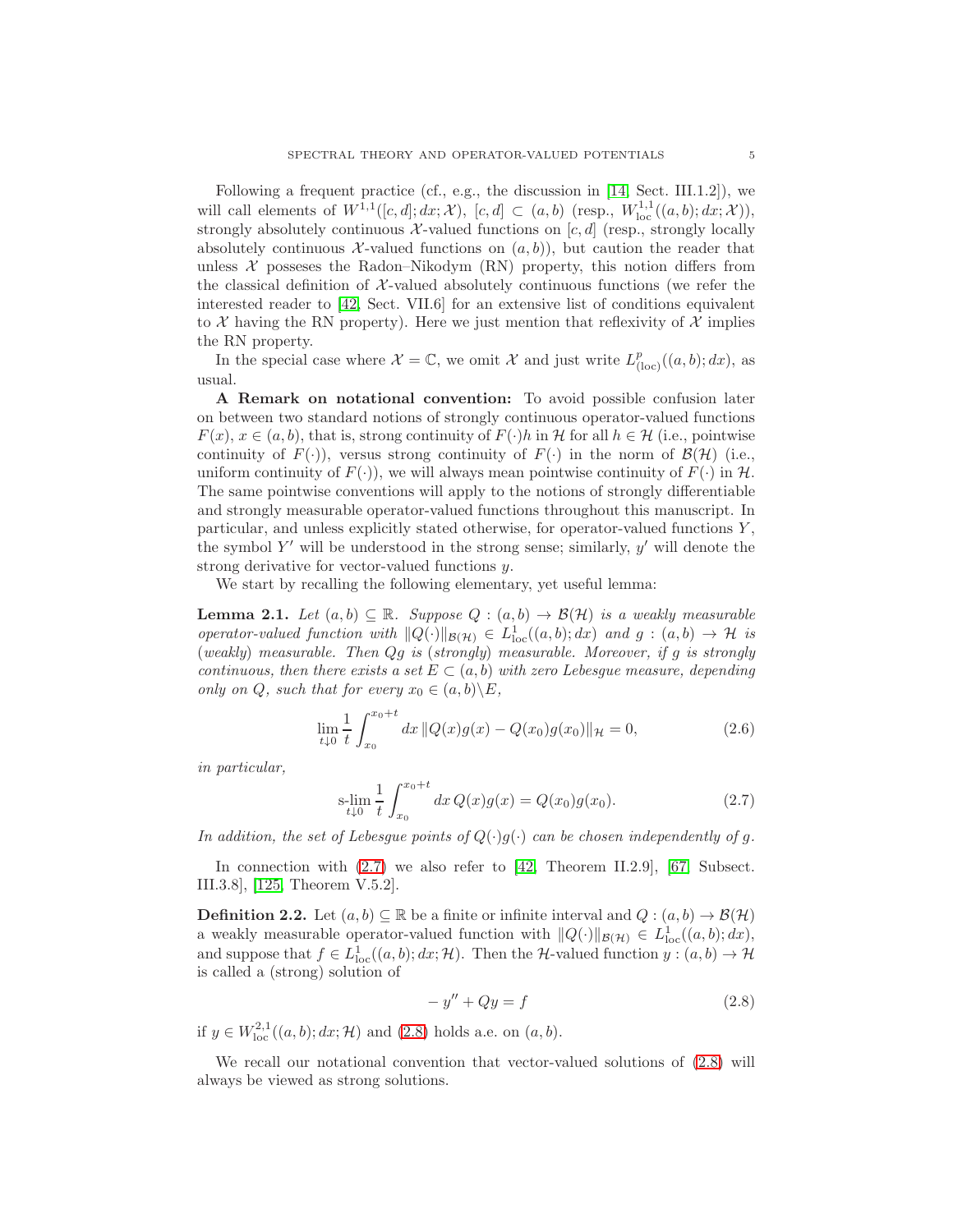Following a frequent practice (cf., e.g., the discussion in [14, Sect. III.1.2]), we will call elements of $W^{1,1}([c,d];dx;\mathcal{X})$, $[c,d] \subset (a,b)$ (resp., $W^{1,1}_{\rm loc}((a,b);dx;\mathcal{X})$), strongly absolutely continuous $\mathcal{X}$-valued functions on $[c,d]$ (resp., strongly locally absolutely continuous $\mathcal{X}$-valued functions on $(a,b)$), but caution the reader that unless $\mathcal{X}$ posseses the Radon–Nikodym (RN) property, this notion differs from the classical definition of $\mathcal{X}$-valued absolutely continuous functions (we refer the interested reader to [42, Sect. VII.6] for an extensive list of conditions equivalent to $\mathcal{X}$ having the RN property). Here we just mention that reflexivity of $\mathcal{X}$ implies the RN property.

In the special case where $\mathcal{X} = \mathbb{C}$, we omit $\mathcal{X}$ and just write $L^p_{(\rm loc)}((a,b);dx)$, as usual.

**A Remark on notational convention:** To avoid possible confusion later on between two standard notions of strongly continuous operator-valued functions $F(x)$, $x \in (a,b)$, that is, strong continuity of $F(\cdot)h$ in $\mathcal{H}$ for all $h \in \mathcal{H}$ (i.e., pointwise continuity of $F(\cdot)$), versus strong continuity of $F(\cdot)$ in the norm of $\mathcal{B}(\mathcal{H})$ (i.e., uniform continuity of $F(\cdot)$), we will always mean pointwise continuity of $F(\cdot)$ in $\mathcal{H}$. The same pointwise conventions will apply to the notions of strongly differentiable and strongly measurable operator-valued functions throughout this manuscript. In particular, and unless explicitly stated otherwise, for operator-valued functions $Y$, the symbol $Y'$ will be understood in the strong sense; similarly, $y'$ will denote the strong derivative for vector-valued functions $y$.

We start by recalling the following elementary, yet useful lemma:

**Lemma 2.1.** *Let $(a,b) \subseteq \mathbb{R}$. Suppose $Q : (a,b) \to \mathcal{B}(\mathcal{H})$ is a weakly measurable operator-valued function with $\|Q(\cdot)\|_{\mathcal{B}(\mathcal{H})} \in L^1_{\rm loc}((a,b);dx)$ and $g : (a,b) \to \mathcal{H}$ is (weakly) measurable. Then $Qg$ is (strongly) measurable. Moreover, if $g$ is strongly continuous, then there exists a set $E \subset (a,b)$ with zero Lebesgue measure, depending only on $Q$, such that for every $x_0 \in (a,b)\backslash E$,*

$$\lim_{t \downarrow 0} \frac{1}{t} \int_{x_0}^{x_0+t} dx \, \|Q(x)g(x) - Q(x_0)g(x_0)\|_{\mathcal{H}} = 0, \tag{2.6}$$

*in particular,*

$$\operatorname*{s-lim}_{t \downarrow 0} \frac{1}{t} \int_{x_0}^{x_0+t} dx \, Q(x)g(x) = Q(x_0)g(x_0). \tag{2.7}$$

*In addition, the set of Lebesgue points of $Q(\cdot)g(\cdot)$ can be chosen independently of $g$.*

In connection with (2.7) we also refer to [42, Theorem II.2.9], [67, Subsect. III.3.8], [125, Theorem V.5.2].

**Definition 2.2.** Let $(a,b) \subseteq \mathbb{R}$ be a finite or infinite interval and $Q : (a,b) \to \mathcal{B}(\mathcal{H})$ a weakly measurable operator-valued function with $\|Q(\cdot)\|_{\mathcal{B}(\mathcal{H})} \in L^1_{\rm loc}((a,b);dx)$, and suppose that $f \in L^1_{\rm loc}((a,b);dx;\mathcal{H})$. Then the $\mathcal{H}$-valued function $y : (a,b) \to \mathcal{H}$ is called a (strong) solution of

$$-y'' + Qy = f \tag{2.8}$$

if $y \in W^{2,1}_{\rm loc}((a,b);dx;\mathcal{H})$ and (2.8) holds a.e. on $(a,b)$.

We recall our notational convention that vector-valued solutions of (2.8) will always be viewed as strong solutions.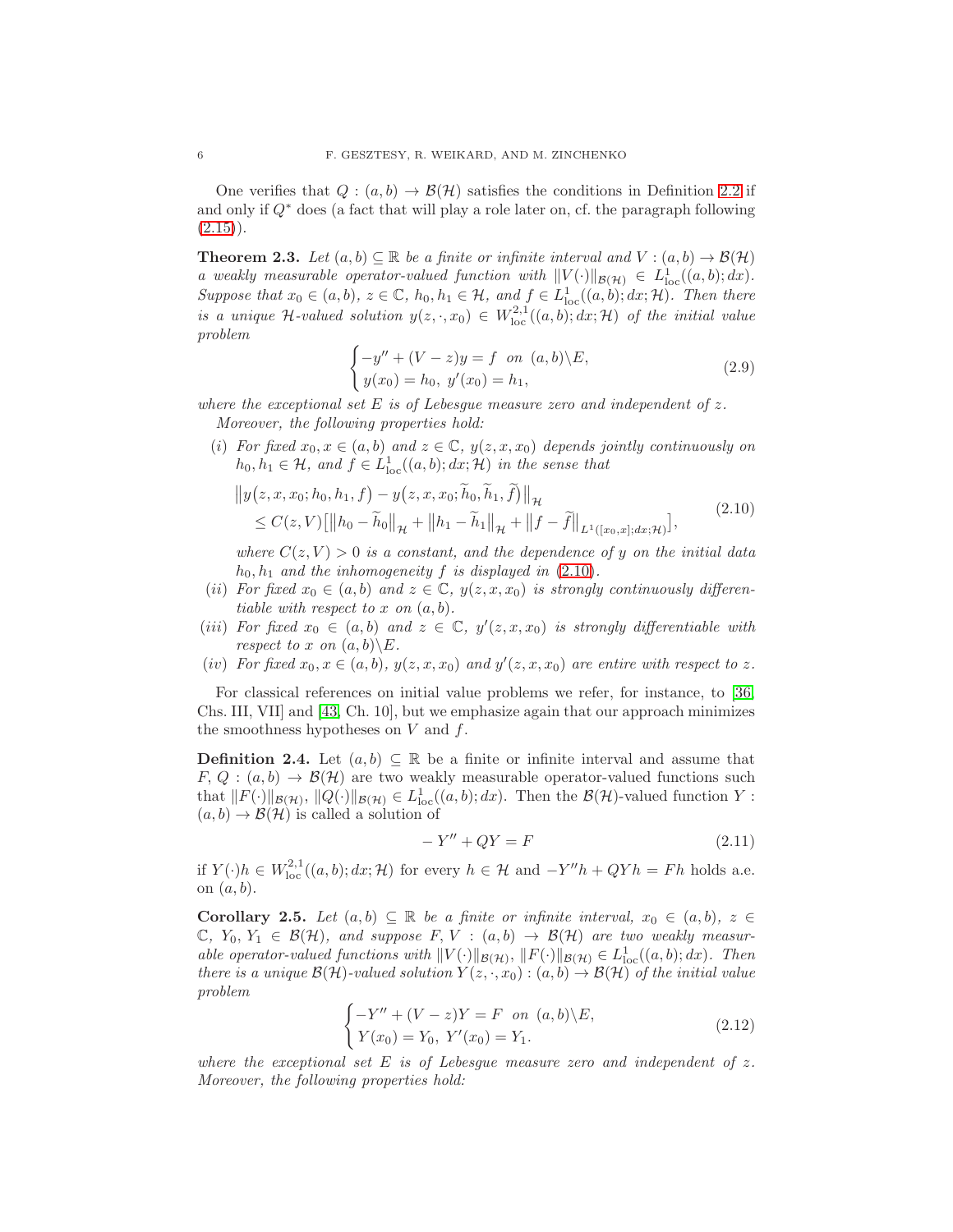One verifies that $Q : (a,b) \to \mathcal{B}(\mathcal{H})$ satisfies the conditions in Definition 2.2 if and only if $Q^*$ does (a fact that will play a role later on, cf. the paragraph following (2.15)).

**Theorem 2.3.** *Let $(a,b) \subseteq \mathbb{R}$ be a finite or infinite interval and $V : (a,b) \to \mathcal{B}(\mathcal{H})$ a weakly measurable operator-valued function with $\|V(\cdot)\|_{\mathcal{B}(\mathcal{H})} \in L^1_{\rm loc}((a,b);dx)$. Suppose that $x_0 \in (a,b)$, $z \in \mathbb{C}$, $h_0, h_1 \in \mathcal{H}$, and $f \in L^1_{\rm loc}((a,b);dx;\mathcal{H})$. Then there is a unique $\mathcal{H}$-valued solution $y(z,\cdot,x_0) \in W^{2,1}_{\rm loc}((a,b);dx;\mathcal{H})$ of the initial value problem*

$$
\begin{cases}
-y'' + (V - z)y = f \ \text{ on } (a,b)\backslash E, \\
y(x_0) = h_0, \ y'(x_0) = h_1,
\end{cases}
\tag{2.9}
$$

*where the exceptional set $E$ is of Lebesgue measure zero and independent of $z$.*

*Moreover, the following properties hold:*

- $(i)$ *For fixed $x_0, x \in (a,b)$ and $z \in \mathbb{C}$, $y(z,x,x_0)$ depends jointly continuously on $h_0, h_1 \in \mathcal{H}$, and $f \in L^1_{\rm loc}((a,b);dx;\mathcal{H})$ in the sense that*

$$
\begin{split}
&\big\|y\big(z,x,x_0;h_0,h_1,f\big) - y\big(z,x,x_0;\widetilde{h}_0,\widetilde{h}_1,\widetilde{f}\big)\big\|_{\mathcal{H}} \\
&\quad \leq C(z,V)\big[\big\|h_0 - \widetilde{h}_0\big\|_{\mathcal{H}} + \big\|h_1 - \widetilde{h}_1\big\|_{\mathcal{H}} + \big\|f - \widetilde{f}\big\|_{L^1([x_0,x];dx;\mathcal{H})}\big],
\end{split}
\tag{2.10}
$$

  *where $C(z,V) > 0$ is a constant, and the dependence of $y$ on the initial data $h_0, h_1$ and the inhomogeneity $f$ is displayed in (2.10).*
- $(ii)$ *For fixed $x_0 \in (a,b)$ and $z \in \mathbb{C}$, $y(z,x,x_0)$ is strongly continuously differentiable with respect to $x$ on $(a,b)$.*
- $(iii)$ *For fixed $x_0 \in (a,b)$ and $z \in \mathbb{C}$, $y'(z,x,x_0)$ is strongly differentiable with respect to $x$ on $(a,b)\backslash E$.*
- $(iv)$ *For fixed $x_0, x \in (a,b)$, $y(z,x,x_0)$ and $y'(z,x,x_0)$ are entire with respect to $z$.*

For classical references on initial value problems we refer, for instance, to [36, Chs. III, VII] and [43, Ch. 10], but we emphasize again that our approach minimizes the smoothness hypotheses on $V$ and $f$.

**Definition 2.4.** Let $(a,b) \subseteq \mathbb{R}$ be a finite or infinite interval and assume that $F, Q : (a,b) \to \mathcal{B}(\mathcal{H})$ are two weakly measurable operator-valued functions such that $\|F(\cdot)\|_{\mathcal{B}(\mathcal{H})}, \|Q(\cdot)\|_{\mathcal{B}(\mathcal{H})} \in L^1_{\rm loc}((a,b);dx)$. Then the $\mathcal{B}(\mathcal{H})$-valued function $Y : (a,b) \to \mathcal{B}(\mathcal{H})$ is called a solution of

$$
-Y'' + QY = F \tag{2.11}
$$

if $Y(\cdot)h \in W^{2,1}_{\rm loc}((a,b);dx;\mathcal{H})$ for every $h \in \mathcal{H}$ and $-Y''h + QYh = Fh$ holds a.e. on $(a,b)$.

**Corollary 2.5.** *Let $(a,b) \subseteq \mathbb{R}$ be a finite or infinite interval, $x_0 \in (a,b)$, $z \in \mathbb{C}$, $Y_0, Y_1 \in \mathcal{B}(\mathcal{H})$, and suppose $F, V : (a,b) \to \mathcal{B}(\mathcal{H})$ are two weakly measurable operator-valued functions with $\|V(\cdot)\|_{\mathcal{B}(\mathcal{H})}, \|F(\cdot)\|_{\mathcal{B}(\mathcal{H})} \in L^1_{\rm loc}((a,b);dx)$. Then there is a unique $\mathcal{B}(\mathcal{H})$-valued solution $Y(z,\cdot,x_0) : (a,b) \to \mathcal{B}(\mathcal{H})$ of the initial value problem*

$$
\begin{cases}
-Y'' + (V - z)Y = F \ \text{ on } (a,b)\backslash E, \\
Y(x_0) = Y_0, \ Y'(x_0) = Y_1.
\end{cases}
\tag{2.12}
$$

*where the exceptional set $E$ is of Lebesgue measure zero and independent of $z$. Moreover, the following properties hold:*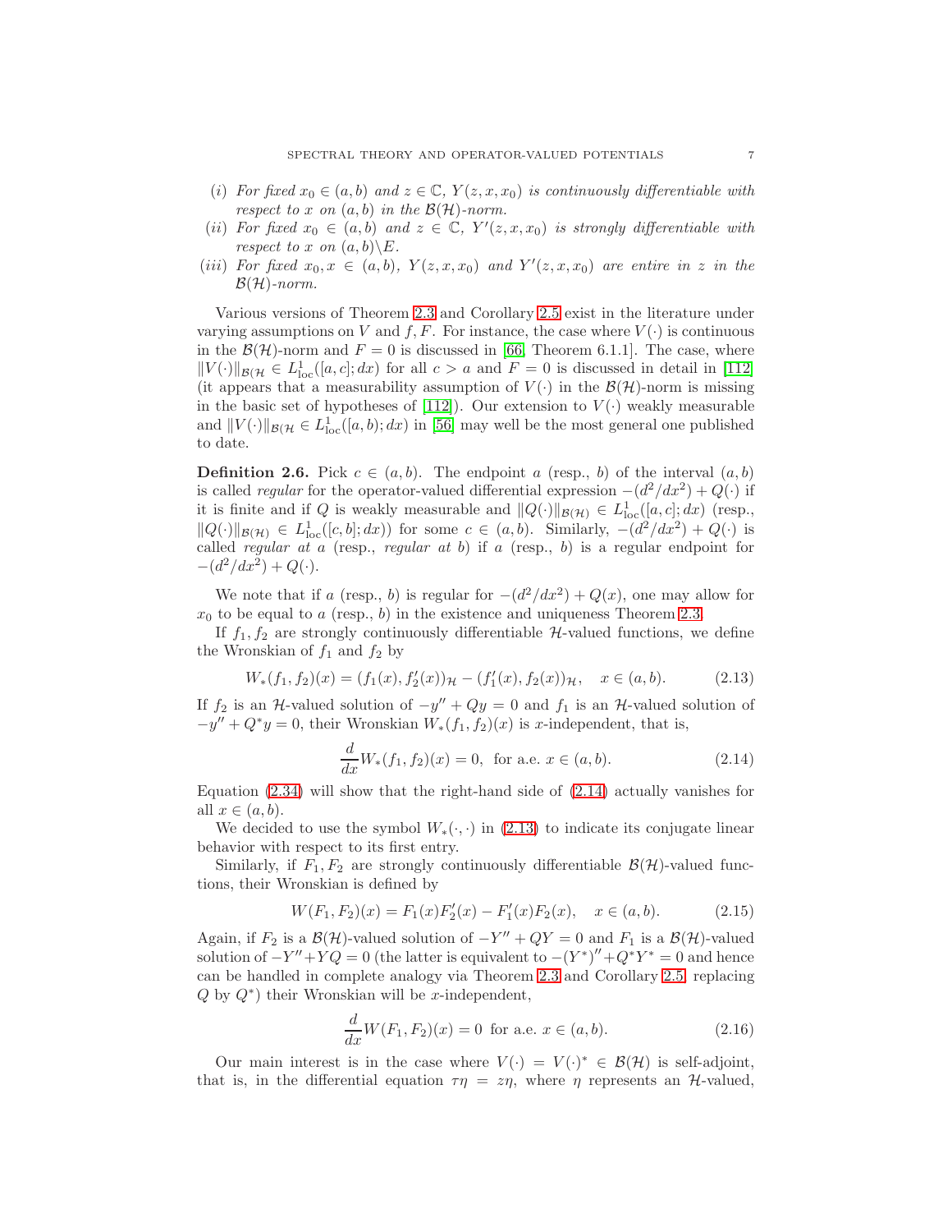(*i*) *For fixed $x_0 \in (a,b)$ and $z \in \mathbb{C}$, $Y(z,x,x_0)$ is continuously differentiable with respect to $x$ on $(a,b)$ in the $\mathcal{B}(\mathcal{H})$-norm.*

(*ii*) *For fixed $x_0 \in (a,b)$ and $z \in \mathbb{C}$, $Y'(z,x,x_0)$ is strongly differentiable with respect to $x$ on $(a,b)\backslash E$.*

(*iii*) *For fixed $x_0, x \in (a,b)$, $Y(z,x,x_0)$ and $Y'(z,x,x_0)$ are entire in $z$ in the $\mathcal{B}(\mathcal{H})$-norm.*

Various versions of Theorem 2.3 and Corollary 2.5 exist in the literature under varying assumptions on $V$ and $f, F$. For instance, the case where $V(\cdot)$ is continuous in the $\mathcal{B}(\mathcal{H})$-norm and $F = 0$ is discussed in [66, Theorem 6.1.1]. The case, where $\|V(\cdot)\|_{\mathcal{B}(\mathcal{H}} \in L^1_{\text{loc}}([a,c];dx)$ for all $c > a$ and $F = 0$ is discussed in detail in [112] (it appears that a measurability assumption of $V(\cdot)$ in the $\mathcal{B}(\mathcal{H})$-norm is missing in the basic set of hypotheses of [112]). Our extension to $V(\cdot)$ weakly measurable and $\|V(\cdot)\|_{\mathcal{B}(\mathcal{H}} \in L^1_{\text{loc}}([a,b);dx)$ in [56] may well be the most general one published to date.

**Definition 2.6.** Pick $c \in (a,b)$. The endpoint $a$ (resp., $b$) of the interval $(a,b)$ is called *regular* for the operator-valued differential expression $-(d^2/dx^2) + Q(\cdot)$ if it is finite and if $Q$ is weakly measurable and $\|Q(\cdot)\|_{\mathcal{B}(\mathcal{H})} \in L^1_{\text{loc}}([a,c];dx)$ (resp., $\|Q(\cdot)\|_{\mathcal{B}(\mathcal{H})} \in L^1_{\text{loc}}([c,b];dx)$) for some $c \in (a,b)$. Similarly, $-(d^2/dx^2) + Q(\cdot)$ is called *regular at $a$* (resp., *regular at $b$*) if $a$ (resp., $b$) is a regular endpoint for $-(d^2/dx^2) + Q(\cdot)$.

We note that if $a$ (resp., $b$) is regular for $-(d^2/dx^2) + Q(x)$, one may allow for $x_0$ to be equal to $a$ (resp., $b$) in the existence and uniqueness Theorem 2.3.

If $f_1, f_2$ are strongly continuously differentiable $\mathcal{H}$-valued functions, we define the Wronskian of $f_1$ and $f_2$ by

$$W_*(f_1,f_2)(x) = (f_1(x), f_2'(x))_{\mathcal{H}} - (f_1'(x), f_2(x))_{\mathcal{H}}, \quad x \in (a,b). \tag{2.13}$$

If $f_2$ is an $\mathcal{H}$-valued solution of $-y'' + Qy = 0$ and $f_1$ is an $\mathcal{H}$-valued solution of $-y'' + Q^*y = 0$, their Wronskian $W_*(f_1,f_2)(x)$ is $x$-independent, that is,

$$\frac{d}{dx} W_*(f_1,f_2)(x) = 0, \text{ for a.e. } x \in (a,b). \tag{2.14}$$

Equation (2.34) will show that the right-hand side of (2.14) actually vanishes for all $x \in (a,b)$.

We decided to use the symbol $W_*(\cdot,\cdot)$ in (2.13) to indicate its conjugate linear behavior with respect to its first entry.

Similarly, if $F_1, F_2$ are strongly continuously differentiable $\mathcal{B}(\mathcal{H})$-valued functions, their Wronskian is defined by

$$W(F_1,F_2)(x) = F_1(x)F_2'(x) - F_1'(x)F_2(x), \quad x \in (a,b). \tag{2.15}$$

Again, if $F_2$ is a $\mathcal{B}(\mathcal{H})$-valued solution of $-Y'' + QY = 0$ and $F_1$ is a $\mathcal{B}(\mathcal{H})$-valued solution of $-Y'' + YQ = 0$ (the latter is equivalent to $-(Y^*)'' + Q^*Y^* = 0$ and hence can be handled in complete analogy via Theorem 2.3 and Corollary 2.5, replacing $Q$ by $Q^*$) their Wronskian will be $x$-independent,

$$\frac{d}{dx} W(F_1,F_2)(x) = 0 \text{ for a.e. } x \in (a,b). \tag{2.16}$$

Our main interest is in the case where $V(\cdot) = V(\cdot)^* \in \mathcal{B}(\mathcal{H})$ is self-adjoint, that is, in the differential equation $\tau\eta = z\eta$, where $\eta$ represents an $\mathcal{H}$-valued,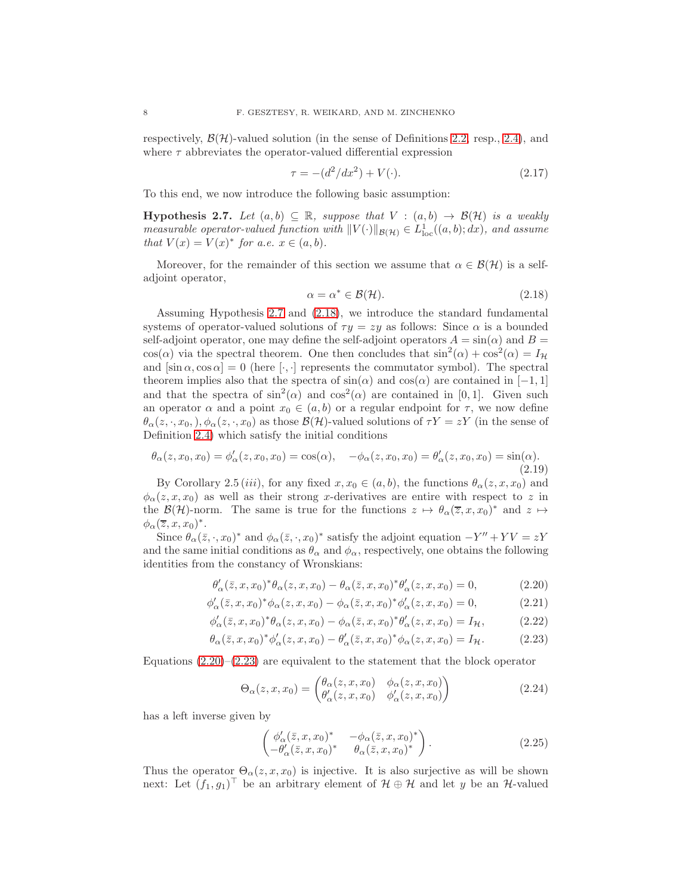respectively, $\mathcal{B}(\mathcal{H})$-valued solution (in the sense of Definitions 2.2, resp., 2.4), and where $\tau$ abbreviates the operator-valued differential expression

$$\tau = -(d^2/dx^2) + V(\cdot). \tag{2.17}$$

To this end, we now introduce the following basic assumption:

**Hypothesis 2.7.** *Let $(a, b) \subseteq \mathbb{R}$, suppose that $V : (a, b) \to \mathcal{B}(\mathcal{H})$ is a weakly measurable operator-valued function with $\|V(\cdot)\|_{\mathcal{B}(\mathcal{H})} \in L^1_{\text{loc}}((a, b); dx)$, and assume that $V(x) = V(x)^*$ for a.e. $x \in (a, b)$.*

Moreover, for the remainder of this section we assume that $\alpha \in \mathcal{B}(\mathcal{H})$ is a self-adjoint operator,

$$\alpha = \alpha^* \in \mathcal{B}(\mathcal{H}). \tag{2.18}$$

Assuming Hypothesis 2.7 and (2.18), we introduce the standard fundamental systems of operator-valued solutions of $\tau y = zy$ as follows: Since $\alpha$ is a bounded self-adjoint operator, one may define the self-adjoint operators $A = \sin(\alpha)$ and $B = \cos(\alpha)$ via the spectral theorem. One then concludes that $\sin^2(\alpha) + \cos^2(\alpha) = I_{\mathcal{H}}$ and $[\sin \alpha, \cos \alpha] = 0$ (here $[\cdot, \cdot]$ represents the commutator symbol). The spectral theorem implies also that the spectra of $\sin(\alpha)$ and $\cos(\alpha)$ are contained in $[-1, 1]$ and that the spectra of $\sin^2(\alpha)$ and $\cos^2(\alpha)$ are contained in $[0, 1]$. Given such an operator $\alpha$ and a point $x_0 \in (a, b)$ or a regular endpoint for $\tau$, we now define $\theta_\alpha(z, \cdot, x_0, ), \phi_\alpha(z, \cdot, x_0)$ as those $\mathcal{B}(\mathcal{H})$-valued solutions of $\tau Y = zY$ (in the sense of Definition 2.4) which satisfy the initial conditions

$$\theta_\alpha(z, x_0, x_0) = \phi'_\alpha(z, x_0, x_0) = \cos(\alpha), \quad -\phi_\alpha(z, x_0, x_0) = \theta'_\alpha(z, x_0, x_0) = \sin(\alpha). \tag{2.19}$$

By Corollary 2.5 $(iii)$, for any fixed $x, x_0 \in (a, b)$, the functions $\theta_\alpha(z, x, x_0)$ and $\phi_\alpha(z, x, x_0)$ as well as their strong $x$-derivatives are entire with respect to $z$ in the $\mathcal{B}(\mathcal{H})$-norm. The same is true for the functions $z \mapsto \theta_\alpha(\overline{z}, x, x_0)^*$ and $z \mapsto \phi_\alpha(\overline{z}, x, x_0)^*$.

Since $\theta_\alpha(\bar{z}, \cdot, x_0)^*$ and $\phi_\alpha(\bar{z}, \cdot, x_0)^*$ satisfy the adjoint equation $-Y'' + YV = zY$ and the same initial conditions as $\theta_\alpha$ and $\phi_\alpha$, respectively, one obtains the following identities from the constancy of Wronskians:

$$\theta'_\alpha(\bar{z}, x, x_0)^* \theta_\alpha(z, x, x_0) - \theta_\alpha(\bar{z}, x, x_0)^* \theta'_\alpha(z, x, x_0) = 0, \tag{2.20}$$

$$\phi'_\alpha(\bar{z}, x, x_0)^* \phi_\alpha(z, x, x_0) - \phi_\alpha(\bar{z}, x, x_0)^* \phi'_\alpha(z, x, x_0) = 0, \tag{2.21}$$

$$\phi'_\alpha(\bar{z}, x, x_0)^* \theta_\alpha(z, x, x_0) - \phi_\alpha(\bar{z}, x, x_0)^* \theta'_\alpha(z, x, x_0) = I_{\mathcal{H}}, \tag{2.22}$$

$$\theta_\alpha(\bar{z}, x, x_0)^* \phi'_\alpha(z, x, x_0) - \theta'_\alpha(\bar{z}, x, x_0)^* \phi_\alpha(z, x, x_0) = I_{\mathcal{H}}. \tag{2.23}$$

Equations (2.20)–(2.23) are equivalent to the statement that the block operator

$$\Theta_\alpha(z, x, x_0) = \begin{pmatrix} \theta_\alpha(z, x, x_0) & \phi_\alpha(z, x, x_0) \\ \theta'_\alpha(z, x, x_0) & \phi'_\alpha(z, x, x_0) \end{pmatrix} \tag{2.24}$$

has a left inverse given by

$$\begin{pmatrix} \phi'_\alpha(\bar{z}, x, x_0)^* & -\phi_\alpha(\bar{z}, x, x_0)^* \\ -\theta'_\alpha(\bar{z}, x, x_0)^* & \theta_\alpha(\bar{z}, x, x_0)^* \end{pmatrix}. \tag{2.25}$$

Thus the operator $\Theta_\alpha(z, x, x_0)$ is injective. It is also surjective as will be shown next: Let $(f_1, g_1)^\top$ be an arbitrary element of $\mathcal{H} \oplus \mathcal{H}$ and let $y$ be an $\mathcal{H}$-valued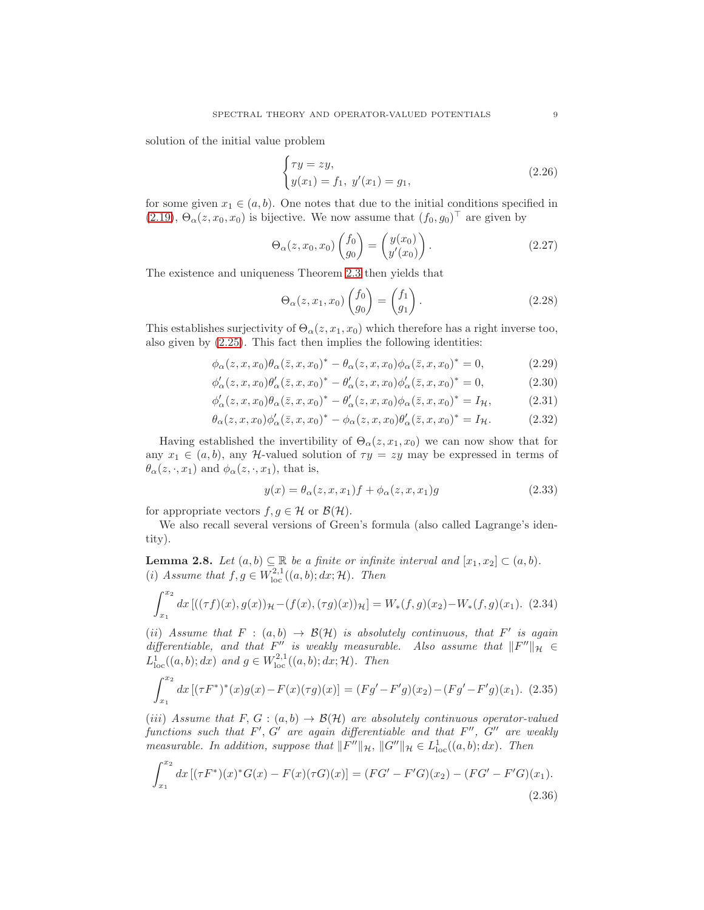solution of the initial value problem

$$
\begin{cases} \tau y = zy, \\ y(x_1) = f_1, \ y'(x_1) = g_1, \end{cases} \tag{2.26}
$$

for some given $x_1 \in (a,b)$. One notes that due to the initial conditions specified in (2.19), $\Theta_\alpha(z,x_0,x_0)$ is bijective. We now assume that $(f_0,g_0)^\top$ are given by

$$
\Theta_\alpha(z,x_0,x_0) \begin{pmatrix} f_0 \\ g_0 \end{pmatrix} = \begin{pmatrix} y(x_0) \\ y'(x_0) \end{pmatrix}. \tag{2.27}
$$

The existence and uniqueness Theorem 2.3 then yields that

$$
\Theta_\alpha(z,x_1,x_0) \begin{pmatrix} f_0 \\ g_0 \end{pmatrix} = \begin{pmatrix} f_1 \\ g_1 \end{pmatrix}. \tag{2.28}
$$

This establishes surjectivity of $\Theta_\alpha(z,x_1,x_0)$ which therefore has a right inverse too, also given by (2.25). This fact then implies the following identities:

$$
\phi_\alpha(z,x,x_0)\theta_\alpha(\bar z,x,x_0)^* - \theta_\alpha(z,x,x_0)\phi_\alpha(\bar z,x,x_0)^* = 0, \tag{2.29}
$$

$$
\phi'_\alpha(z,x,x_0)\theta'_\alpha(\bar z,x,x_0)^* - \theta'_\alpha(z,x,x_0)\phi'_\alpha(\bar z,x,x_0)^* = 0, \tag{2.30}
$$

$$
\phi'_\alpha(z,x,x_0)\theta_\alpha(\bar z,x,x_0)^* - \theta'_\alpha(z,x,x_0)\phi_\alpha(\bar z,x,x_0)^* = I_{\mathcal H}, \tag{2.31}
$$

$$
\theta_\alpha(z,x,x_0)\phi'_\alpha(\bar z,x,x_0)^* - \phi_\alpha(z,x,x_0)\theta'_\alpha(\bar z,x,x_0)^* = I_{\mathcal H}. \tag{2.32}
$$

Having established the invertibility of $\Theta_\alpha(z,x_1,x_0)$ we can now show that for any $x_1 \in (a,b)$, any $\mathcal H$-valued solution of $\tau y = zy$ may be expressed in terms of $\theta_\alpha(z,\cdot,x_1)$ and $\phi_\alpha(z,\cdot,x_1)$, that is,

$$
y(x) = \theta_\alpha(z,x,x_1)f + \phi_\alpha(z,x,x_1)g \tag{2.33}
$$

for appropriate vectors $f,g \in \mathcal H$ or $\mathcal B(\mathcal H)$.

We also recall several versions of Green's formula (also called Lagrange's identity).

**Lemma 2.8.** *Let $(a,b) \subseteq \mathbb R$ be a finite or infinite interval and $[x_1,x_2] \subset (a,b)$.*
*(i) Assume that $f,g \in W^{2,1}_{\rm loc}((a,b);dx;\mathcal H)$. Then*

$$
\int_{x_1}^{x_2} dx\, [((\tau f)(x), g(x))_{\mathcal H} - (f(x), (\tau g)(x))_{\mathcal H}] = W_*(f,g)(x_2) - W_*(f,g)(x_1). \tag{2.34}
$$

*(ii) Assume that $F : (a,b) \to \mathcal B(\mathcal H)$ is absolutely continuous, that $F'$ is again differentiable, and that $F''$ is weakly measurable. Also assume that $\|F''\|_{\mathcal H} \in L^1_{\rm loc}((a,b);dx)$ and $g \in W^{2,1}_{\rm loc}((a,b);dx;\mathcal H)$. Then*

$$
\int_{x_1}^{x_2} dx\, [(\tau F^*)^*(x)g(x) - F(x)(\tau g)(x)] = (Fg' - F'g)(x_2) - (Fg' - F'g)(x_1). \tag{2.35}
$$

*(iii) Assume that $F, G : (a,b) \to \mathcal B(\mathcal H)$ are absolutely continuous operator-valued functions such that $F', G'$ are again differentiable and that $F''$, $G''$ are weakly measurable. In addition, suppose that $\|F''\|_{\mathcal H}, \|G''\|_{\mathcal H} \in L^1_{\rm loc}((a,b);dx)$. Then*

$$
\int_{x_1}^{x_2} dx\, [(\tau F^*)(x)^* G(x) - F(x)(\tau G)(x)] = (FG' - F'G)(x_2) - (FG' - F'G)(x_1). \tag{2.36}
$$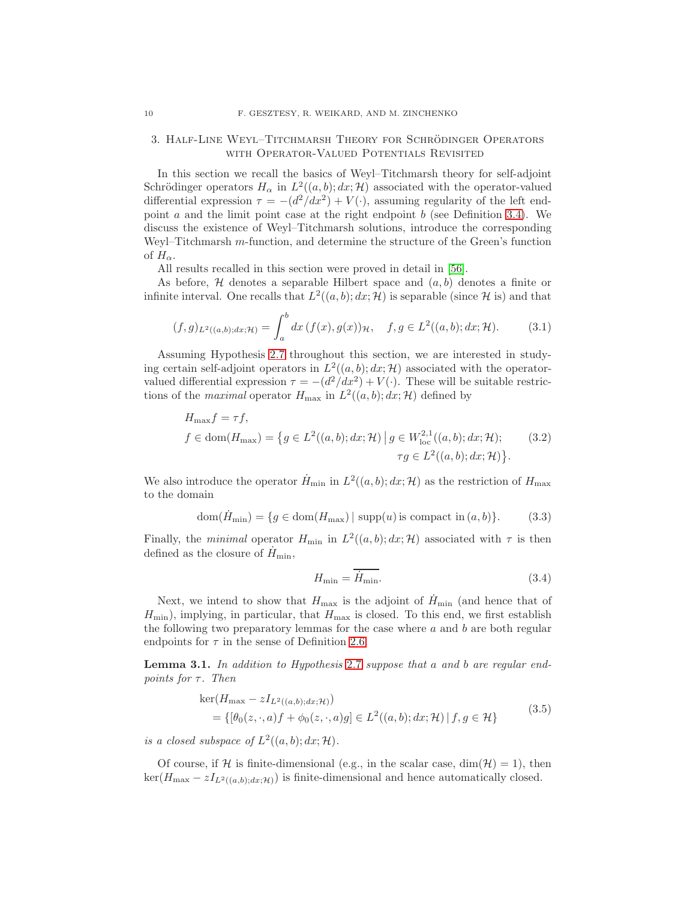## 3. Half-Line Weyl–Titchmarsh Theory for Schrödinger Operators with Operator-Valued Potentials Revisited

In this section we recall the basics of Weyl–Titchmarsh theory for self-adjoint Schrödinger operators $H_\alpha$ in $L^2((a,b);dx;\mathcal{H})$ associated with the operator-valued differential expression $\tau = -(d^2/dx^2) + V(\cdot)$, assuming regularity of the left endpoint $a$ and the limit point case at the right endpoint $b$ (see Definition 3.4). We discuss the existence of Weyl–Titchmarsh solutions, introduce the corresponding Weyl–Titchmarsh $m$-function, and determine the structure of the Green's function of $H_\alpha$.

All results recalled in this section were proved in detail in [56].

As before, $\mathcal{H}$ denotes a separable Hilbert space and $(a,b)$ denotes a finite or infinite interval. One recalls that $L^2((a,b);dx;\mathcal{H})$ is separable (since $\mathcal{H}$ is) and that

$$(f,g)_{L^2((a,b);dx;\mathcal{H})} = \int_a^b dx\,(f(x),g(x))_{\mathcal{H}}, \quad f,g \in L^2((a,b);dx;\mathcal{H}). \tag{3.1}$$

Assuming Hypothesis 2.7 throughout this section, we are interested in studying certain self-adjoint operators in $L^2((a,b);dx;\mathcal{H})$ associated with the operator-valued differential expression $\tau = -(d^2/dx^2) + V(\cdot)$. These will be suitable restrictions of the *maximal* operator $H_{\max}$ in $L^2((a,b);dx;\mathcal{H})$ defined by

$$\begin{aligned}
&H_{\max} f = \tau f, \\
&f \in \operatorname{dom}(H_{\max}) = \big\{g \in L^2((a,b);dx;\mathcal{H}) \,\big|\, g \in W^{2,1}_{\rm loc}((a,b);dx;\mathcal{H}); \\
&\hspace{7cm} \tau g \in L^2((a,b);dx;\mathcal{H})\big\}.
\end{aligned} \tag{3.2}$$

We also introduce the operator $\dot H_{\min}$ in $L^2((a,b);dx;\mathcal{H})$ as the restriction of $H_{\max}$ to the domain

$$\operatorname{dom}(\dot H_{\min}) = \{g \in \operatorname{dom}(H_{\max}) \,|\, \operatorname{supp}(u) \text{ is compact in } (a,b)\}. \tag{3.3}$$

Finally, the *minimal* operator $H_{\min}$ in $L^2((a,b);dx;\mathcal{H})$ associated with $\tau$ is then defined as the closure of $\dot H_{\min}$,

$$H_{\min} = \overline{\dot H_{\min}}. \tag{3.4}$$

Next, we intend to show that $H_{\max}$ is the adjoint of $\dot H_{\min}$ (and hence that of $H_{\min}$), implying, in particular, that $H_{\max}$ is closed. To this end, we first establish the following two preparatory lemmas for the case where $a$ and $b$ are both regular endpoints for $\tau$ in the sense of Definition 2.6.

**Lemma 3.1.** *In addition to Hypothesis 2.7 suppose that $a$ and $b$ are regular endpoints for $\tau$. Then*

$$\begin{aligned}
&\ker(H_{\max} - zI_{L^2((a,b);dx;\mathcal{H})}) \\
&\quad = \{[\theta_0(z,\cdot,a)f + \phi_0(z,\cdot,a)g] \in L^2((a,b);dx;\mathcal{H}) \,|\, f,g \in \mathcal{H}\}
\end{aligned} \tag{3.5}$$

*is a closed subspace of $L^2((a,b);dx;\mathcal{H})$.*

Of course, if $\mathcal{H}$ is finite-dimensional (e.g., in the scalar case, $\dim(\mathcal{H}) = 1$), then $\ker(H_{\max} - zI_{L^2((a,b);dx;\mathcal{H})})$ is finite-dimensional and hence automatically closed.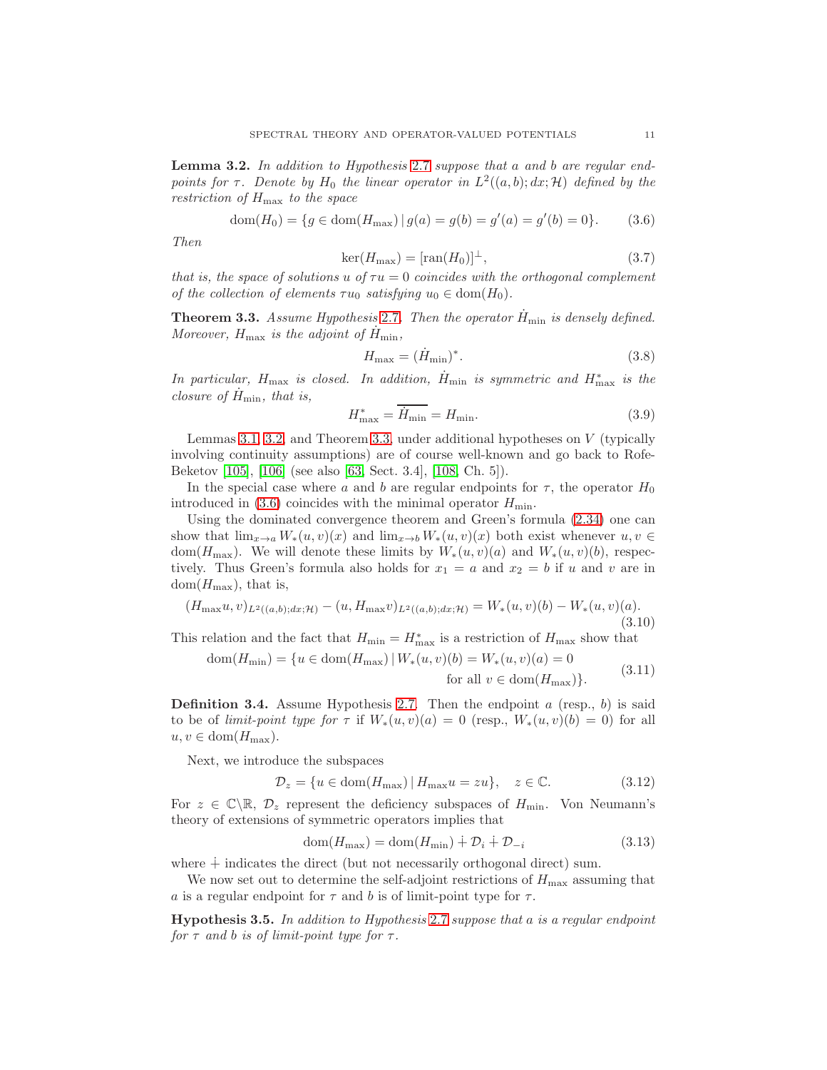**Lemma 3.2.** *In addition to Hypothesis 2.7 suppose that $a$ and $b$ are regular endpoints for $\tau$. Denote by $H_0$ the linear operator in $L^2((a,b);dx;\mathcal{H})$ defined by the restriction of $H_{\max}$ to the space*

$$\operatorname{dom}(H_0) = \{g \in \operatorname{dom}(H_{\max}) \,|\, g(a) = g(b) = g'(a) = g'(b) = 0\}. \tag{3.6}$$

*Then*

$$\ker(H_{\max}) = [\operatorname{ran}(H_0)]^{\perp}, \tag{3.7}$$

*that is, the space of solutions $u$ of $\tau u = 0$ coincides with the orthogonal complement of the collection of elements $\tau u_0$ satisfying $u_0 \in \operatorname{dom}(H_0)$.*

**Theorem 3.3.** *Assume Hypothesis 2.7. Then the operator $\dot{H}_{\min}$ is densely defined. Moreover, $H_{\max}$ is the adjoint of $\dot{H}_{\min}$,*

$$H_{\max} = (\dot{H}_{\min})^*. \tag{3.8}$$

*In particular, $H_{\max}$ is closed. In addition, $\dot{H}_{\min}$ is symmetric and $H_{\max}^*$ is the closure of $\dot{H}_{\min}$, that is,*

$$H_{\max}^* = \overline{\dot{H}_{\min}} = H_{\min}. \tag{3.9}$$

Lemmas 3.1, 3.2, and Theorem 3.3, under additional hypotheses on $V$ (typically involving continuity assumptions) are of course well-known and go back to Rofe-Beketov [105], [106] (see also [63, Sect. 3.4], [108, Ch. 5]).

In the special case where $a$ and $b$ are regular endpoints for $\tau$, the operator $H_0$ introduced in (3.6) coincides with the minimal operator $H_{\min}$.

Using the dominated convergence theorem and Green's formula (2.34) one can show that $\lim_{x\to a} W_*(u,v)(x)$ and $\lim_{x\to b} W_*(u,v)(x)$ both exist whenever $u, v \in \operatorname{dom}(H_{\max})$. We will denote these limits by $W_*(u,v)(a)$ and $W_*(u,v)(b)$, respectively. Thus Green's formula also holds for $x_1 = a$ and $x_2 = b$ if $u$ and $v$ are in $\operatorname{dom}(H_{\max})$, that is,

$$(H_{\max}u, v)_{L^2((a,b);dx;\mathcal{H})} - (u, H_{\max}v)_{L^2((a,b);dx;\mathcal{H})} = W_*(u,v)(b) - W_*(u,v)(a). \tag{3.10}$$

This relation and the fact that $H_{\min} = H_{\max}^*$ is a restriction of $H_{\max}$ show that

$$\begin{aligned}\operatorname{dom}(H_{\min}) = \{u \in \operatorname{dom}(H_{\max}) \,|\, &W_*(u,v)(b) = W_*(u,v)(a) = 0 \\ &\text{for all } v \in \operatorname{dom}(H_{\max})\}.\end{aligned} \tag{3.11}$$

**Definition 3.4.** Assume Hypothesis 2.7. Then the endpoint $a$ (resp., $b$) is said to be of *limit-point type for* $\tau$ if $W_*(u,v)(a) = 0$ (resp., $W_*(u,v)(b) = 0$) for all $u, v \in \operatorname{dom}(H_{\max})$.

Next, we introduce the subspaces

$$\mathcal{D}_z = \{u \in \operatorname{dom}(H_{\max}) \,|\, H_{\max}u = zu\}, \quad z \in \mathbb{C}. \tag{3.12}$$

For $z \in \mathbb{C}\backslash\mathbb{R}$, $\mathcal{D}_z$ represent the deficiency subspaces of $H_{\min}$. Von Neumann's theory of extensions of symmetric operators implies that

$$\operatorname{dom}(H_{\max}) = \operatorname{dom}(H_{\min}) \dotplus \mathcal{D}_i \dotplus \mathcal{D}_{-i} \tag{3.13}$$

where $\dotplus$ indicates the direct (but not necessarily orthogonal direct) sum.

We now set out to determine the self-adjoint restrictions of $H_{\max}$ assuming that $a$ is a regular endpoint for $\tau$ and $b$ is of limit-point type for $\tau$.

**Hypothesis 3.5.** *In addition to Hypothesis 2.7 suppose that $a$ is a regular endpoint for $\tau$ and $b$ is of limit-point type for $\tau$.*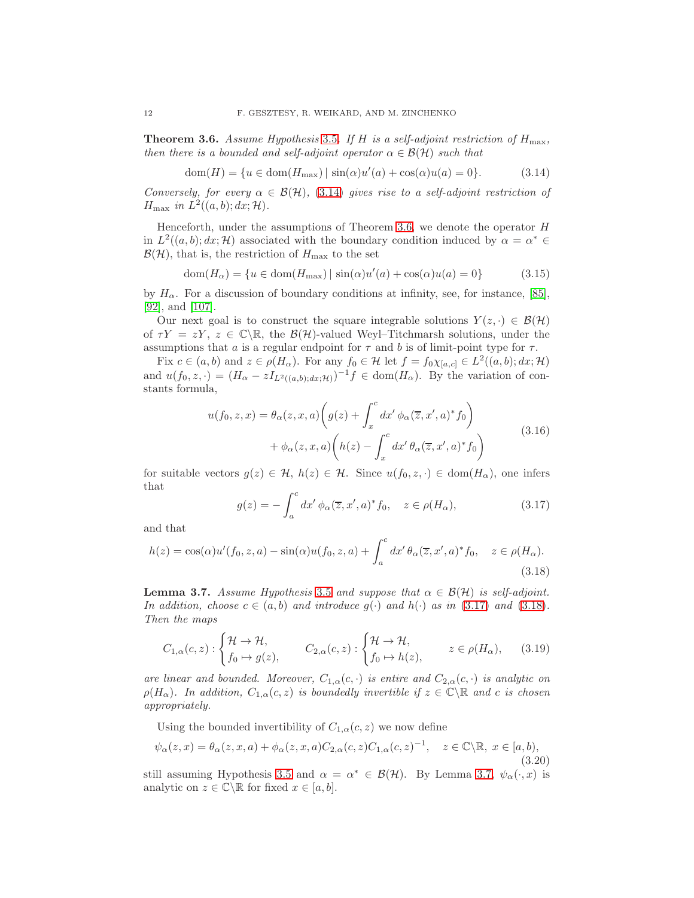**Theorem 3.6.** *Assume Hypothesis 3.5. If $H$ is a self-adjoint restriction of $H_{\max}$, then there is a bounded and self-adjoint operator $\alpha \in \mathcal{B}(\mathcal{H})$ such that*

$$\operatorname{dom}(H) = \{u \in \operatorname{dom}(H_{\max}) \,|\, \sin(\alpha)u'(a) + \cos(\alpha)u(a) = 0\}. \tag{3.14}$$

*Conversely, for every $\alpha \in \mathcal{B}(\mathcal{H})$, (3.14) gives rise to a self-adjoint restriction of $H_{\max}$ in $L^2((a,b);dx;\mathcal{H})$.*

Henceforth, under the assumptions of Theorem 3.6, we denote the operator $H$ in $L^2((a,b);dx;\mathcal{H})$ associated with the boundary condition induced by $\alpha = \alpha^* \in \mathcal{B}(\mathcal{H})$, that is, the restriction of $H_{\max}$ to the set

$$\operatorname{dom}(H_\alpha) = \{u \in \operatorname{dom}(H_{\max}) \,|\, \sin(\alpha)u'(a) + \cos(\alpha)u(a) = 0\} \tag{3.15}$$

by $H_\alpha$. For a discussion of boundary conditions at infinity, see, for instance, [85], [92], and [107].

Our next goal is to construct the square integrable solutions $Y(z,\cdot) \in \mathcal{B}(\mathcal{H})$ of $\tau Y = zY$, $z \in \mathbb{C}\backslash\mathbb{R}$, the $\mathcal{B}(\mathcal{H})$-valued Weyl–Titchmarsh solutions, under the assumptions that $a$ is a regular endpoint for $\tau$ and $b$ is of limit-point type for $\tau$.

Fix $c \in (a,b)$ and $z \in \rho(H_\alpha)$. For any $f_0 \in \mathcal{H}$ let $f = f_0 \chi_{[a,c]} \in L^2((a,b);dx;\mathcal{H})$ and $u(f_0,z,\cdot) = (H_\alpha - zI_{L^2((a,b);dx;\mathcal{H})})^{-1} f \in \operatorname{dom}(H_\alpha)$. By the variation of constants formula,

$$\begin{aligned} u(f_0,z,x) = \theta_\alpha(z,x,a)&\bigg(g(z) + \int_x^c dx'\, \phi_\alpha(\overline{z},x',a)^* f_0\bigg) \\ &+ \phi_\alpha(z,x,a)\bigg(h(z) - \int_x^c dx'\, \theta_\alpha(\overline{z},x',a)^* f_0\bigg) \end{aligned} \tag{3.16}$$

for suitable vectors $g(z) \in \mathcal{H}$, $h(z) \in \mathcal{H}$. Since $u(f_0,z,\cdot) \in \operatorname{dom}(H_\alpha)$, one infers that

$$g(z) = -\int_a^c dx'\, \phi_\alpha(\overline{z},x',a)^* f_0, \quad z \in \rho(H_\alpha), \tag{3.17}$$

and that

$$h(z) = \cos(\alpha)u'(f_0,z,a) - \sin(\alpha)u(f_0,z,a) + \int_a^c dx'\, \theta_\alpha(\overline{z},x',a)^* f_0, \quad z \in \rho(H_\alpha). \tag{3.18}$$

**Lemma 3.7.** *Assume Hypothesis 3.5 and suppose that $\alpha \in \mathcal{B}(\mathcal{H})$ is self-adjoint. In addition, choose $c \in (a,b)$ and introduce $g(\cdot)$ and $h(\cdot)$ as in (3.17) and (3.18). Then the maps*

$$C_{1,\alpha}(c,z) : \begin{cases} \mathcal{H} \to \mathcal{H}, \\ f_0 \mapsto g(z), \end{cases} \qquad C_{2,\alpha}(c,z) : \begin{cases} \mathcal{H} \to \mathcal{H}, \\ f_0 \mapsto h(z), \end{cases} \qquad z \in \rho(H_\alpha), \tag{3.19}$$

*are linear and bounded. Moreover, $C_{1,\alpha}(c,\cdot)$ is entire and $C_{2,\alpha}(c,\cdot)$ is analytic on $\rho(H_\alpha)$. In addition, $C_{1,\alpha}(c,z)$ is boundedly invertible if $z \in \mathbb{C}\backslash\mathbb{R}$ and $c$ is chosen appropriately.*

Using the bounded invertibility of $C_{1,\alpha}(c,z)$ we now define

$$\psi_\alpha(z,x) = \theta_\alpha(z,x,a) + \phi_\alpha(z,x,a) C_{2,\alpha}(c,z) C_{1,\alpha}(c,z)^{-1}, \quad z \in \mathbb{C}\backslash\mathbb{R},\ x \in [a,b), \tag{3.20}$$

still assuming Hypothesis 3.5 and $\alpha = \alpha^* \in \mathcal{B}(\mathcal{H})$. By Lemma 3.7, $\psi_\alpha(\cdot,x)$ is analytic on $z \in \mathbb{C}\backslash\mathbb{R}$ for fixed $x \in [a,b]$.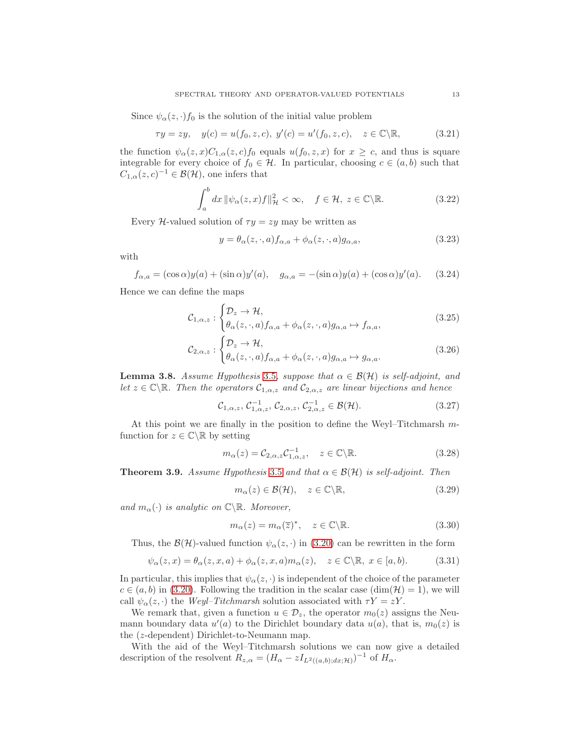Since $\psi_\alpha(z,\cdot)f_0$ is the solution of the initial value problem

$$\tau y = zy, \quad y(c) = u(f_0,z,c),\ y'(c) = u'(f_0,z,c), \quad z\in\mathbb{C}\backslash\mathbb{R}, \tag{3.21}$$

the function $\psi_\alpha(z,x)C_{1,\alpha}(z,c)f_0$ equals $u(f_0,z,x)$ for $x\geq c$, and thus is square integrable for every choice of $f_0\in\mathcal{H}$. In particular, choosing $c\in(a,b)$ such that $C_{1,\alpha}(z,c)^{-1}\in\mathcal{B}(\mathcal{H})$, one infers that

$$\int_a^b dx\, \|\psi_\alpha(z,x)f\|_{\mathcal{H}}^2 < \infty, \quad f\in\mathcal{H},\ z\in\mathbb{C}\backslash\mathbb{R}. \tag{3.22}$$

Every $\mathcal{H}$-valued solution of $\tau y = zy$ may be written as

$$y = \theta_\alpha(z,\cdot,a)f_{\alpha,a} + \phi_\alpha(z,\cdot,a)g_{\alpha,a}, \tag{3.23}$$

with

$$f_{\alpha,a} = (\cos\alpha)y(a) + (\sin\alpha)y'(a), \quad g_{\alpha,a} = -(\sin\alpha)y(a) + (\cos\alpha)y'(a). \tag{3.24}$$

Hence we can define the maps

$$\mathcal{C}_{1,\alpha,z} : \begin{cases} \mathcal{D}_z \to \mathcal{H}, \\ \theta_\alpha(z,\cdot,a)f_{\alpha,a} + \phi_\alpha(z,\cdot,a)g_{\alpha,a} \mapsto f_{\alpha,a}, \end{cases} \tag{3.25}$$

$$\mathcal{C}_{2,\alpha,z} : \begin{cases} \mathcal{D}_z \to \mathcal{H}, \\ \theta_\alpha(z,\cdot,a)f_{\alpha,a} + \phi_\alpha(z,\cdot,a)g_{\alpha,a} \mapsto g_{\alpha,a}. \end{cases} \tag{3.26}$$

**Lemma 3.8.** *Assume Hypothesis 3.5, suppose that $\alpha\in\mathcal{B}(\mathcal{H})$ is self-adjoint, and let $z\in\mathbb{C}\backslash\mathbb{R}$. Then the operators $\mathcal{C}_{1,\alpha,z}$ and $\mathcal{C}_{2,\alpha,z}$ are linear bijections and hence*

$$\mathcal{C}_{1,\alpha,z},\, \mathcal{C}_{1,\alpha,z}^{-1},\, \mathcal{C}_{2,\alpha,z},\, \mathcal{C}_{2,\alpha,z}^{-1} \in \mathcal{B}(\mathcal{H}). \tag{3.27}$$

At this point we are finally in the position to define the Weyl–Titchmarsh $m$-function for $z\in\mathbb{C}\backslash\mathbb{R}$ by setting

$$m_\alpha(z) = \mathcal{C}_{2,\alpha,z}\mathcal{C}_{1,\alpha,z}^{-1}, \quad z\in\mathbb{C}\backslash\mathbb{R}. \tag{3.28}$$

**Theorem 3.9.** *Assume Hypothesis 3.5 and that $\alpha\in\mathcal{B}(\mathcal{H})$ is self-adjoint. Then*

$$m_\alpha(z)\in\mathcal{B}(\mathcal{H}), \quad z\in\mathbb{C}\backslash\mathbb{R}, \tag{3.29}$$

*and $m_\alpha(\cdot)$ is analytic on $\mathbb{C}\backslash\mathbb{R}$. Moreover,*

$$m_\alpha(z) = m_\alpha(\overline{z})^*, \quad z\in\mathbb{C}\backslash\mathbb{R}. \tag{3.30}$$

Thus, the $\mathcal{B}(\mathcal{H})$-valued function $\psi_\alpha(z,\cdot)$ in (3.20) can be rewritten in the form

$$\psi_\alpha(z,x) = \theta_\alpha(z,x,a) + \phi_\alpha(z,x,a)m_\alpha(z), \quad z\in\mathbb{C}\backslash\mathbb{R},\ x\in[a,b). \tag{3.31}$$

In particular, this implies that $\psi_\alpha(z,\cdot)$ is independent of the choice of the parameter $c\in(a,b)$ in (3.20). Following the tradition in the scalar case ($\dim(\mathcal{H})=1$), we will call $\psi_\alpha(z,\cdot)$ the *Weyl–Titchmarsh* solution associated with $\tau Y = zY$.

We remark that, given a function $u\in\mathcal{D}_z$, the operator $m_0(z)$ assigns the Neumann boundary data $u'(a)$ to the Dirichlet boundary data $u(a)$, that is, $m_0(z)$ is the ($z$-dependent) Dirichlet-to-Neumann map.

With the aid of the Weyl–Titchmarsh solutions we can now give a detailed description of the resolvent $R_{z,\alpha} = (H_\alpha - zI_{L^2((a,b);dx;\mathcal{H})})^{-1}$ of $H_\alpha$.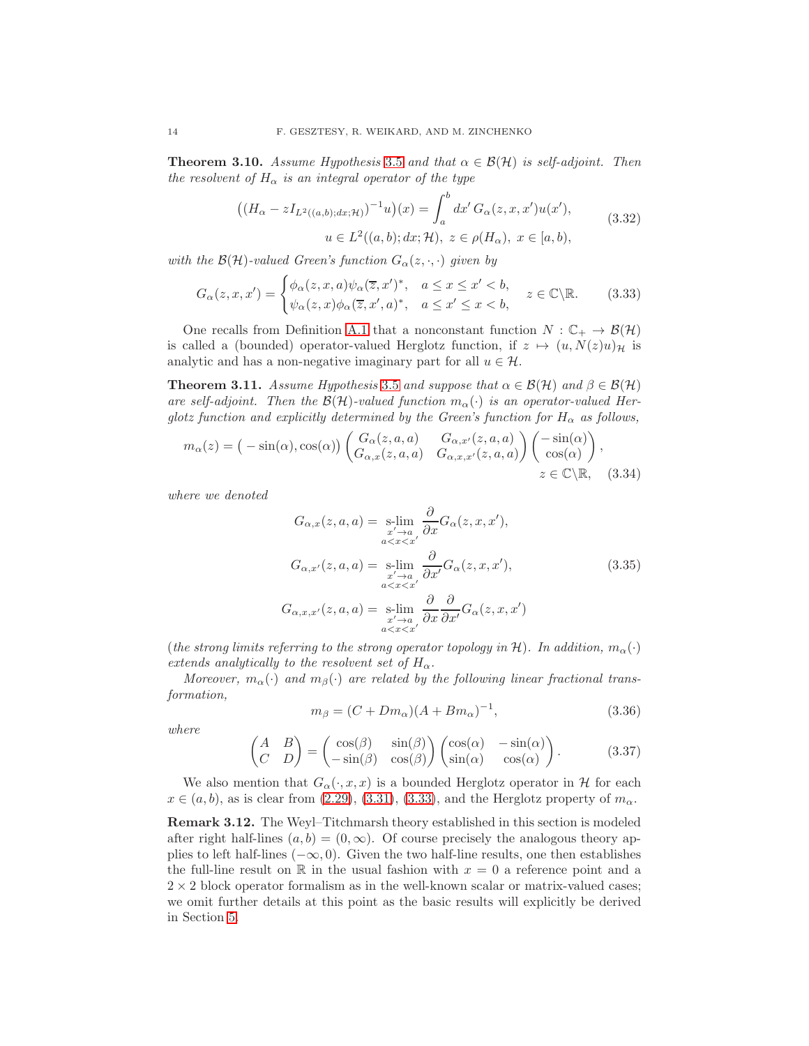**Theorem 3.10.** *Assume Hypothesis 3.5 and that $\alpha \in \mathcal{B}(\mathcal{H})$ is self-adjoint. Then the resolvent of $H_\alpha$ is an integral operator of the type*

$$
\begin{gathered}
\big((H_\alpha - zI_{L^2((a,b);dx;\mathcal{H})})^{-1}u\big)(x) = \int_a^b dx'\, G_\alpha(z,x,x')u(x'), \\
u \in L^2((a,b);dx;\mathcal{H}),\ z \in \rho(H_\alpha),\ x \in [a,b),
\end{gathered}
\tag{3.32}
$$

*with the $\mathcal{B}(\mathcal{H})$-valued Green's function $G_\alpha(z,\cdot,\cdot)$ given by*

$$
G_\alpha(z,x,x') = \begin{cases} \phi_\alpha(z,x,a)\psi_\alpha(\overline{z},x')^*, & a \le x \le x' < b, \\ \psi_\alpha(z,x)\phi_\alpha(\overline{z},x',a)^*, & a \le x' \le x < b, \end{cases} \quad z \in \mathbb{C}\backslash\mathbb{R}. \tag{3.33}
$$

One recalls from Definition A.1 that a nonconstant function $N : \mathbb{C}_+ \to \mathcal{B}(\mathcal{H})$ is called a (bounded) operator-valued Herglotz function, if $z \mapsto (u, N(z)u)_\mathcal{H}$ is analytic and has a non-negative imaginary part for all $u \in \mathcal{H}$.

**Theorem 3.11.** *Assume Hypothesis 3.5 and suppose that $\alpha \in \mathcal{B}(\mathcal{H})$ and $\beta \in \mathcal{B}(\mathcal{H})$ are self-adjoint. Then the $\mathcal{B}(\mathcal{H})$-valued function $m_\alpha(\cdot)$ is an operator-valued Herglotz function and explicitly determined by the Green's function for $H_\alpha$ as follows,*

$$
m_\alpha(z) = \big(-\sin(\alpha), \cos(\alpha)\big) \begin{pmatrix} G_\alpha(z,a,a) & G_{\alpha,x'}(z,a,a) \\ G_{\alpha,x}(z,a,a) & G_{\alpha,x,x'}(z,a,a) \end{pmatrix} \begin{pmatrix} -\sin(\alpha) \\ \cos(\alpha) \end{pmatrix}, \quad z \in \mathbb{C}\backslash\mathbb{R}, \tag{3.34}
$$

*where we denoted*

$$
\begin{aligned}
G_{\alpha,x}(z,a,a) &= \operatorname*{s-lim}_{\substack{x' \to a \\ a<x<x'}} \frac{\partial}{\partial x} G_\alpha(z,x,x'), \\
G_{\alpha,x'}(z,a,a) &= \operatorname*{s-lim}_{\substack{x' \to a \\ a<x<x'}} \frac{\partial}{\partial x'} G_\alpha(z,x,x'), \\
G_{\alpha,x,x'}(z,a,a) &= \operatorname*{s-lim}_{\substack{x' \to a \\ a<x<x'}} \frac{\partial}{\partial x}\frac{\partial}{\partial x'} G_\alpha(z,x,x')
\end{aligned}
\tag{3.35}
$$

*(the strong limits referring to the strong operator topology in $\mathcal{H}$). In addition, $m_\alpha(\cdot)$ extends analytically to the resolvent set of $H_\alpha$.*

*Moreover, $m_\alpha(\cdot)$ and $m_\beta(\cdot)$ are related by the following linear fractional transformation,*

$$
m_\beta = (C + Dm_\alpha)(A + Bm_\alpha)^{-1}, \tag{3.36}
$$

*where*

$$
\begin{pmatrix} A & B \\ C & D \end{pmatrix} = \begin{pmatrix} \cos(\beta) & \sin(\beta) \\ -\sin(\beta) & \cos(\beta) \end{pmatrix} \begin{pmatrix} \cos(\alpha) & -\sin(\alpha) \\ \sin(\alpha) & \cos(\alpha) \end{pmatrix}. \tag{3.37}
$$

We also mention that $G_\alpha(\cdot,x,x)$ is a bounded Herglotz operator in $\mathcal{H}$ for each $x \in (a,b)$, as is clear from (2.29), (3.31), (3.33), and the Herglotz property of $m_\alpha$.

**Remark 3.12.** The Weyl–Titchmarsh theory established in this section is modeled after right half-lines $(a,b) = (0,\infty)$. Of course precisely the analogous theory applies to left half-lines $(-\infty,0)$. Given the two half-line results, one then establishes the full-line result on $\mathbb{R}$ in the usual fashion with $x = 0$ a reference point and a $2 \times 2$ block operator formalism as in the well-known scalar or matrix-valued cases; we omit further details at this point as the basic results will explicitly be derived in Section 5.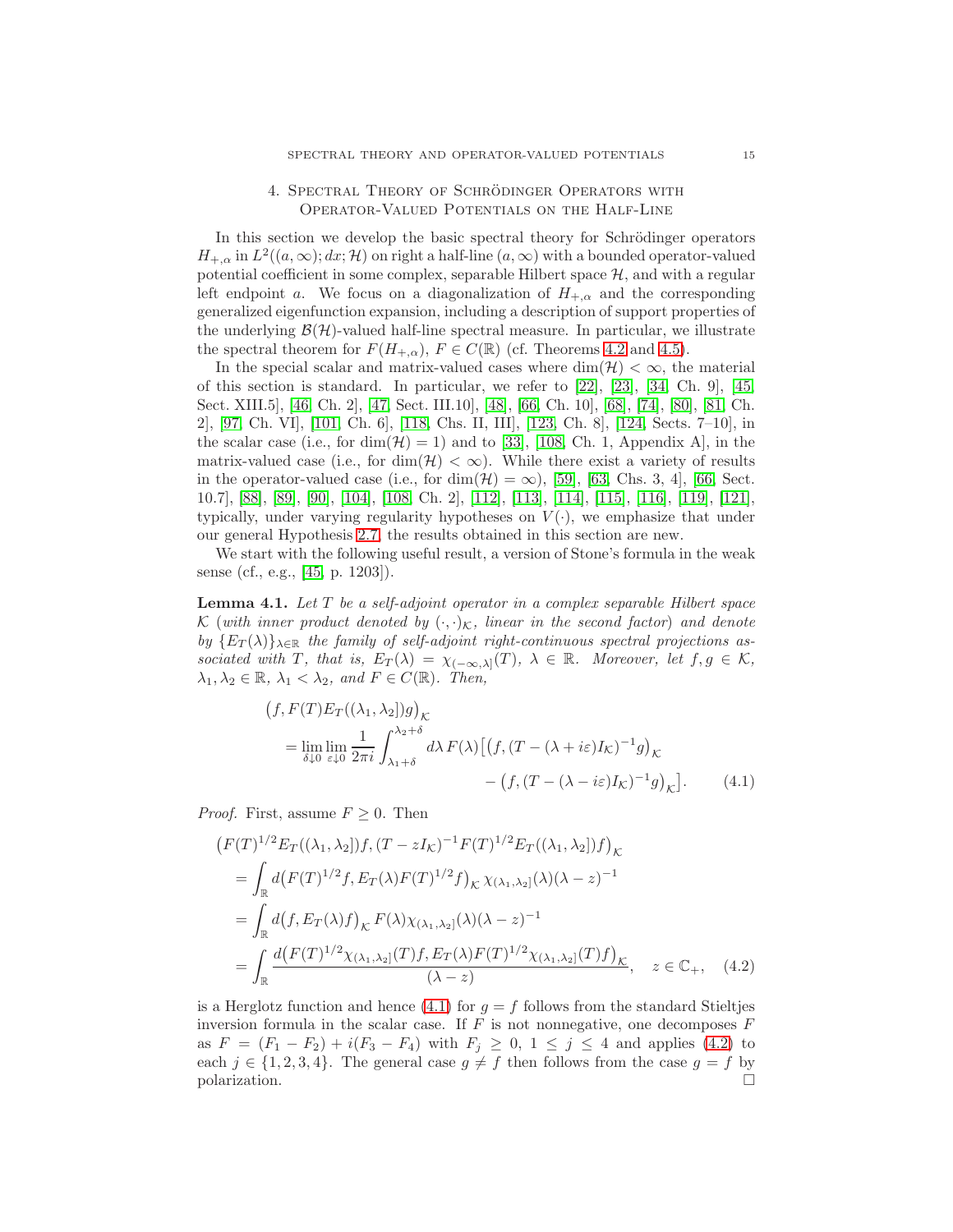## 4. Spectral Theory of Schrödinger Operators with Operator-Valued Potentials on the Half-Line

In this section we develop the basic spectral theory for Schrödinger operators $H_{+,\alpha}$ in $L^2((a,\infty);dx;\mathcal{H})$ on right a half-line $(a,\infty)$ with a bounded operator-valued potential coefficient in some complex, separable Hilbert space $\mathcal{H}$, and with a regular left endpoint $a$. We focus on a diagonalization of $H_{+,\alpha}$ and the corresponding generalized eigenfunction expansion, including a description of support properties of the underlying $\mathcal{B}(\mathcal{H})$-valued half-line spectral measure. In particular, we illustrate the spectral theorem for $F(H_{+,\alpha})$, $F \in C(\mathbb{R})$ (cf. Theorems 4.2 and 4.5).

In the special scalar and matrix-valued cases where $\dim(\mathcal{H}) < \infty$, the material of this section is standard. In particular, we refer to [22], [23], [34, Ch. 9], [45, Sect. XIII.5], [46, Ch. 2], [47, Sect. III.10], [48], [66, Ch. 10], [68], [74], [80], [81, Ch. 2], [97, Ch. VI], [101, Ch. 6], [118, Chs. II, III], [123, Ch. 8], [124, Sects. 7–10], in the scalar case (i.e., for $\dim(\mathcal{H}) = 1$) and to [33], [108, Ch. 1, Appendix A], in the matrix-valued case (i.e., for $\dim(\mathcal{H}) < \infty$). While there exist a variety of results in the operator-valued case (i.e., for $\dim(\mathcal{H}) = \infty$), [59], [63, Chs. 3, 4], [66, Sect. 10.7], [88], [89], [90], [104], [108, Ch. 2], [112], [113], [114], [115], [116], [119], [121], typically, under varying regularity hypotheses on $V(\cdot)$, we emphasize that under our general Hypothesis 2.7, the results obtained in this section are new.

We start with the following useful result, a version of Stone's formula in the weak sense (cf., e.g., [45, p. 1203]).

**Lemma 4.1.** *Let $T$ be a self-adjoint operator in a complex separable Hilbert space $\mathcal{K}$ (with inner product denoted by $(\cdot,\cdot)_{\mathcal{K}}$, linear in the second factor) and denote by $\{E_T(\lambda)\}_{\lambda\in\mathbb{R}}$ the family of self-adjoint right-continuous spectral projections associated with $T$, that is, $E_T(\lambda) = \chi_{(-\infty,\lambda]}(T)$, $\lambda \in \mathbb{R}$. Moreover, let $f, g \in \mathcal{K}$, $\lambda_1, \lambda_2 \in \mathbb{R}$, $\lambda_1 < \lambda_2$, and $F \in C(\mathbb{R})$. Then,*

$$
\begin{aligned}
&\big(f, F(T)E_T((\lambda_1,\lambda_2])g\big)_{\mathcal{K}} \\
&\quad = \lim_{\delta\downarrow 0}\lim_{\varepsilon\downarrow 0}\frac{1}{2\pi i}\int_{\lambda_1+\delta}^{\lambda_2+\delta} d\lambda\, F(\lambda)\big[\big(f,(T-(\lambda+i\varepsilon)I_{\mathcal{K}})^{-1}g\big)_{\mathcal{K}} \\
&\qquad\qquad\qquad\qquad\qquad\qquad - \big(f,(T-(\lambda-i\varepsilon)I_{\mathcal{K}})^{-1}g\big)_{\mathcal{K}}\big]. \qquad (4.1)
\end{aligned}
$$

*Proof.* First, assume $F \geq 0$. Then

$$
\begin{aligned}
&\big(F(T)^{1/2}E_T((\lambda_1,\lambda_2])f,(T-zI_{\mathcal{K}})^{-1}F(T)^{1/2}E_T((\lambda_1,\lambda_2])f\big)_{\mathcal{K}} \\
&\quad = \int_{\mathbb{R}} d\big(F(T)^{1/2}f, E_T(\lambda)F(T)^{1/2}f\big)_{\mathcal{K}}\,\chi_{(\lambda_1,\lambda_2]}(\lambda)(\lambda-z)^{-1} \\
&\quad = \int_{\mathbb{R}} d\big(f, E_T(\lambda)f\big)_{\mathcal{K}}\,F(\lambda)\chi_{(\lambda_1,\lambda_2]}(\lambda)(\lambda-z)^{-1} \\
&\quad = \int_{\mathbb{R}} \frac{d\big(F(T)^{1/2}\chi_{(\lambda_1,\lambda_2]}(T)f, E_T(\lambda)F(T)^{1/2}\chi_{(\lambda_1,\lambda_2]}(T)f\big)_{\mathcal{K}}}{(\lambda-z)}, \quad z \in \mathbb{C}_+, \qquad (4.2)
\end{aligned}
$$

is a Herglotz function and hence (4.1) for $g = f$ follows from the standard Stieltjes inversion formula in the scalar case. If $F$ is not nonnegative, one decomposes $F$ as $F = (F_1 - F_2) + i(F_3 - F_4)$ with $F_j \geq 0$, $1 \leq j \leq 4$ and applies (4.2) to each $j \in \{1,2,3,4\}$. The general case $g \neq f$ then follows from the case $g = f$ by polarization. $\square$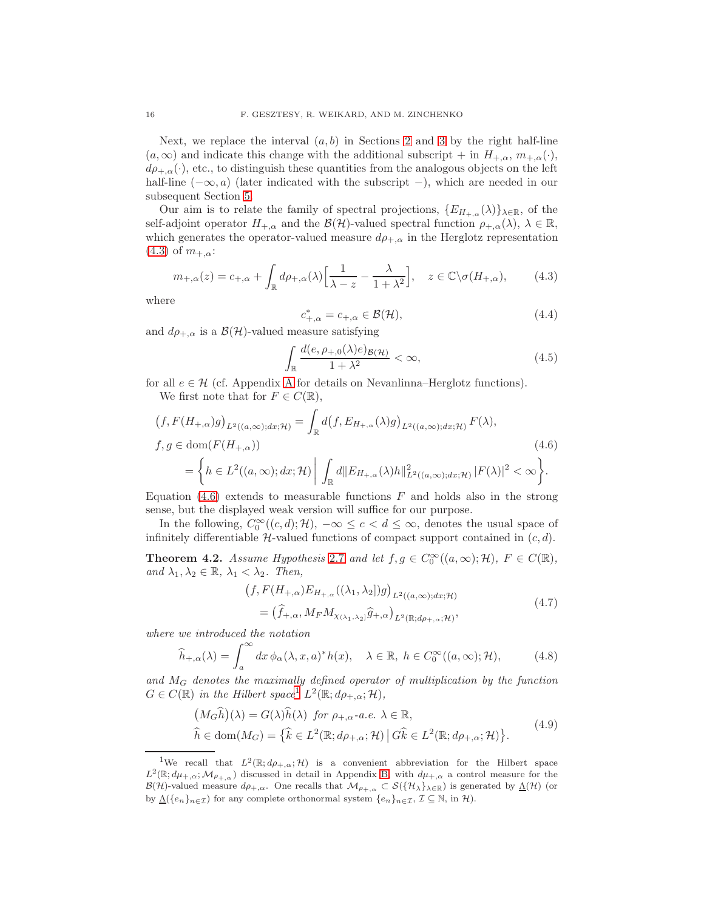Next, we replace the interval $(a,b)$ in Sections 2 and 3 by the right half-line $(a,\infty)$ and indicate this change with the additional subscript $+$ in $H_{+,\alpha}$, $m_{+,\alpha}(\cdot)$, $d\rho_{+,\alpha}(\cdot)$, etc., to distinguish these quantities from the analogous objects on the left half-line $(-\infty,a)$ (later indicated with the subscript $-$), which are needed in our subsequent Section 5.

Our aim is to relate the family of spectral projections, $\{E_{H_{+,\alpha}}(\lambda)\}_{\lambda\in\mathbb{R}}$, of the self-adjoint operator $H_{+,\alpha}$ and the $\mathcal{B}(\mathcal{H})$-valued spectral function $\rho_{+,\alpha}(\lambda)$, $\lambda\in\mathbb{R}$, which generates the operator-valued measure $d\rho_{+,\alpha}$ in the Herglotz representation (4.3) of $m_{+,\alpha}$:

$$m_{+,\alpha}(z) = c_{+,\alpha} + \int_{\mathbb{R}} d\rho_{+,\alpha}(\lambda)\Big[\frac{1}{\lambda - z} - \frac{\lambda}{1+\lambda^2}\Big], \quad z\in\mathbb{C}\backslash\sigma(H_{+,\alpha}), \tag{4.3}$$

where

$$c_{+,\alpha}^* = c_{+,\alpha} \in \mathcal{B}(\mathcal{H}), \tag{4.4}$$

and $d\rho_{+,\alpha}$ is a $\mathcal{B}(\mathcal{H})$-valued measure satisfying

$$\int_{\mathbb{R}} \frac{d(e,\rho_{+,0}(\lambda)e)_{\mathcal{B}(\mathcal{H})}}{1+\lambda^2} < \infty, \tag{4.5}$$

for all $e\in\mathcal{H}$ (cf. Appendix A for details on Nevanlinna–Herglotz functions).

We first note that for $F\in C(\mathbb{R})$,

$$\begin{aligned}
&\big(f, F(H_{+,\alpha})g\big)_{L^2((a,\infty);dx;\mathcal{H})} = \int_{\mathbb{R}} d\big(f, E_{H_{+,\alpha}}(\lambda)g\big)_{L^2((a,\infty);dx;\mathcal{H})}\, F(\lambda), \\
&f,g\in\operatorname{dom}(F(H_{+,\alpha})) \\
&\quad = \bigg\{h\in L^2((a,\infty);dx;\mathcal{H})\,\bigg|\, \int_{\mathbb{R}} d\|E_{H_{+,\alpha}}(\lambda)h\|^2_{L^2((a,\infty);dx;\mathcal{H})}\,|F(\lambda)|^2<\infty\bigg\}.
\end{aligned} \tag{4.6}$$

Equation (4.6) extends to measurable functions $F$ and holds also in the strong sense, but the displayed weak version will suffice for our purpose.

In the following, $C_0^\infty((c,d);\mathcal{H})$, $-\infty\le c<d\le\infty$, denotes the usual space of infinitely differentiable $\mathcal{H}$-valued functions of compact support contained in $(c,d)$.

**Theorem 4.2.** *Assume Hypothesis 2.7 and let $f,g\in C_0^\infty((a,\infty);\mathcal{H})$, $F\in C(\mathbb{R})$, and $\lambda_1,\lambda_2\in\mathbb{R}$, $\lambda_1<\lambda_2$. Then,*

$$\begin{aligned}
&\big(f, F(H_{+,\alpha})E_{H_{+,\alpha}}((\lambda_1,\lambda_2])g\big)_{L^2((a,\infty);dx;\mathcal{H})} \\
&\quad = \big(\widehat{f}_{+,\alpha}, M_F M_{\chi_{(\lambda_1,\lambda_2]}}\widehat{g}_{+,\alpha}\big)_{L^2(\mathbb{R};d\rho_{+,\alpha};\mathcal{H})},
\end{aligned} \tag{4.7}$$

*where we introduced the notation*

$$\widehat{h}_{+,\alpha}(\lambda) = \int_a^\infty dx\,\phi_\alpha(\lambda,x,a)^* h(x), \quad \lambda\in\mathbb{R},\ h\in C_0^\infty((a,\infty);\mathcal{H}), \tag{4.8}$$

*and $M_G$ denotes the maximally defined operator of multiplication by the function $G\in C(\mathbb{R})$ in the Hilbert space[1] $L^2(\mathbb{R};d\rho_{+,\alpha};\mathcal{H})$,*

$$\begin{aligned}
&\big(M_G\widehat{h}\big)(\lambda) = G(\lambda)\widehat{h}(\lambda) \ \text{ for } \rho_{+,\alpha}\text{-a.e. } \lambda\in\mathbb{R}, \\
&\widehat{h}\in\operatorname{dom}(M_G) = \big\{\widehat{k}\in L^2(\mathbb{R};d\rho_{+,\alpha};\mathcal{H})\,\big|\, G\widehat{k}\in L^2(\mathbb{R};d\rho_{+,\alpha};\mathcal{H})\big\}.
\end{aligned} \tag{4.9}$$

---

[1] We recall that $L^2(\mathbb{R};d\rho_{+,\alpha};\mathcal{H})$ is a convenient abbreviation for the Hilbert space $L^2(\mathbb{R};d\mu_{+,\alpha};\mathcal{M}_{\rho_{+,\alpha}})$ discussed in detail in Appendix B, with $d\mu_{+,\alpha}$ a control measure for the $\mathcal{B}(\mathcal{H})$-valued measure $d\rho_{+,\alpha}$. One recalls that $\mathcal{M}_{\rho_{+,\alpha}}\subset\mathcal{S}(\{\mathcal{H}_\lambda\}_{\lambda\in\mathbb{R}})$ is generated by $\underline{\Lambda}(\mathcal{H})$ (or by $\underline{\Lambda}(\{e_n\}_{n\in\mathcal{I}})$ for any complete orthonormal system $\{e_n\}_{n\in\mathcal{I}}$, $\mathcal{I}\subseteq\mathbb{N}$, in $\mathcal{H}$).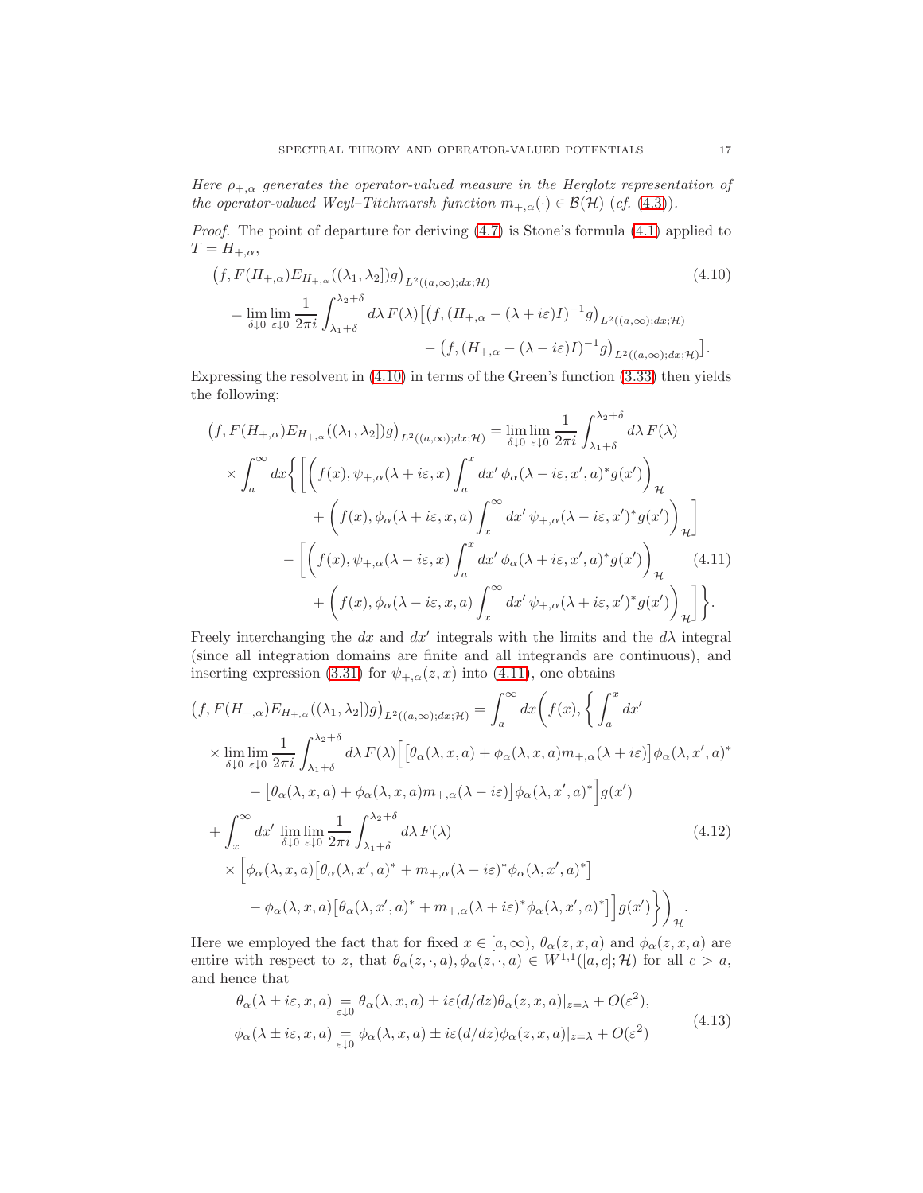*Here $\rho_{+,\alpha}$ generates the operator-valued measure in the Herglotz representation of the operator-valued Weyl–Titchmarsh function $m_{+,\alpha}(\cdot) \in \mathcal{B}(\mathcal{H})$ (cf. (4.3)).*

*Proof.* The point of departure for deriving (4.7) is Stone's formula (4.1) applied to $T = H_{+,\alpha}$,

$$
\begin{aligned}
&\big(f, F(H_{+,\alpha})E_{H_{+,\alpha}}((\lambda_1,\lambda_2])g\big)_{L^2((a,\infty);dx;\mathcal{H})} \\
&\quad = \lim_{\delta\downarrow 0}\lim_{\varepsilon\downarrow 0}\frac{1}{2\pi i}\int_{\lambda_1+\delta}^{\lambda_2+\delta} d\lambda\, F(\lambda)\big[\big(f,(H_{+,\alpha}-(\lambda+i\varepsilon)I)^{-1}g\big)_{L^2((a,\infty);dx;\mathcal{H})} \\
&\qquad\qquad - \big(f,(H_{+,\alpha}-(\lambda-i\varepsilon)I)^{-1}g\big)_{L^2((a,\infty);dx;\mathcal{H})}\big].
\end{aligned}
\tag{4.10}
$$

Expressing the resolvent in (4.10) in terms of the Green's function (3.33) then yields the following:

$$
\begin{aligned}
&\big(f, F(H_{+,\alpha})E_{H_{+,\alpha}}((\lambda_1,\lambda_2])g\big)_{L^2((a,\infty);dx;\mathcal{H})} = \lim_{\delta\downarrow 0}\lim_{\varepsilon\downarrow 0}\frac{1}{2\pi i}\int_{\lambda_1+\delta}^{\lambda_2+\delta} d\lambda\, F(\lambda) \\
&\quad\times\int_a^\infty dx\bigg\{\bigg[\bigg(f(x),\psi_{+,\alpha}(\lambda+i\varepsilon,x)\int_a^x dx'\,\phi_\alpha(\lambda-i\varepsilon,x',a)^* g(x')\bigg)_{\mathcal{H}} \\
&\qquad + \bigg(f(x),\phi_\alpha(\lambda+i\varepsilon,x,a)\int_x^\infty dx'\,\psi_{+,\alpha}(\lambda-i\varepsilon,x')^* g(x')\bigg)_{\mathcal{H}}\bigg] \\
&\qquad - \bigg[\bigg(f(x),\psi_{+,\alpha}(\lambda-i\varepsilon,x)\int_a^x dx'\,\phi_\alpha(\lambda+i\varepsilon,x',a)^* g(x')\bigg)_{\mathcal{H}} \\
&\qquad + \bigg(f(x),\phi_\alpha(\lambda-i\varepsilon,x,a)\int_x^\infty dx'\,\psi_{+,\alpha}(\lambda+i\varepsilon,x')^* g(x')\bigg)_{\mathcal{H}}\bigg]\bigg\}.
\end{aligned}
\tag{4.11}
$$

Freely interchanging the $dx$ and $dx'$ integrals with the limits and the $d\lambda$ integral (since all integration domains are finite and all integrands are continuous), and inserting expression (3.31) for $\psi_{+,\alpha}(z,x)$ into (4.11), one obtains

$$
\begin{aligned}
&\big(f, F(H_{+,\alpha})E_{H_{+,\alpha}}((\lambda_1,\lambda_2])g\big)_{L^2((a,\infty);dx;\mathcal{H})} = \int_a^\infty dx\bigg(f(x),\bigg\{\int_a^x dx' \\
&\quad\times\lim_{\delta\downarrow 0}\lim_{\varepsilon\downarrow 0}\frac{1}{2\pi i}\int_{\lambda_1+\delta}^{\lambda_2+\delta} d\lambda\, F(\lambda)\Big[\big[\theta_\alpha(\lambda,x,a)+\phi_\alpha(\lambda,x,a)m_{+,\alpha}(\lambda+i\varepsilon)\big]\phi_\alpha(\lambda,x',a)^* \\
&\qquad - \big[\theta_\alpha(\lambda,x,a)+\phi_\alpha(\lambda,x,a)m_{+,\alpha}(\lambda-i\varepsilon)\big]\phi_\alpha(\lambda,x',a)^*\Big]g(x') \\
&\quad + \int_x^\infty dx'\,\lim_{\delta\downarrow 0}\lim_{\varepsilon\downarrow 0}\frac{1}{2\pi i}\int_{\lambda_1+\delta}^{\lambda_2+\delta} d\lambda\, F(\lambda) \\
&\quad\times\Big[\phi_\alpha(\lambda,x,a)\big[\theta_\alpha(\lambda,x',a)^* + m_{+,\alpha}(\lambda-i\varepsilon)^*\phi_\alpha(\lambda,x',a)^*\big] \\
&\qquad - \phi_\alpha(\lambda,x,a)\big[\theta_\alpha(\lambda,x',a)^* + m_{+,\alpha}(\lambda+i\varepsilon)^*\phi_\alpha(\lambda,x',a)^*\big]\Big]g(x')\bigg\}\bigg)_{\mathcal{H}}.
\end{aligned}
\tag{4.12}
$$

Here we employed the fact that for fixed $x \in [a,\infty)$, $\theta_\alpha(z,x,a)$ and $\phi_\alpha(z,x,a)$ are entire with respect to $z$, that $\theta_\alpha(z,\cdot,a), \phi_\alpha(z,\cdot,a) \in W^{1,1}([a,c];\mathcal{H})$ for all $c > a$, and hence that

$$
\begin{aligned}
\theta_\alpha(\lambda \pm i\varepsilon,x,a) &\underset{\varepsilon\downarrow 0}{=} \theta_\alpha(\lambda,x,a) \pm i\varepsilon(d/dz)\theta_\alpha(z,x,a)|_{z=\lambda} + O(\varepsilon^2), \\
\phi_\alpha(\lambda \pm i\varepsilon,x,a) &\underset{\varepsilon\downarrow 0}{=} \phi_\alpha(\lambda,x,a) \pm i\varepsilon(d/dz)\phi_\alpha(z,x,a)|_{z=\lambda} + O(\varepsilon^2)
\end{aligned}
\tag{4.13}
$$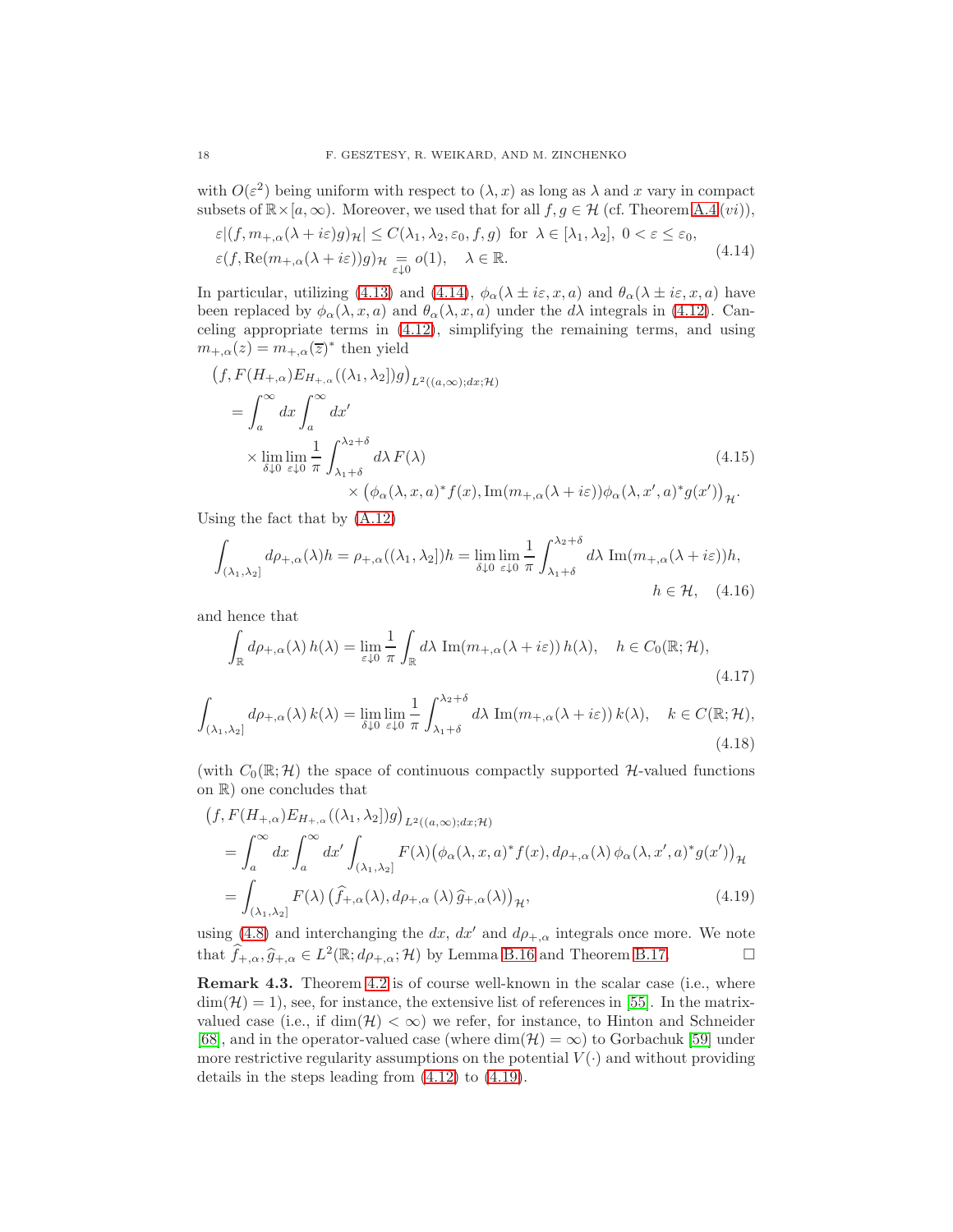with $O(\varepsilon^2)$ being uniform with respect to $(\lambda, x)$ as long as $\lambda$ and $x$ vary in compact subsets of $\mathbb{R}\times[a,\infty)$. Moreover, we used that for all $f, g \in \mathcal{H}$ (cf. Theorem A.4 $(vi)$),

$$
\begin{aligned}
&\varepsilon|(f, m_{+,\alpha}(\lambda+i\varepsilon)g)_{\mathcal{H}}| \leq C(\lambda_1,\lambda_2,\varepsilon_0,f,g) \text{ for } \lambda\in[\lambda_1,\lambda_2],\ 0<\varepsilon\leq\varepsilon_0, \\
&\varepsilon(f, \operatorname{Re}(m_{+,\alpha}(\lambda+i\varepsilon))g)_{\mathcal{H}} \underset{\varepsilon\downarrow 0}{=} o(1), \quad \lambda\in\mathbb{R}.
\end{aligned} \tag{4.14}
$$

In particular, utilizing (4.13) and (4.14), $\phi_\alpha(\lambda\pm i\varepsilon, x, a)$ and $\theta_\alpha(\lambda\pm i\varepsilon,x,a)$ have been replaced by $\phi_\alpha(\lambda,x,a)$ and $\theta_\alpha(\lambda,x,a)$ under the $d\lambda$ integrals in (4.12). Canceling appropriate terms in (4.12), simplifying the remaining terms, and using $m_{+,\alpha}(z) = m_{+,\alpha}(\overline{z})^*$ then yield

$$
\begin{aligned}
&\big(f, F(H_{+,\alpha})E_{H_{+,\alpha}}((\lambda_1,\lambda_2])g\big)_{L^2((a,\infty);dx;\mathcal{H})} \\
&\quad = \int_a^\infty dx \int_a^\infty dx' \\
&\qquad \times \lim_{\delta\downarrow 0}\lim_{\varepsilon\downarrow 0}\frac{1}{\pi}\int_{\lambda_1+\delta}^{\lambda_2+\delta} d\lambda\, F(\lambda) \\
&\qquad\qquad \times \big(\phi_\alpha(\lambda,x,a)^* f(x), \operatorname{Im}(m_{+,\alpha}(\lambda+i\varepsilon))\phi_\alpha(\lambda,x',a)^* g(x')\big)_{\mathcal{H}}.
\end{aligned} \tag{4.15}
$$

Using the fact that by (A.12)

$$
\int_{(\lambda_1,\lambda_2]} d\rho_{+,\alpha}(\lambda)h = \rho_{+,\alpha}((\lambda_1,\lambda_2])h = \lim_{\delta\downarrow 0}\lim_{\varepsilon\downarrow 0}\frac{1}{\pi}\int_{\lambda_1+\delta}^{\lambda_2+\delta} d\lambda\, \operatorname{Im}(m_{+,\alpha}(\lambda+i\varepsilon))h, \quad h\in\mathcal{H}, \tag{4.16}
$$

and hence that

$$
\int_{\mathbb{R}} d\rho_{+,\alpha}(\lambda)\, h(\lambda) = \lim_{\varepsilon\downarrow 0}\frac{1}{\pi}\int_{\mathbb{R}} d\lambda\, \operatorname{Im}(m_{+,\alpha}(\lambda+i\varepsilon))\, h(\lambda), \quad h\in C_0(\mathbb{R};\mathcal{H}), \tag{4.17}
$$

$$
\int_{(\lambda_1,\lambda_2]} d\rho_{+,\alpha}(\lambda)\, k(\lambda) = \lim_{\delta\downarrow 0}\lim_{\varepsilon\downarrow 0}\frac{1}{\pi}\int_{\lambda_1+\delta}^{\lambda_2+\delta} d\lambda\, \operatorname{Im}(m_{+,\alpha}(\lambda+i\varepsilon))\, k(\lambda), \quad k\in C(\mathbb{R};\mathcal{H}), \tag{4.18}
$$

(with $C_0(\mathbb{R};\mathcal{H})$ the space of continuous compactly supported $\mathcal{H}$-valued functions on $\mathbb{R}$) one concludes that

$$
\begin{aligned}
&\big(f, F(H_{+,\alpha})E_{H_{+,\alpha}}((\lambda_1,\lambda_2])g\big)_{L^2((a,\infty);dx;\mathcal{H})} \\
&\quad = \int_a^\infty dx\int_a^\infty dx' \int_{(\lambda_1,\lambda_2]} F(\lambda)\big(\phi_\alpha(\lambda,x,a)^* f(x), d\rho_{+,\alpha}(\lambda)\,\phi_\alpha(\lambda,x',a)^* g(x')\big)_{\mathcal{H}} \\
&\quad = \int_{(\lambda_1,\lambda_2]} F(\lambda)\,\big(\widehat{f}_{+,\alpha}(\lambda), d\rho_{+,\alpha}(\lambda)\,\widehat{g}_{+,\alpha}(\lambda)\big)_{\mathcal{H}},
\end{aligned} \tag{4.19}
$$

using (4.8) and interchanging the $dx$, $dx'$ and $d\rho_{+,\alpha}$ integrals once more. We note that $\widehat{f}_{+,\alpha}, \widehat{g}_{+,\alpha}\in L^2(\mathbb{R};d\rho_{+,\alpha};\mathcal{H})$ by Lemma B.16 and Theorem B.17. $\square$

**Remark 4.3.** Theorem 4.2 is of course well-known in the scalar case (i.e., where $\dim(\mathcal{H})=1$), see, for instance, the extensive list of references in [55]. In the matrix-valued case (i.e., if $\dim(\mathcal{H})<\infty$) we refer, for instance, to Hinton and Schneider [68], and in the operator-valued case (where $\dim(\mathcal{H})=\infty$) to Gorbachuk [59] under more restrictive regularity assumptions on the potential $V(\cdot)$ and without providing details in the steps leading from (4.12) to (4.19).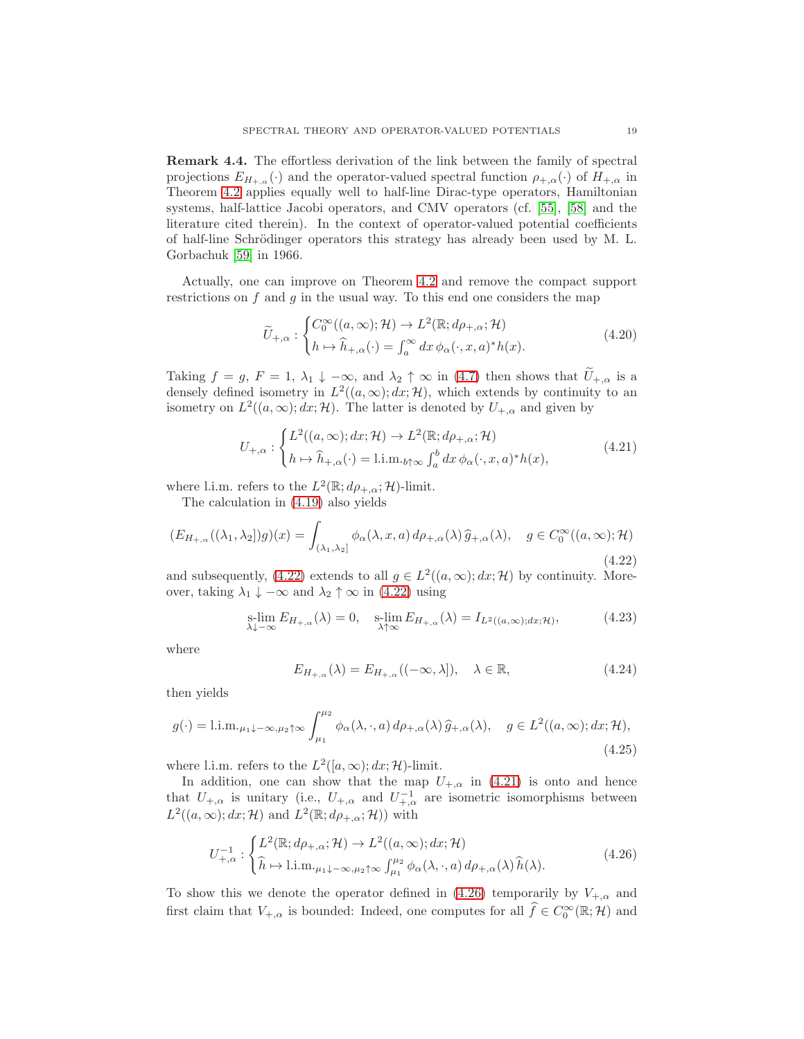**Remark 4.4.** The effortless derivation of the link between the family of spectral projections $E_{H_{+,\alpha}}(\cdot)$ and the operator-valued spectral function $\rho_{+,\alpha}(\cdot)$ of $H_{+,\alpha}$ in Theorem 4.2 applies equally well to half-line Dirac-type operators, Hamiltonian systems, half-lattice Jacobi operators, and CMV operators (cf. [55], [58] and the literature cited therein). In the context of operator-valued potential coefficients of half-line Schrödinger operators this strategy has already been used by M. L. Gorbachuk [59] in 1966.

Actually, one can improve on Theorem 4.2 and remove the compact support restrictions on $f$ and $g$ in the usual way. To this end one considers the map

$$\widetilde{U}_{+,\alpha} : \begin{cases} C_0^\infty((a,\infty);\mathcal{H}) \to L^2(\mathbb{R}; d\rho_{+,\alpha};\mathcal{H}) \\ h \mapsto \widehat{h}_{+,\alpha}(\cdot) = \int_a^\infty dx\, \phi_\alpha(\cdot,x,a)^* h(x). \end{cases} \tag{4.20}$$

Taking $f = g$, $F = 1$, $\lambda_1 \downarrow -\infty$, and $\lambda_2 \uparrow \infty$ in (4.7) then shows that $\widetilde{U}_{+,\alpha}$ is a densely defined isometry in $L^2((a,\infty); dx;\mathcal{H})$, which extends by continuity to an isometry on $L^2((a,\infty); dx;\mathcal{H})$. The latter is denoted by $U_{+,\alpha}$ and given by

$$U_{+,\alpha} : \begin{cases} L^2((a,\infty); dx;\mathcal{H}) \to L^2(\mathbb{R}; d\rho_{+,\alpha};\mathcal{H}) \\ h \mapsto \widehat{h}_{+,\alpha}(\cdot) = \text{l.i.m.}_{b\uparrow\infty} \int_a^b dx\, \phi_\alpha(\cdot,x,a)^* h(x), \end{cases} \tag{4.21}$$

where l.i.m. refers to the $L^2(\mathbb{R}; d\rho_{+,\alpha};\mathcal{H})$-limit.

The calculation in (4.19) also yields

$$(E_{H_{+,\alpha}}((\lambda_1,\lambda_2])g)(x) = \int_{(\lambda_1,\lambda_2]} \phi_\alpha(\lambda,x,a)\, d\rho_{+,\alpha}(\lambda)\, \widehat{g}_{+,\alpha}(\lambda), \quad g \in C_0^\infty((a,\infty);\mathcal{H}) \tag{4.22}$$

and subsequently, (4.22) extends to all $g \in L^2((a,\infty); dx;\mathcal{H})$ by continuity. Moreover, taking $\lambda_1 \downarrow -\infty$ and $\lambda_2 \uparrow \infty$ in (4.22) using

$$\operatorname*{s-lim}_{\lambda\downarrow-\infty} E_{H_{+,\alpha}}(\lambda) = 0, \quad \operatorname*{s-lim}_{\lambda\uparrow\infty} E_{H_{+,\alpha}}(\lambda) = I_{L^2((a,\infty);dx;\mathcal{H})}, \tag{4.23}$$

where

$$E_{H_{+,\alpha}}(\lambda) = E_{H_{+,\alpha}}((-\infty,\lambda]), \quad \lambda \in \mathbb{R}, \tag{4.24}$$

then yields

$$g(\cdot) = \text{l.i.m.}_{\mu_1\downarrow-\infty,\mu_2\uparrow\infty} \int_{\mu_1}^{\mu_2} \phi_\alpha(\lambda,\cdot,a)\, d\rho_{+,\alpha}(\lambda)\, \widehat{g}_{+,\alpha}(\lambda), \quad g \in L^2((a,\infty); dx;\mathcal{H}), \tag{4.25}$$

where l.i.m. refers to the $L^2([a,\infty); dx;\mathcal{H})$-limit.

In addition, one can show that the map $U_{+,\alpha}$ in (4.21) is onto and hence that $U_{+,\alpha}$ is unitary (i.e., $U_{+,\alpha}$ and $U_{+,\alpha}^{-1}$ are isometric isomorphisms between $L^2((a,\infty); dx;\mathcal{H})$ and $L^2(\mathbb{R}; d\rho_{+,\alpha};\mathcal{H})$) with

$$U_{+,\alpha}^{-1} : \begin{cases} L^2(\mathbb{R}; d\rho_{+,\alpha};\mathcal{H}) \to L^2((a,\infty); dx;\mathcal{H}) \\ \widehat{h} \mapsto \text{l.i.m.}_{\mu_1\downarrow-\infty,\mu_2\uparrow\infty} \int_{\mu_1}^{\mu_2} \phi_\alpha(\lambda,\cdot,a)\, d\rho_{+,\alpha}(\lambda)\, \widehat{h}(\lambda). \end{cases} \tag{4.26}$$

To show this we denote the operator defined in (4.26) temporarily by $V_{+,\alpha}$ and first claim that $V_{+,\alpha}$ is bounded: Indeed, one computes for all $\widehat{f} \in C_0^\infty(\mathbb{R};\mathcal{H})$ and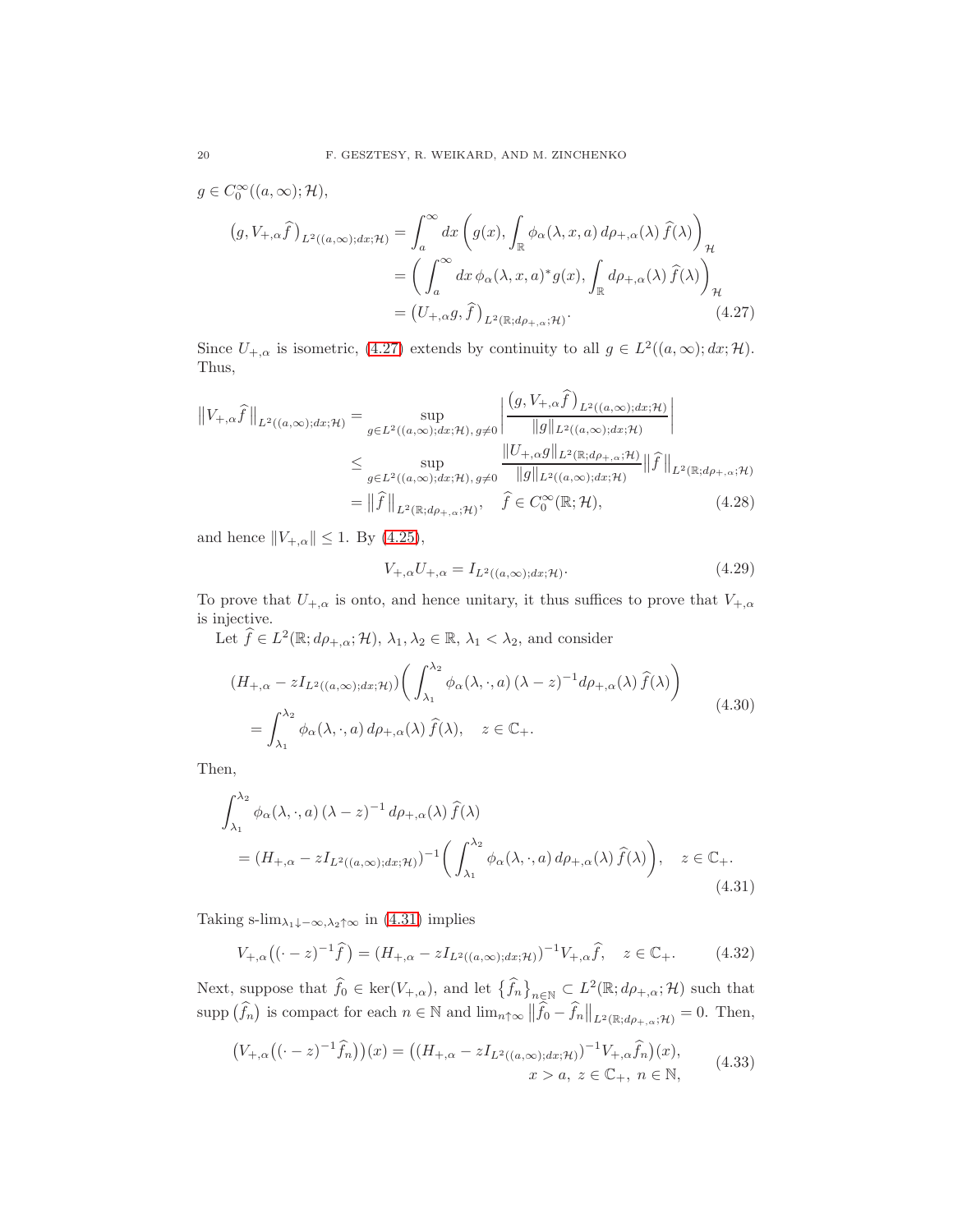$g \in C_0^\infty((a,\infty);\mathcal{H})$,

$$
\begin{aligned}
\big(g, V_{+,\alpha}\widehat{f}\,\big)_{L^2((a,\infty);dx;\mathcal{H})} &= \int_a^\infty dx \left(g(x), \int_{\mathbb{R}} \phi_\alpha(\lambda,x,a)\, d\rho_{+,\alpha}(\lambda)\, \widehat{f}(\lambda)\right)_{\mathcal{H}} \\
&= \left(\int_a^\infty dx\, \phi_\alpha(\lambda,x,a)^* g(x), \int_{\mathbb{R}} d\rho_{+,\alpha}(\lambda)\, \widehat{f}(\lambda)\right)_{\mathcal{H}} \\
&= \big(U_{+,\alpha} g, \widehat{f}\,\big)_{L^2(\mathbb{R};d\rho_{+,\alpha};\mathcal{H})}.
\end{aligned} \tag{4.27}
$$

Since $U_{+,\alpha}$ is isometric, (4.27) extends by continuity to all $g \in L^2((a,\infty);dx;\mathcal{H})$. Thus,

$$
\begin{aligned}
\big\|V_{+,\alpha}\widehat{f}\,\big\|_{L^2((a,\infty);dx;\mathcal{H})} &= \sup_{g \in L^2((a,\infty);dx;\mathcal{H}),\, g \neq 0} \left| \frac{\big(g, V_{+,\alpha}\widehat{f}\,\big)_{L^2((a,\infty);dx;\mathcal{H})}}{\|g\|_{L^2((a,\infty);dx;\mathcal{H})}} \right| \\
&\leq \sup_{g \in L^2((a,\infty);dx;\mathcal{H}),\, g \neq 0} \frac{\|U_{+,\alpha} g\|_{L^2(\mathbb{R};d\rho_{+,\alpha};\mathcal{H})}}{\|g\|_{L^2((a,\infty);dx;\mathcal{H})}} \big\|\widehat{f}\,\big\|_{L^2(\mathbb{R};d\rho_{+,\alpha};\mathcal{H})} \\
&= \big\|\widehat{f}\,\big\|_{L^2(\mathbb{R};d\rho_{+,\alpha};\mathcal{H})}, \quad \widehat{f} \in C_0^\infty(\mathbb{R};\mathcal{H}),
\end{aligned} \tag{4.28}
$$

and hence $\|V_{+,\alpha}\| \leq 1$. By (4.25),

$$
V_{+,\alpha} U_{+,\alpha} = I_{L^2((a,\infty);dx;\mathcal{H})}. \tag{4.29}
$$

To prove that $U_{+,\alpha}$ is onto, and hence unitary, it thus suffices to prove that $V_{+,\alpha}$ is injective.

Let $\widehat{f} \in L^2(\mathbb{R};d\rho_{+,\alpha};\mathcal{H})$, $\lambda_1, \lambda_2 \in \mathbb{R}$, $\lambda_1 < \lambda_2$, and consider

$$
\begin{aligned}
&(H_{+,\alpha} - zI_{L^2((a,\infty);dx;\mathcal{H})})\left(\int_{\lambda_1}^{\lambda_2} \phi_\alpha(\lambda,\cdot,a)\, (\lambda - z)^{-1} d\rho_{+,\alpha}(\lambda)\, \widehat{f}(\lambda)\right) \\
&\quad = \int_{\lambda_1}^{\lambda_2} \phi_\alpha(\lambda,\cdot,a)\, d\rho_{+,\alpha}(\lambda)\, \widehat{f}(\lambda), \quad z \in \mathbb{C}_+.
\end{aligned} \tag{4.30}
$$

Then,

$$
\begin{aligned}
&\int_{\lambda_1}^{\lambda_2} \phi_\alpha(\lambda,\cdot,a)\, (\lambda - z)^{-1}\, d\rho_{+,\alpha}(\lambda)\, \widehat{f}(\lambda) \\
&\quad = (H_{+,\alpha} - zI_{L^2((a,\infty);dx;\mathcal{H})})^{-1}\left(\int_{\lambda_1}^{\lambda_2} \phi_\alpha(\lambda,\cdot,a)\, d\rho_{+,\alpha}(\lambda)\, \widehat{f}(\lambda)\right), \quad z \in \mathbb{C}_+.
\end{aligned} \tag{4.31}
$$

Taking $\text{s-lim}_{\lambda_1 \downarrow -\infty, \lambda_2 \uparrow \infty}$ in (4.31) implies

$$
V_{+,\alpha}\big((\cdot - z)^{-1}\widehat{f}\,\big) = (H_{+,\alpha} - zI_{L^2((a,\infty);dx;\mathcal{H})})^{-1} V_{+,\alpha}\widehat{f}, \quad z \in \mathbb{C}_+. \tag{4.32}
$$

Next, suppose that $\widehat{f}_0 \in \ker(V_{+,\alpha})$, and let $\big\{\widehat{f}_n\big\}_{n\in\mathbb{N}} \subset L^2(\mathbb{R};d\rho_{+,\alpha};\mathcal{H})$ such that $\text{supp}\,\big(\widehat{f}_n\big)$ is compact for each $n \in \mathbb{N}$ and $\lim_{n\uparrow\infty} \big\|\widehat{f}_0 - \widehat{f}_n\big\|_{L^2(\mathbb{R};d\rho_{+,\alpha};\mathcal{H})} = 0$. Then,

$$
\begin{aligned}
\big(V_{+,\alpha}\big((\cdot - z)^{-1}\widehat{f}_n\big)\big)(x) = \big((H_{+,\alpha} - zI_{L^2((a,\infty);dx;\mathcal{H})})^{-1} V_{+,\alpha}\widehat{f}_n\big)(x), \\
x > a,\ z \in \mathbb{C}_+,\ n \in \mathbb{N},
\end{aligned} \tag{4.33}
$$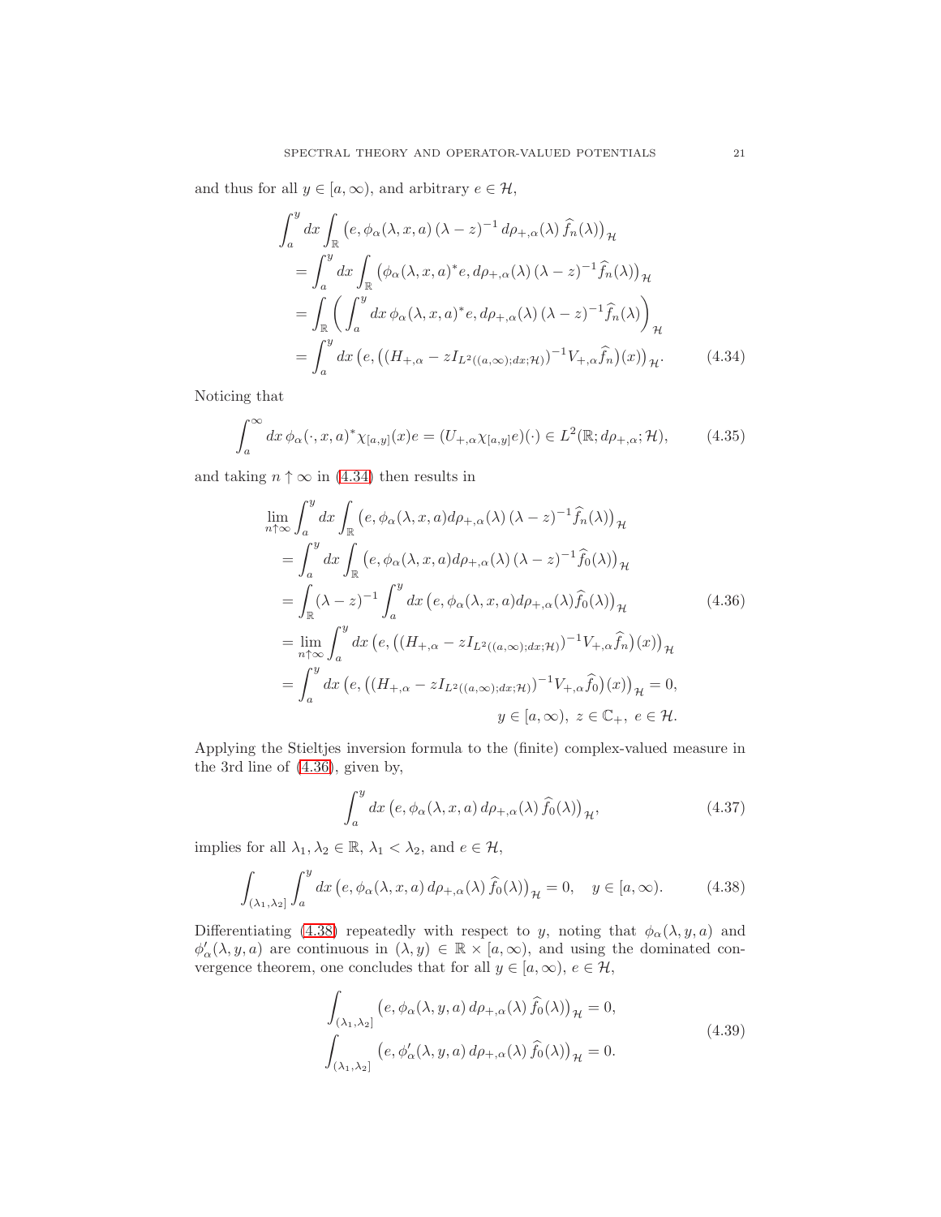and thus for all $y \in [a, \infty)$, and arbitrary $e \in \mathcal{H}$,

$$
\begin{aligned}
&\int_a^y dx \int_{\mathbb{R}} \big(e, \phi_\alpha(\lambda, x, a)\, (\lambda - z)^{-1}\, d\rho_{+,\alpha}(\lambda)\, \widehat{f}_n(\lambda)\big)_{\mathcal{H}} \\
&\quad = \int_a^y dx \int_{\mathbb{R}} \big(\phi_\alpha(\lambda, x, a)^* e, d\rho_{+,\alpha}(\lambda)\, (\lambda - z)^{-1} \widehat{f}_n(\lambda)\big)_{\mathcal{H}} \\
&\quad = \int_{\mathbb{R}} \bigg( \int_a^y dx\, \phi_\alpha(\lambda, x, a)^* e, d\rho_{+,\alpha}(\lambda)\, (\lambda - z)^{-1} \widehat{f}_n(\lambda)\bigg)_{\mathcal{H}} \\
&\quad = \int_a^y dx\, \big(e, \big((H_{+,\alpha} - z I_{L^2((a,\infty);dx;\mathcal{H})})^{-1} V_{+,\alpha} \widehat{f}_n\big)(x)\big)_{\mathcal{H}}.
\end{aligned} \tag{4.34}
$$

Noticing that

$$
\int_a^\infty dx\, \phi_\alpha(\cdot, x, a)^* \chi_{[a,y]}(x) e = (U_{+,\alpha} \chi_{[a,y]} e)(\cdot) \in L^2(\mathbb{R}; d\rho_{+,\alpha}; \mathcal{H}), \tag{4.35}
$$

and taking $n \uparrow \infty$ in (4.34) then results in

$$
\begin{aligned}
&\lim_{n \uparrow \infty} \int_a^y dx \int_{\mathbb{R}} \big(e, \phi_\alpha(\lambda, x, a) d\rho_{+,\alpha}(\lambda)\, (\lambda - z)^{-1} \widehat{f}_n(\lambda)\big)_{\mathcal{H}} \\
&\quad = \int_a^y dx \int_{\mathbb{R}} \big(e, \phi_\alpha(\lambda, x, a) d\rho_{+,\alpha}(\lambda)\, (\lambda - z)^{-1} \widehat{f}_0(\lambda)\big)_{\mathcal{H}} \\
&\quad = \int_{\mathbb{R}} (\lambda - z)^{-1} \int_a^y dx\, \big(e, \phi_\alpha(\lambda, x, a) d\rho_{+,\alpha}(\lambda) \widehat{f}_0(\lambda)\big)_{\mathcal{H}} \\
&\quad = \lim_{n \uparrow \infty} \int_a^y dx\, \big(e, \big((H_{+,\alpha} - z I_{L^2((a,\infty);dx;\mathcal{H})})^{-1} V_{+,\alpha} \widehat{f}_n\big)(x)\big)_{\mathcal{H}} \\
&\quad = \int_a^y dx\, \big(e, \big((H_{+,\alpha} - z I_{L^2((a,\infty);dx;\mathcal{H})})^{-1} V_{+,\alpha} \widehat{f}_0\big)(x)\big)_{\mathcal{H}} = 0, \\
&\hspace{20em} y \in [a, \infty),\ z \in \mathbb{C}_+,\ e \in \mathcal{H}.
\end{aligned} \tag{4.36}
$$

Applying the Stieltjes inversion formula to the (finite) complex-valued measure in the 3rd line of (4.36), given by,

$$
\int_a^y dx\, \big(e, \phi_\alpha(\lambda, x, a)\, d\rho_{+,\alpha}(\lambda)\, \widehat{f}_0(\lambda)\big)_{\mathcal{H}}, \tag{4.37}
$$

implies for all $\lambda_1, \lambda_2 \in \mathbb{R}$, $\lambda_1 < \lambda_2$, and $e \in \mathcal{H}$,

$$
\int_{(\lambda_1, \lambda_2]} \int_a^y dx\, \big(e, \phi_\alpha(\lambda, x, a)\, d\rho_{+,\alpha}(\lambda)\, \widehat{f}_0(\lambda)\big)_{\mathcal{H}} = 0, \quad y \in [a, \infty). \tag{4.38}
$$

Differentiating (4.38) repeatedly with respect to $y$, noting that $\phi_\alpha(\lambda, y, a)$ and $\phi_\alpha'(\lambda, y, a)$ are continuous in $(\lambda, y) \in \mathbb{R} \times [a, \infty)$, and using the dominated convergence theorem, one concludes that for all $y \in [a, \infty)$, $e \in \mathcal{H}$,

$$
\begin{aligned}
&\int_{(\lambda_1, \lambda_2]} \big(e, \phi_\alpha(\lambda, y, a)\, d\rho_{+,\alpha}(\lambda)\, \widehat{f}_0(\lambda)\big)_{\mathcal{H}} = 0, \\
&\int_{(\lambda_1, \lambda_2]} \big(e, \phi_\alpha'(\lambda, y, a)\, d\rho_{+,\alpha}(\lambda)\, \widehat{f}_0(\lambda)\big)_{\mathcal{H}} = 0.
\end{aligned} \tag{4.39}
$$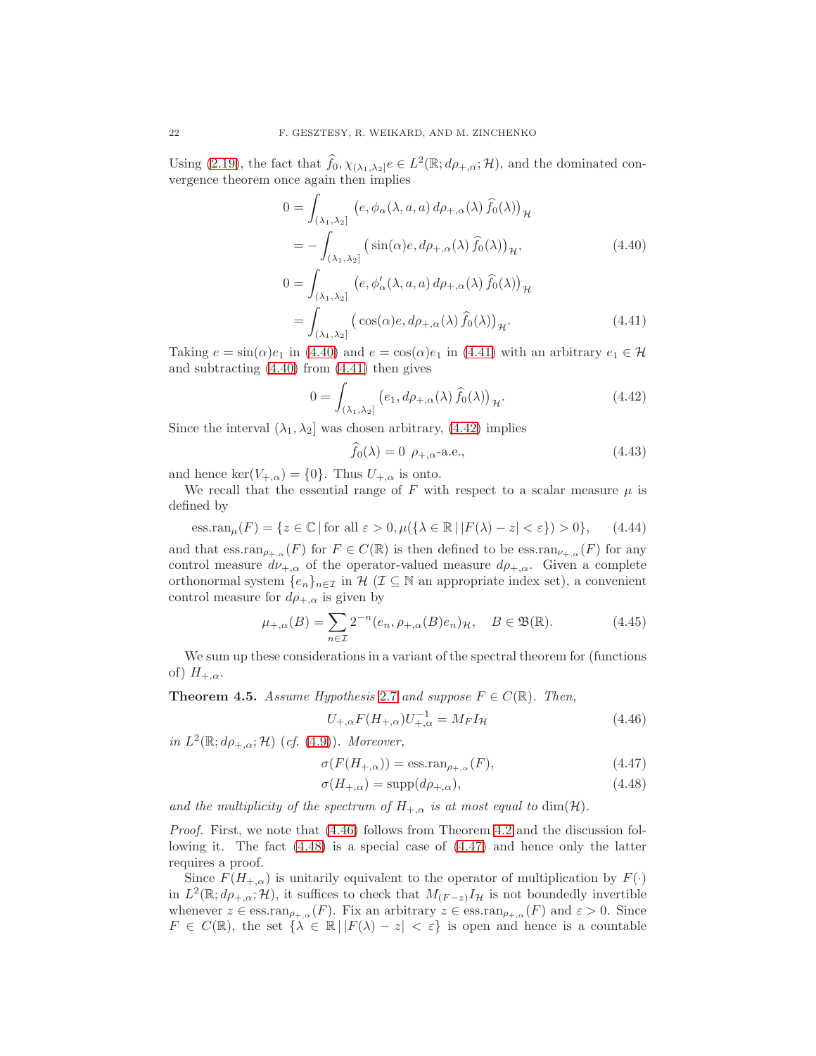Using (2.19), the fact that $\widehat{f}_0, \chi_{(\lambda_1,\lambda_2]}e \in L^2(\mathbb{R}; d\rho_{+,\alpha}; \mathcal{H})$, and the dominated convergence theorem once again then implies

$$
\begin{aligned}
0 &= \int_{(\lambda_1,\lambda_2]} \big(e, \phi_\alpha(\lambda, a, a)\, d\rho_{+,\alpha}(\lambda)\, \widehat{f}_0(\lambda)\big)_{\mathcal{H}} \\
&= -\int_{(\lambda_1,\lambda_2]} \big(\sin(\alpha)e, d\rho_{+,\alpha}(\lambda)\, \widehat{f}_0(\lambda)\big)_{\mathcal{H}}, 
\end{aligned} \tag{4.40}
$$

$$
\begin{aligned}
0 &= \int_{(\lambda_1,\lambda_2]} \big(e, \phi'_\alpha(\lambda, a, a)\, d\rho_{+,\alpha}(\lambda)\, \widehat{f}_0(\lambda)\big)_{\mathcal{H}} \\
&= \int_{(\lambda_1,\lambda_2]} \big(\cos(\alpha)e, d\rho_{+,\alpha}(\lambda)\, \widehat{f}_0(\lambda)\big)_{\mathcal{H}}. 
\end{aligned} \tag{4.41}
$$

Taking $e = \sin(\alpha)e_1$ in (4.40) and $e = \cos(\alpha)e_1$ in (4.41) with an arbitrary $e_1 \in \mathcal{H}$ and subtracting (4.40) from (4.41) then gives

$$
0 = \int_{(\lambda_1,\lambda_2]} \big(e_1, d\rho_{+,\alpha}(\lambda)\, \widehat{f}_0(\lambda)\big)_{\mathcal{H}}. \tag{4.42}
$$

Since the interval $(\lambda_1, \lambda_2]$ was chosen arbitrary, (4.42) implies

$$
\widehat{f}_0(\lambda) = 0 \;\; \rho_{+,\alpha}\text{-a.e.}, \tag{4.43}
$$

and hence $\ker(V_{+,\alpha}) = \{0\}$. Thus $U_{+,\alpha}$ is onto.

We recall that the essential range of $F$ with respect to a scalar measure $\mu$ is defined by

$$
\text{ess.ran}_\mu(F) = \{z \in \mathbb{C} \,|\, \text{for all } \varepsilon > 0, \mu(\{\lambda \in \mathbb{R} \,|\, |F(\lambda) - z| < \varepsilon\}) > 0\}, \tag{4.44}
$$

and that $\text{ess.ran}_{\rho_{+,\alpha}}(F)$ for $F \in C(\mathbb{R})$ is then defined to be $\text{ess.ran}_{\nu_{+,\alpha}}(F)$ for any control measure $d\nu_{+,\alpha}$ of the operator-valued measure $d\rho_{+,\alpha}$. Given a complete orthonormal system $\{e_n\}_{n\in\mathcal{I}}$ in $\mathcal{H}$ ($\mathcal{I} \subseteq \mathbb{N}$ an appropriate index set), a convenient control measure for $d\rho_{+,\alpha}$ is given by

$$
\mu_{+,\alpha}(B) = \sum_{n\in\mathcal{I}} 2^{-n}(e_n, \rho_{+,\alpha}(B)e_n)_{\mathcal{H}}, \quad B \in \mathfrak{B}(\mathbb{R}). \tag{4.45}
$$

We sum up these considerations in a variant of the spectral theorem for (functions of) $H_{+,\alpha}$.

**Theorem 4.5.** *Assume Hypothesis 2.7 and suppose $F \in C(\mathbb{R})$. Then,*

$$
U_{+,\alpha} F(H_{+,\alpha}) U_{+,\alpha}^{-1} = M_F I_{\mathcal{H}} \tag{4.46}
$$

*in $L^2(\mathbb{R}; d\rho_{+,\alpha}; \mathcal{H})$ (cf. (4.9)). Moreover,*

$$
\sigma(F(H_{+,\alpha})) = \text{ess.ran}_{\rho_{+,\alpha}}(F), \tag{4.47}
$$

$$
\sigma(H_{+,\alpha}) = \text{supp}(d\rho_{+,\alpha}), \tag{4.48}
$$

*and the multiplicity of the spectrum of $H_{+,\alpha}$ is at most equal to $\dim(\mathcal{H})$.*

*Proof.* First, we note that (4.46) follows from Theorem 4.2 and the discussion following it. The fact (4.48) is a special case of (4.47) and hence only the latter requires a proof.

Since $F(H_{+,\alpha})$ is unitarily equivalent to the operator of multiplication by $F(\cdot)$ in $L^2(\mathbb{R}; d\rho_{+,\alpha}; \mathcal{H})$, it suffices to check that $M_{(F-z)} I_{\mathcal{H}}$ is not boundedly invertible whenever $z \in \text{ess.ran}_{\rho_{+,\alpha}}(F)$. Fix an arbitrary $z \in \text{ess.ran}_{\rho_{+,\alpha}}(F)$ and $\varepsilon > 0$. Since $F \in C(\mathbb{R})$, the set $\{\lambda \in \mathbb{R} \,|\, |F(\lambda) - z| < \varepsilon\}$ is open and hence is a countable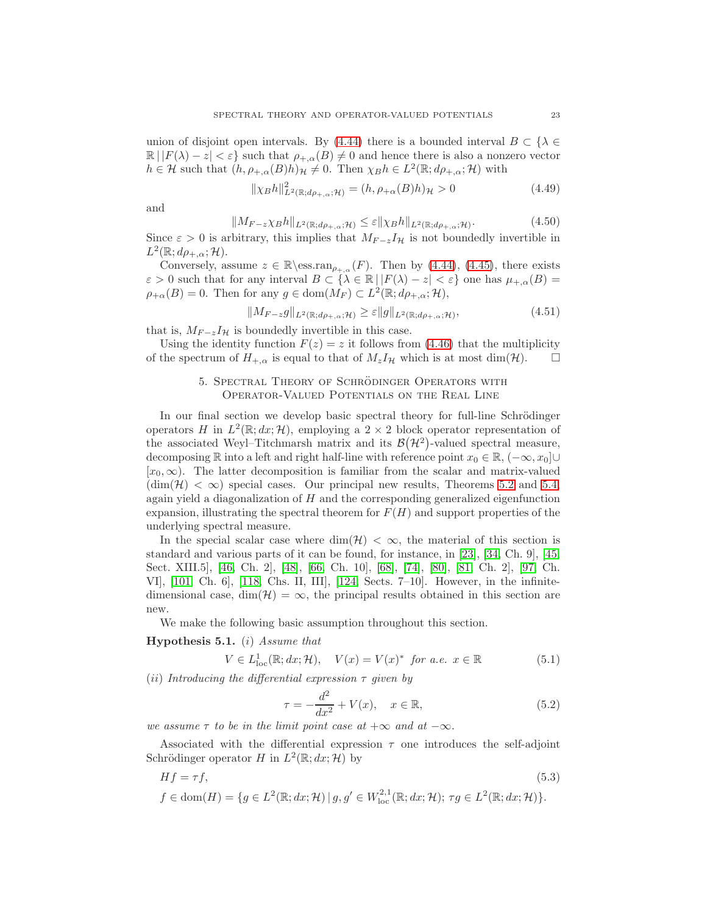union of disjoint open intervals. By (4.44) there is a bounded interval $B \subset \{\lambda \in \mathbb{R} \,|\, |F(\lambda) - z| < \varepsilon\}$ such that $\rho_{+,\alpha}(B) \neq 0$ and hence there is also a nonzero vector $h \in \mathcal{H}$ such that $(h, \rho_{+,\alpha}(B)h)_{\mathcal{H}} \neq 0$. Then $\chi_B h \in L^2(\mathbb{R}; d\rho_{+,\alpha}; \mathcal{H})$ with

$$\|\chi_B h\|^2_{L^2(\mathbb{R}; d\rho_{+,\alpha}; \mathcal{H})} = (h, \rho_{+\alpha}(B)h)_{\mathcal{H}} > 0 \tag{4.49}$$

and

$$\|M_{F-z}\chi_B h\|_{L^2(\mathbb{R}; d\rho_{+,\alpha}; \mathcal{H})} \leq \varepsilon \|\chi_B h\|_{L^2(\mathbb{R}; d\rho_{+,\alpha}; \mathcal{H})}. \tag{4.50}$$

Since $\varepsilon > 0$ is arbitrary, this implies that $M_{F-z}I_{\mathcal{H}}$ is not boundedly invertible in $L^2(\mathbb{R}; d\rho_{+,\alpha}; \mathcal{H})$.

Conversely, assume $z \in \mathbb{R}\backslash \text{ess.ran}_{\rho_{+,\alpha}}(F)$. Then by (4.44), (4.45), there exists $\varepsilon > 0$ such that for any interval $B \subset \{\lambda \in \mathbb{R} \,|\, |F(\lambda) - z| < \varepsilon\}$ one has $\mu_{+,\alpha}(B) = \rho_{+\alpha}(B) = 0$. Then for any $g \in \text{dom}(M_F) \subset L^2(\mathbb{R}; d\rho_{+,\alpha}; \mathcal{H})$,

$$\|M_{F-z}g\|_{L^2(\mathbb{R}; d\rho_{+,\alpha}; \mathcal{H})} \geq \varepsilon \|g\|_{L^2(\mathbb{R}; d\rho_{+,\alpha}; \mathcal{H})}, \tag{4.51}$$

that is, $M_{F-z}I_{\mathcal{H}}$ is boundedly invertible in this case.

Using the identity function $F(z) = z$ it follows from (4.46) that the multiplicity of the spectrum of $H_{+,\alpha}$ is equal to that of $M_z I_{\mathcal{H}}$ which is at most $\dim(\mathcal{H})$. $\square$

## 5. Spectral Theory of Schrödinger Operators with Operator-Valued Potentials on the Real Line

In our final section we develop basic spectral theory for full-line Schrödinger operators $H$ in $L^2(\mathbb{R}; dx; \mathcal{H})$, employing a $2 \times 2$ block operator representation of the associated Weyl–Titchmarsh matrix and its $\mathcal{B}(\mathcal{H}^2)$-valued spectral measure, decomposing $\mathbb{R}$ into a left and right half-line with reference point $x_0 \in \mathbb{R}$, $(-\infty, x_0] \cup [x_0, \infty)$. The latter decomposition is familiar from the scalar and matrix-valued ($\dim(\mathcal{H}) < \infty$) special cases. Our principal new results, Theorems 5.2 and 5.4, again yield a diagonalization of $H$ and the corresponding generalized eigenfunction expansion, illustrating the spectral theorem for $F(H)$ and support properties of the underlying spectral measure.

In the special scalar case where $\dim(\mathcal{H}) < \infty$, the material of this section is standard and various parts of it can be found, for instance, in [23], [34, Ch. 9], [45, Sect. XIII.5], [46, Ch. 2], [48], [66, Ch. 10], [68], [74], [80], [81, Ch. 2], [97, Ch. VI], [101, Ch. 6], [118, Chs. II, III], [124, Sects. 7–10]. However, in the infinite-dimensional case, $\dim(\mathcal{H}) = \infty$, the principal results obtained in this section are new.

We make the following basic assumption throughout this section.

**Hypothesis 5.1.** $(i)$ *Assume that*

$$V \in L^1_{\text{loc}}(\mathbb{R}; dx; \mathcal{H}), \quad V(x) = V(x)^* \ \text{ for a.e. } x \in \mathbb{R} \tag{5.1}$$

$(ii)$ *Introducing the differential expression $\tau$ given by*

$$\tau = -\frac{d^2}{dx^2} + V(x), \quad x \in \mathbb{R}, \tag{5.2}$$

*we assume $\tau$ to be in the limit point case at $+\infty$ and at $-\infty$.*

Associated with the differential expression $\tau$ one introduces the self-adjoint Schrödinger operator $H$ in $L^2(\mathbb{R}; dx; \mathcal{H})$ by

$$\begin{aligned} &Hf = \tau f, \\ &f \in \text{dom}(H) = \{g \in L^2(\mathbb{R}; dx; \mathcal{H}) \,|\, g, g' \in W^{2,1}_{\text{loc}}(\mathbb{R}; dx; \mathcal{H});\, \tau g \in L^2(\mathbb{R}; dx; \mathcal{H})\}. \end{aligned} \tag{5.3}$$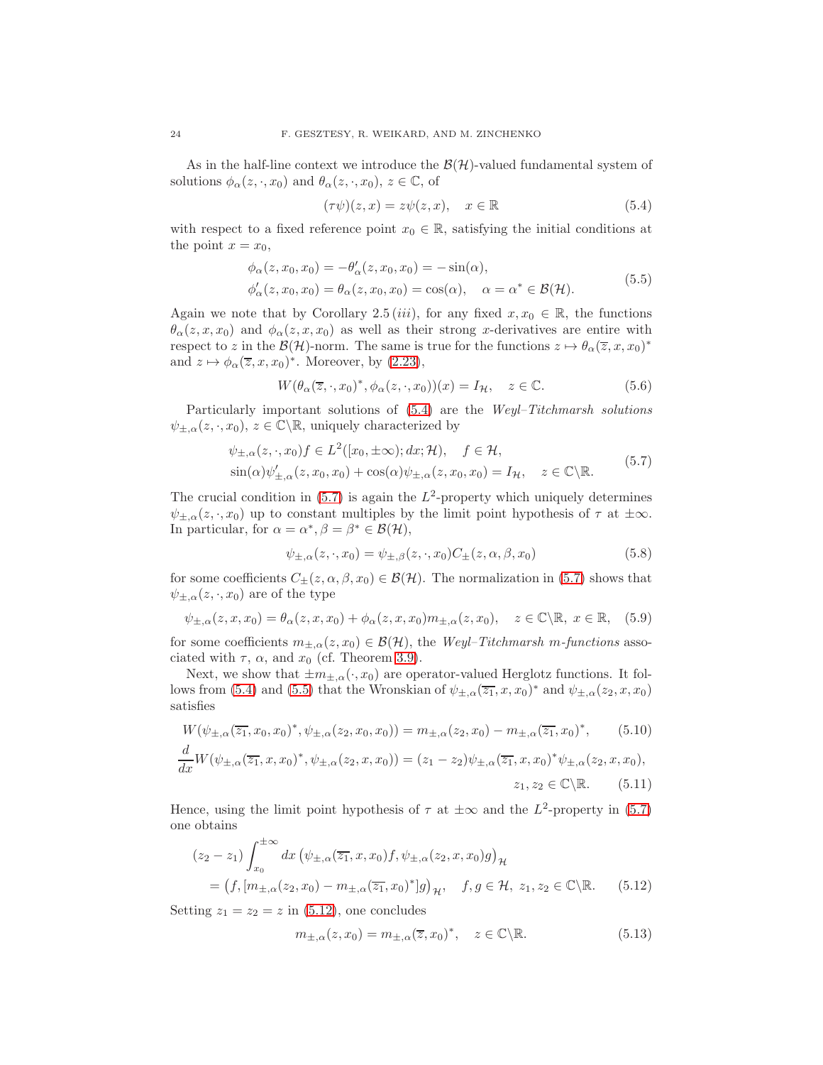As in the half-line context we introduce the $\mathcal{B}(\mathcal{H})$-valued fundamental system of solutions $\phi_\alpha(z,\cdot,x_0)$ and $\theta_\alpha(z,\cdot,x_0)$, $z\in\mathbb{C}$, of

$$(\tau\psi)(z,x) = z\psi(z,x), \quad x\in\mathbb{R} \tag{5.4}$$

with respect to a fixed reference point $x_0\in\mathbb{R}$, satisfying the initial conditions at the point $x=x_0$,

$$\begin{aligned} &\phi_\alpha(z,x_0,x_0) = -\theta'_\alpha(z,x_0,x_0) = -\sin(\alpha), \\ &\phi'_\alpha(z,x_0,x_0) = \theta_\alpha(z,x_0,x_0) = \cos(\alpha), \quad \alpha=\alpha^*\in\mathcal{B}(\mathcal{H}). \end{aligned} \tag{5.5}$$

Again we note that by Corollary 2.5 $(iii)$, for any fixed $x,x_0\in\mathbb{R}$, the functions $\theta_\alpha(z,x,x_0)$ and $\phi_\alpha(z,x,x_0)$ as well as their strong $x$-derivatives are entire with respect to $z$ in the $\mathcal{B}(\mathcal{H})$-norm. The same is true for the functions $z\mapsto\theta_\alpha(\overline{z},x,x_0)^*$ and $z\mapsto\phi_\alpha(\overline{z},x,x_0)^*$. Moreover, by (2.23),

$$W(\theta_\alpha(\overline{z},\cdot,x_0)^*,\phi_\alpha(z,\cdot,x_0))(x) = I_{\mathcal{H}}, \quad z\in\mathbb{C}. \tag{5.6}$$

Particularly important solutions of (5.4) are the *Weyl–Titchmarsh solutions* $\psi_{\pm,\alpha}(z,\cdot,x_0)$, $z\in\mathbb{C}\backslash\mathbb{R}$, uniquely characterized by

$$\begin{aligned} &\psi_{\pm,\alpha}(z,\cdot,x_0)f\in L^2([x_0,\pm\infty);dx;\mathcal{H}), \quad f\in\mathcal{H}, \\ &\sin(\alpha)\psi'_{\pm,\alpha}(z,x_0,x_0)+\cos(\alpha)\psi_{\pm,\alpha}(z,x_0,x_0) = I_{\mathcal{H}}, \quad z\in\mathbb{C}\backslash\mathbb{R}. \end{aligned} \tag{5.7}$$

The crucial condition in (5.7) is again the $L^2$-property which uniquely determines $\psi_{\pm,\alpha}(z,\cdot,x_0)$ up to constant multiples by the limit point hypothesis of $\tau$ at $\pm\infty$. In particular, for $\alpha=\alpha^*,\beta=\beta^*\in\mathcal{B}(\mathcal{H})$,

$$\psi_{\pm,\alpha}(z,\cdot,x_0) = \psi_{\pm,\beta}(z,\cdot,x_0)C_\pm(z,\alpha,\beta,x_0) \tag{5.8}$$

for some coefficients $C_\pm(z,\alpha,\beta,x_0)\in\mathcal{B}(\mathcal{H})$. The normalization in (5.7) shows that $\psi_{\pm,\alpha}(z,\cdot,x_0)$ are of the type

$$\psi_{\pm,\alpha}(z,x,x_0) = \theta_\alpha(z,x,x_0)+\phi_\alpha(z,x,x_0)m_{\pm,\alpha}(z,x_0), \quad z\in\mathbb{C}\backslash\mathbb{R},\ x\in\mathbb{R}, \tag{5.9}$$

for some coefficients $m_{\pm,\alpha}(z,x_0)\in\mathcal{B}(\mathcal{H})$, the *Weyl–Titchmarsh $m$-functions* associated with $\tau$, $\alpha$, and $x_0$ (cf. Theorem 3.9).

Next, we show that $\pm m_{\pm,\alpha}(\cdot,x_0)$ are operator-valued Herglotz functions. It follows from (5.4) and (5.5) that the Wronskian of $\psi_{\pm,\alpha}(\overline{z_1},x,x_0)^*$ and $\psi_{\pm,\alpha}(z_2,x,x_0)$ satisfies

$$W(\psi_{\pm,\alpha}(\overline{z_1},x_0,x_0)^*,\psi_{\pm,\alpha}(z_2,x_0,x_0)) = m_{\pm,\alpha}(z_2,x_0)-m_{\pm,\alpha}(\overline{z_1},x_0)^*, \tag{5.10}$$

$$\frac{d}{dx}W(\psi_{\pm,\alpha}(\overline{z_1},x,x_0)^*,\psi_{\pm,\alpha}(z_2,x,x_0)) = (z_1-z_2)\psi_{\pm,\alpha}(\overline{z_1},x,x_0)^*\psi_{\pm,\alpha}(z_2,x,x_0), \quad z_1,z_2\in\mathbb{C}\backslash\mathbb{R}. \tag{5.11}$$

Hence, using the limit point hypothesis of $\tau$ at $\pm\infty$ and the $L^2$-property in (5.7) one obtains

$$\begin{aligned} &(z_2-z_1)\int_{x_0}^{\pm\infty}dx\,\big(\psi_{\pm,\alpha}(\overline{z_1},x,x_0)f,\psi_{\pm,\alpha}(z_2,x,x_0)g\big)_{\mathcal{H}} \\ &\quad = \big(f,[m_{\pm,\alpha}(z_2,x_0)-m_{\pm,\alpha}(\overline{z_1},x_0)^*]g\big)_{\mathcal{H}}, \quad f,g\in\mathcal{H},\ z_1,z_2\in\mathbb{C}\backslash\mathbb{R}. \end{aligned} \tag{5.12}$$

Setting $z_1=z_2=z$ in (5.12), one concludes

$$m_{\pm,\alpha}(z,x_0) = m_{\pm,\alpha}(\overline{z},x_0)^*, \quad z\in\mathbb{C}\backslash\mathbb{R}. \tag{5.13}$$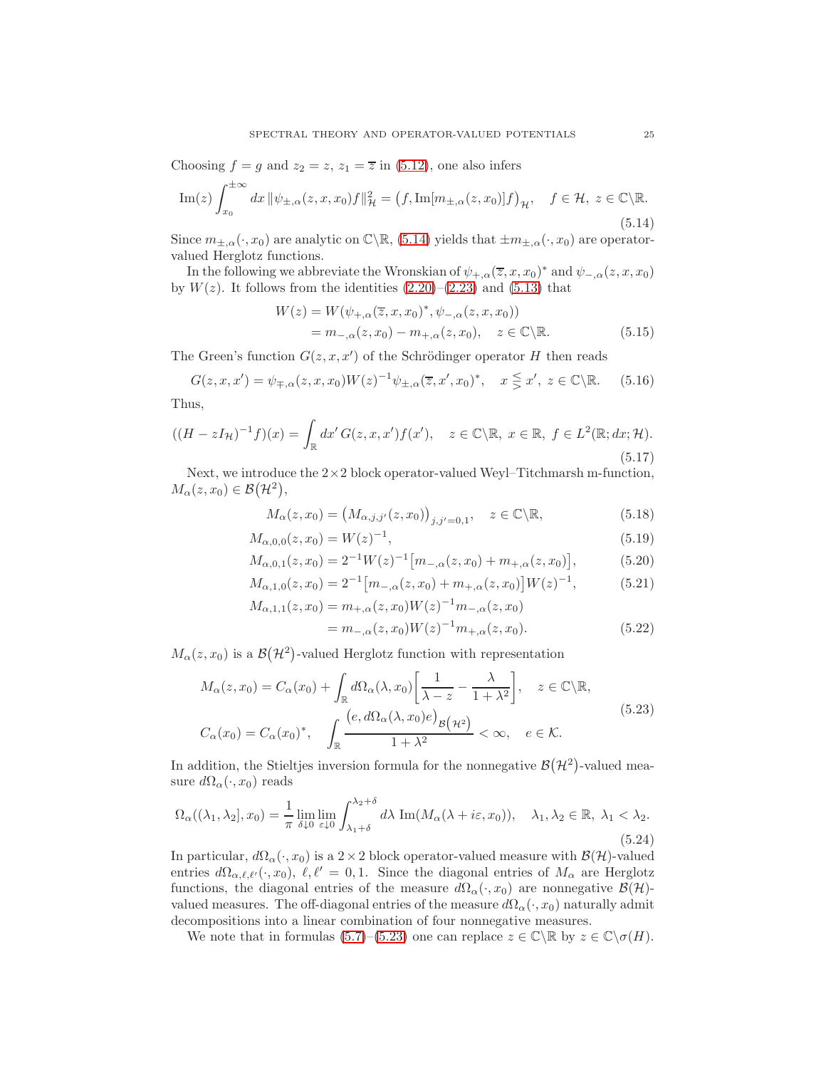Choosing $f = g$ and $z_2 = z$, $z_1 = \overline{z}$ in (5.12), one also infers

$$\operatorname{Im}(z) \int_{x_0}^{\pm\infty} dx\, \|\psi_{\pm,\alpha}(z,x,x_0) f\|_{\mathcal{H}}^2 = \big(f, \operatorname{Im}[m_{\pm,\alpha}(z,x_0)] f\big)_{\mathcal{H}}, \quad f \in \mathcal{H},\ z \in \mathbb{C}\backslash\mathbb{R}. \tag{5.14}$$

Since $m_{\pm,\alpha}(\cdot,x_0)$ are analytic on $\mathbb{C}\backslash\mathbb{R}$, (5.14) yields that $\pm m_{\pm,\alpha}(\cdot,x_0)$ are operator-valued Herglotz functions.

In the following we abbreviate the Wronskian of $\psi_{+,\alpha}(\overline{z},x,x_0)^*$ and $\psi_{-,\alpha}(z,x,x_0)$ by $W(z)$. It follows from the identities (2.20)–(2.23) and (5.13) that

$$\begin{aligned} W(z) &= W(\psi_{+,\alpha}(\overline{z},x,x_0)^*, \psi_{-,\alpha}(z,x,x_0)) \\ &= m_{-,\alpha}(z,x_0) - m_{+,\alpha}(z,x_0), \quad z \in \mathbb{C}\backslash\mathbb{R}. \end{aligned} \tag{5.15}$$

The Green's function $G(z,x,x')$ of the Schrödinger operator $H$ then reads

$$G(z,x,x') = \psi_{\mp,\alpha}(z,x,x_0) W(z)^{-1} \psi_{\pm,\alpha}(\overline{z},x',x_0)^*, \quad x \lesseqgtr x',\ z \in \mathbb{C}\backslash\mathbb{R}. \tag{5.16}$$

Thus,

$$((H - zI_{\mathcal{H}})^{-1} f)(x) = \int_{\mathbb{R}} dx'\, G(z,x,x') f(x'), \quad z \in \mathbb{C}\backslash\mathbb{R},\ x \in \mathbb{R},\ f \in L^2(\mathbb{R}; dx; \mathcal{H}). \tag{5.17}$$

Next, we introduce the $2\times 2$ block operator-valued Weyl–Titchmarsh m-function, $M_\alpha(z,x_0) \in \mathcal{B}(\mathcal{H}^2)$,

$$M_\alpha(z,x_0) = \big(M_{\alpha,j,j'}(z,x_0)\big)_{j,j'=0,1}, \quad z \in \mathbb{C}\backslash\mathbb{R}, \tag{5.18}$$

$$M_{\alpha,0,0}(z,x_0) = W(z)^{-1}, \tag{5.19}$$

$$M_{\alpha,0,1}(z,x_0) = 2^{-1} W(z)^{-1} \big[m_{-,\alpha}(z,x_0) + m_{+,\alpha}(z,x_0)\big], \tag{5.20}$$

$$M_{\alpha,1,0}(z,x_0) = 2^{-1} \big[m_{-,\alpha}(z,x_0) + m_{+,\alpha}(z,x_0)\big] W(z)^{-1}, \tag{5.21}$$

$$\begin{aligned} M_{\alpha,1,1}(z,x_0) &= m_{+,\alpha}(z,x_0) W(z)^{-1} m_{-,\alpha}(z,x_0) \\ &= m_{-,\alpha}(z,x_0) W(z)^{-1} m_{+,\alpha}(z,x_0). \end{aligned} \tag{5.22}$$

$M_\alpha(z,x_0)$ is a $\mathcal{B}(\mathcal{H}^2)$-valued Herglotz function with representation

$$\begin{aligned} &M_\alpha(z,x_0) = C_\alpha(x_0) + \int_{\mathbb{R}} d\Omega_\alpha(\lambda,x_0) \bigg[\frac{1}{\lambda - z} - \frac{\lambda}{1+\lambda^2}\bigg], \quad z \in \mathbb{C}\backslash\mathbb{R}, \\ &C_\alpha(x_0) = C_\alpha(x_0)^*, \quad \int_{\mathbb{R}} \frac{\big(e, d\Omega_\alpha(\lambda,x_0) e\big)_{\mathcal{B}(\mathcal{H}^2)}}{1+\lambda^2} < \infty, \quad e \in \mathcal{K}. \end{aligned} \tag{5.23}$$

In addition, the Stieltjes inversion formula for the nonnegative $\mathcal{B}(\mathcal{H}^2)$-valued measure $d\Omega_\alpha(\cdot,x_0)$ reads

$$\Omega_\alpha((\lambda_1,\lambda_2],x_0) = \frac{1}{\pi} \lim_{\delta\downarrow 0} \lim_{\varepsilon\downarrow 0} \int_{\lambda_1+\delta}^{\lambda_2+\delta} d\lambda\, \operatorname{Im}(M_\alpha(\lambda + i\varepsilon, x_0)), \quad \lambda_1,\lambda_2 \in \mathbb{R},\ \lambda_1 < \lambda_2. \tag{5.24}$$

In particular, $d\Omega_\alpha(\cdot,x_0)$ is a $2\times 2$ block operator-valued measure with $\mathcal{B}(\mathcal{H})$-valued entries $d\Omega_{\alpha,\ell,\ell'}(\cdot,x_0)$, $\ell,\ell' = 0,1$. Since the diagonal entries of $M_\alpha$ are Herglotz functions, the diagonal entries of the measure $d\Omega_\alpha(\cdot,x_0)$ are nonnegative $\mathcal{B}(\mathcal{H})$-valued measures. The off-diagonal entries of the measure $d\Omega_\alpha(\cdot,x_0)$ naturally admit decompositions into a linear combination of four nonnegative measures.

We note that in formulas (5.7)–(5.23) one can replace $z \in \mathbb{C}\backslash\mathbb{R}$ by $z \in \mathbb{C}\backslash\sigma(H)$.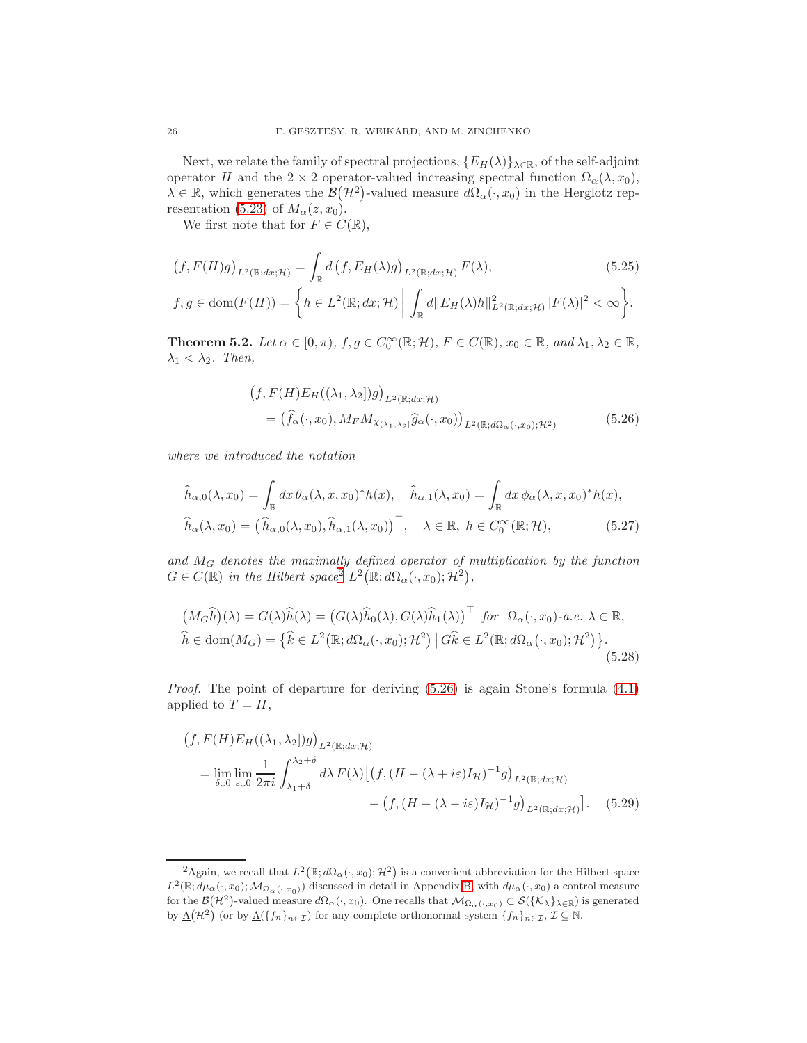Next, we relate the family of spectral projections, $\{E_H(\lambda)\}_{\lambda\in\mathbb{R}}$, of the self-adjoint operator $H$ and the $2\times 2$ operator-valued increasing spectral function $\Omega_\alpha(\lambda, x_0)$, $\lambda\in\mathbb{R}$, which generates the $\mathcal{B}(\mathcal{H}^2)$-valued measure $d\Omega_\alpha(\cdot, x_0)$ in the Herglotz representation (5.23) of $M_\alpha(z, x_0)$.

We first note that for $F \in C(\mathbb{R})$,

$$
\begin{aligned}
&\big(f, F(H)g\big)_{L^2(\mathbb{R};dx;\mathcal{H})} = \int_{\mathbb{R}} d\,\big(f, E_H(\lambda)g\big)_{L^2(\mathbb{R};dx;\mathcal{H})}\, F(\lambda), \qquad (5.25)\\
&f, g \in \operatorname{dom}(F(H)) = \bigg\{h \in L^2(\mathbb{R}; dx; \mathcal{H}) \,\bigg|\, \int_{\mathbb{R}} d\|E_H(\lambda)h\|^2_{L^2(\mathbb{R};dx;\mathcal{H})}\, |F(\lambda)|^2 < \infty\bigg\}.
\end{aligned}
$$

**Theorem 5.2.** *Let $\alpha\in[0,\pi)$, $f, g\in C_0^\infty(\mathbb{R};\mathcal{H})$, $F\in C(\mathbb{R})$, $x_0\in\mathbb{R}$, and $\lambda_1,\lambda_2\in\mathbb{R}$, $\lambda_1<\lambda_2$. Then,*

$$
\begin{aligned}
&\big(f, F(H)E_H((\lambda_1,\lambda_2])g\big)_{L^2(\mathbb{R};dx;\mathcal{H})}\\
&\quad = \big(\widehat{f}_\alpha(\cdot, x_0), M_F M_{\chi_{(\lambda_1,\lambda_2]}} \widehat{g}_\alpha(\cdot, x_0)\big)_{L^2(\mathbb{R};d\Omega_\alpha(\cdot,x_0);\mathcal{H}^2)} \qquad (5.26)
\end{aligned}
$$

*where we introduced the notation*

$$
\begin{aligned}
&\widehat{h}_{\alpha,0}(\lambda, x_0) = \int_{\mathbb{R}} dx\, \theta_\alpha(\lambda, x, x_0)^* h(x), \quad \widehat{h}_{\alpha,1}(\lambda, x_0) = \int_{\mathbb{R}} dx\, \phi_\alpha(\lambda, x, x_0)^* h(x),\\
&\widehat{h}_\alpha(\lambda, x_0) = \big(\widehat{h}_{\alpha,0}(\lambda, x_0), \widehat{h}_{\alpha,1}(\lambda, x_0)\big)^\top, \quad \lambda\in\mathbb{R},\ h\in C_0^\infty(\mathbb{R};\mathcal{H}), \qquad (5.27)
\end{aligned}
$$

*and $M_G$ denotes the maximally defined operator of multiplication by the function $G\in C(\mathbb{R})$ in the Hilbert space*[2] *$L^2\big(\mathbb{R}; d\Omega_\alpha(\cdot, x_0); \mathcal{H}^2\big)$,*

$$
\begin{aligned}
&\big(M_G\widehat{h}\big)(\lambda) = G(\lambda)\widehat{h}(\lambda) = \big(G(\lambda)\widehat{h}_0(\lambda), G(\lambda)\widehat{h}_1(\lambda)\big)^\top \ \text{ for } \ \Omega_\alpha(\cdot, x_0)\text{-a.e. } \lambda\in\mathbb{R},\\
&\widehat{h}\in\operatorname{dom}(M_G) = \big\{\widehat{k}\in L^2\big(\mathbb{R}; d\Omega_\alpha(\cdot, x_0);\mathcal{H}^2\big)\,\big|\, G\widehat{k}\in L^2\big(\mathbb{R}; d\Omega_\alpha(\cdot, x_0);\mathcal{H}^2\big)\big\}. \qquad (5.28)
\end{aligned}
$$

*Proof.* The point of departure for deriving (5.26) is again Stone's formula (4.1) applied to $T = H$,

$$
\begin{aligned}
&\big(f, F(H)E_H((\lambda_1,\lambda_2])g\big)_{L^2(\mathbb{R};dx;\mathcal{H})}\\
&\quad = \lim_{\delta\downarrow 0}\lim_{\varepsilon\downarrow 0}\frac{1}{2\pi i}\int_{\lambda_1+\delta}^{\lambda_2+\delta} d\lambda\, F(\lambda)\big[\big(f, (H-(\lambda+i\varepsilon)I_{\mathcal{H}})^{-1}g\big)_{L^2(\mathbb{R};dx;\mathcal{H})}\\
&\qquad\qquad - \big(f, (H-(\lambda-i\varepsilon)I_{\mathcal{H}})^{-1}g\big)_{L^2(\mathbb{R};dx;\mathcal{H})}\big]. \qquad (5.29)
\end{aligned}
$$

---

[2] Again, we recall that $L^2\big(\mathbb{R}; d\Omega_\alpha(\cdot, x_0); \mathcal{H}^2\big)$ is a convenient abbreviation for the Hilbert space $L^2(\mathbb{R}; d\mu_\alpha(\cdot, x_0); \mathcal{M}_{\Omega_\alpha(\cdot,x_0)})$ discussed in detail in Appendix B, with $d\mu_\alpha(\cdot, x_0)$ a control measure for the $\mathcal{B}(\mathcal{H}^2)$-valued measure $d\Omega_\alpha(\cdot, x_0)$. One recalls that $\mathcal{M}_{\Omega_\alpha(\cdot,x_0)}\subset\mathcal{S}(\{\mathcal{K}_\lambda\}_{\lambda\in\mathbb{R}})$ is generated by $\underline{\Lambda}(\mathcal{H}^2)$ (or by $\underline{\Lambda}(\{f_n\}_{n\in\mathcal{I}})$ for any complete orthonormal system $\{f_n\}_{n\in\mathcal{I}}$, $\mathcal{I}\subseteq\mathbb{N}$.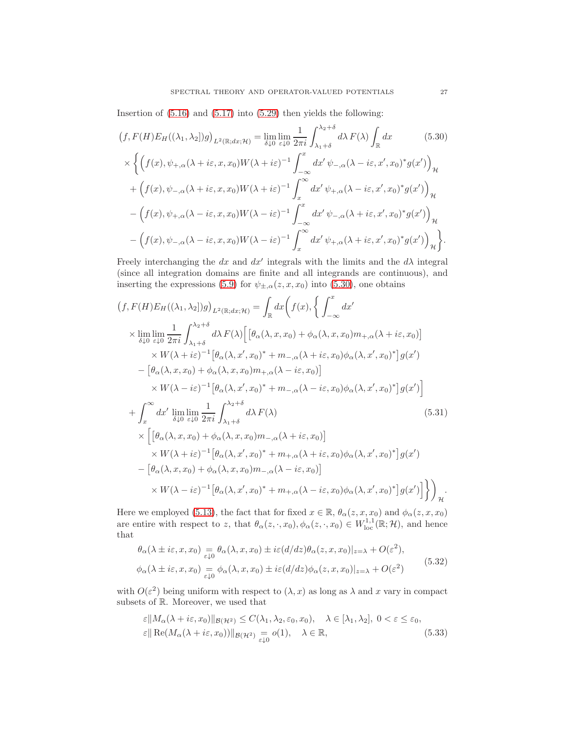Insertion of (5.16) and (5.17) into (5.29) then yields the following:

$$
\begin{aligned}
&\big(f, F(H)E_H((\lambda_1,\lambda_2])g\big)_{L^2(\mathbb{R};dx;\mathcal{H})} = \lim_{\delta\downarrow 0}\lim_{\varepsilon\downarrow 0}\frac{1}{2\pi i}\int_{\lambda_1+\delta}^{\lambda_2+\delta} d\lambda\, F(\lambda)\int_{\mathbb{R}} dx \\
&\times\bigg\{\Big(f(x), \psi_{+,\alpha}(\lambda+i\varepsilon,x,x_0)W(\lambda+i\varepsilon)^{-1}\int_{-\infty}^{x} dx'\, \psi_{-,\alpha}(\lambda-i\varepsilon,x',x_0)^*g(x')\Big)_{\mathcal{H}} \\
&+\Big(f(x), \psi_{-,\alpha}(\lambda+i\varepsilon,x,x_0)W(\lambda+i\varepsilon)^{-1}\int_{x}^{\infty} dx'\, \psi_{+,\alpha}(\lambda-i\varepsilon,x',x_0)^*g(x')\Big)_{\mathcal{H}} \\
&-\Big(f(x), \psi_{+,\alpha}(\lambda-i\varepsilon,x,x_0)W(\lambda-i\varepsilon)^{-1}\int_{-\infty}^{x} dx'\, \psi_{-,\alpha}(\lambda+i\varepsilon,x',x_0)^*g(x')\Big)_{\mathcal{H}} \\
&-\Big(f(x), \psi_{-,\alpha}(\lambda-i\varepsilon,x,x_0)W(\lambda-i\varepsilon)^{-1}\int_{x}^{\infty} dx'\, \psi_{+,\alpha}(\lambda+i\varepsilon,x',x_0)^*g(x')\Big)_{\mathcal{H}}\bigg\}.
\end{aligned} \tag{5.30}
$$

Freely interchanging the $dx$ and $dx'$ integrals with the limits and the $d\lambda$ integral (since all integration domains are finite and all integrands are continuous), and inserting the expressions (5.9) for $\psi_{\pm,\alpha}(z,x,x_0)$ into (5.30), one obtains

$$
\begin{aligned}
&\big(f, F(H)E_H((\lambda_1,\lambda_2])g\big)_{L^2(\mathbb{R};dx;\mathcal{H})} = \int_{\mathbb{R}} dx\bigg(f(x), \bigg\{\int_{-\infty}^{x} dx' \\
&\quad\times\lim_{\delta\downarrow 0}\lim_{\varepsilon\downarrow 0}\frac{1}{2\pi i}\int_{\lambda_1+\delta}^{\lambda_2+\delta} d\lambda\, F(\lambda)\Big[\big[\theta_\alpha(\lambda,x,x_0)+\phi_\alpha(\lambda,x,x_0)m_{+,\alpha}(\lambda+i\varepsilon,x_0)\big] \\
&\qquad\times W(\lambda+i\varepsilon)^{-1}\big[\theta_\alpha(\lambda,x',x_0)^*+m_{-,\alpha}(\lambda+i\varepsilon,x_0)\phi_\alpha(\lambda,x',x_0)^*\big]g(x') \\
&\quad-\big[\theta_\alpha(\lambda,x,x_0)+\phi_\alpha(\lambda,x,x_0)m_{+,\alpha}(\lambda-i\varepsilon,x_0)\big] \\
&\qquad\times W(\lambda-i\varepsilon)^{-1}\big[\theta_\alpha(\lambda,x',x_0)^*+m_{-,\alpha}(\lambda-i\varepsilon,x_0)\phi_\alpha(\lambda,x',x_0)^*\big]g(x')\Big] \\
&\quad+\int_{x}^{\infty} dx'\,\lim_{\delta\downarrow 0}\lim_{\varepsilon\downarrow 0}\frac{1}{2\pi i}\int_{\lambda_1+\delta}^{\lambda_2+\delta} d\lambda\, F(\lambda) \\
&\quad\times\Big[\big[\theta_\alpha(\lambda,x,x_0)+\phi_\alpha(\lambda,x,x_0)m_{-,\alpha}(\lambda+i\varepsilon,x_0)\big] \\
&\qquad\times W(\lambda+i\varepsilon)^{-1}\big[\theta_\alpha(\lambda,x',x_0)^*+m_{+,\alpha}(\lambda+i\varepsilon,x_0)\phi_\alpha(\lambda,x',x_0)^*\big]g(x') \\
&\quad-\big[\theta_\alpha(\lambda,x,x_0)+\phi_\alpha(\lambda,x,x_0)m_{-,\alpha}(\lambda-i\varepsilon,x_0)\big] \\
&\qquad\times W(\lambda-i\varepsilon)^{-1}\big[\theta_\alpha(\lambda,x',x_0)^*+m_{+,\alpha}(\lambda-i\varepsilon,x_0)\phi_\alpha(\lambda,x',x_0)^*\big]g(x')\Big]\bigg\}\bigg)_{\mathcal{H}}.
\end{aligned} \tag{5.31}
$$

Here we employed (5.13), the fact that for fixed $x\in\mathbb{R}$, $\theta_\alpha(z,x,x_0)$ and $\phi_\alpha(z,x,x_0)$ are entire with respect to $z$, that $\theta_\alpha(z,\cdot,x_0),\phi_\alpha(z,\cdot,x_0)\in W^{1,1}_{\rm loc}(\mathbb{R};\mathcal{H})$, and hence that

$$
\begin{aligned}
\theta_\alpha(\lambda\pm i\varepsilon,x,x_0) &\underset{\varepsilon\downarrow 0}{=} \theta_\alpha(\lambda,x,x_0)\pm i\varepsilon(d/dz)\theta_\alpha(z,x,x_0)|_{z=\lambda}+O(\varepsilon^2), \\
\phi_\alpha(\lambda\pm i\varepsilon,x,x_0) &\underset{\varepsilon\downarrow 0}{=} \phi_\alpha(\lambda,x,x_0)\pm i\varepsilon(d/dz)\phi_\alpha(z,x,x_0)|_{z=\lambda}+O(\varepsilon^2)
\end{aligned} \tag{5.32}
$$

with $O(\varepsilon^2)$ being uniform with respect to $(\lambda,x)$ as long as $\lambda$ and $x$ vary in compact subsets of $\mathbb{R}$. Moreover, we used that

$$
\begin{aligned}
&\varepsilon\|M_\alpha(\lambda+i\varepsilon,x_0)\|_{\mathcal{B}(\mathcal{H}^2)}\leq C(\lambda_1,\lambda_2,\varepsilon_0,x_0), \quad \lambda\in[\lambda_1,\lambda_2],\ 0<\varepsilon\leq\varepsilon_0, \\
&\varepsilon\|\operatorname{Re}(M_\alpha(\lambda+i\varepsilon,x_0))\|_{\mathcal{B}(\mathcal{H}^2)}\underset{\varepsilon\downarrow 0}{=} o(1), \quad \lambda\in\mathbb{R},
\end{aligned} \tag{5.33}
$$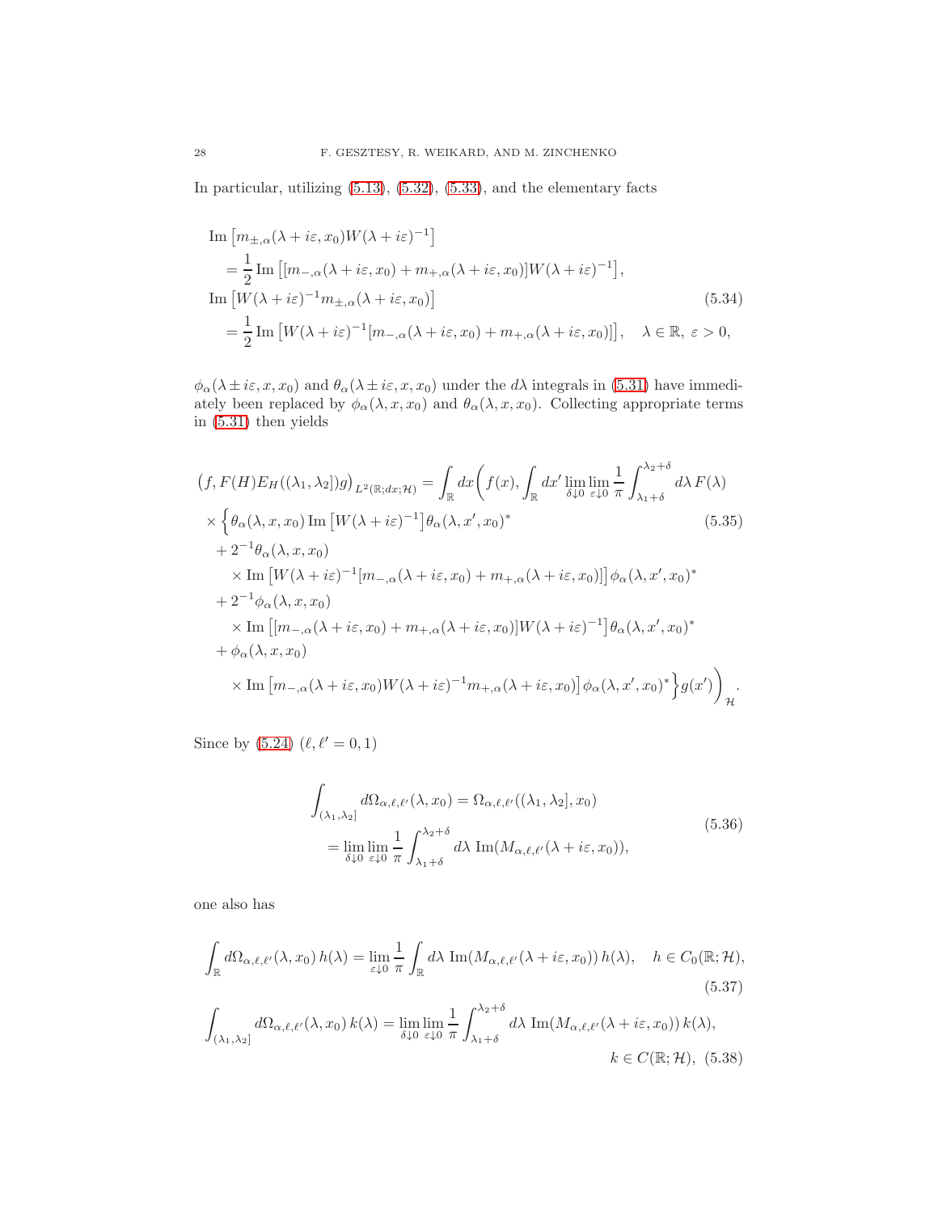In particular, utilizing (5.13), (5.32), (5.33), and the elementary facts

$$
\begin{aligned}
&\operatorname{Im}\big[m_{\pm,\alpha}(\lambda+i\varepsilon,x_0)W(\lambda+i\varepsilon)^{-1}\big] \\
&\quad = \frac{1}{2}\operatorname{Im}\big[[m_{-,\alpha}(\lambda+i\varepsilon,x_0)+m_{+,\alpha}(\lambda+i\varepsilon,x_0)]W(\lambda+i\varepsilon)^{-1}\big], \\
&\operatorname{Im}\big[W(\lambda+i\varepsilon)^{-1}m_{\pm,\alpha}(\lambda+i\varepsilon,x_0)\big] \\
&\quad = \frac{1}{2}\operatorname{Im}\big[W(\lambda+i\varepsilon)^{-1}[m_{-,\alpha}(\lambda+i\varepsilon,x_0)+m_{+,\alpha}(\lambda+i\varepsilon,x_0)]\big], \quad \lambda\in\mathbb{R},\ \varepsilon>0,
\end{aligned} \tag{5.34}
$$

$\phi_\alpha(\lambda\pm i\varepsilon,x,x_0)$ and $\theta_\alpha(\lambda\pm i\varepsilon,x,x_0)$ under the $d\lambda$ integrals in (5.31) have immediately been replaced by $\phi_\alpha(\lambda,x,x_0)$ and $\theta_\alpha(\lambda,x,x_0)$. Collecting appropriate terms in (5.31) then yields

$$
\begin{aligned}
&\big(f,F(H)E_H((\lambda_1,\lambda_2])g\big)_{L^2(\mathbb{R};dx;\mathcal{H})} = \int_{\mathbb{R}} dx \bigg(f(x), \int_{\mathbb{R}} dx' \lim_{\delta\downarrow 0}\lim_{\varepsilon\downarrow 0}\frac{1}{\pi}\int_{\lambda_1+\delta}^{\lambda_2+\delta} d\lambda\, F(\lambda) \\
&\times \Big\{\theta_\alpha(\lambda,x,x_0)\operatorname{Im}\big[W(\lambda+i\varepsilon)^{-1}\big]\theta_\alpha(\lambda,x',x_0)^* \\
&+ 2^{-1}\theta_\alpha(\lambda,x,x_0) \\
&\quad\times \operatorname{Im}\big[W(\lambda+i\varepsilon)^{-1}[m_{-,\alpha}(\lambda+i\varepsilon,x_0)+m_{+,\alpha}(\lambda+i\varepsilon,x_0)]\big]\phi_\alpha(\lambda,x',x_0)^* \\
&+ 2^{-1}\phi_\alpha(\lambda,x,x_0) \\
&\quad\times \operatorname{Im}\big[[m_{-,\alpha}(\lambda+i\varepsilon,x_0)+m_{+,\alpha}(\lambda+i\varepsilon,x_0)]W(\lambda+i\varepsilon)^{-1}\big]\theta_\alpha(\lambda,x',x_0)^* \\
&+ \phi_\alpha(\lambda,x,x_0) \\
&\quad\times \operatorname{Im}\big[m_{-,\alpha}(\lambda+i\varepsilon,x_0)W(\lambda+i\varepsilon)^{-1}m_{+,\alpha}(\lambda+i\varepsilon,x_0)\big]\phi_\alpha(\lambda,x',x_0)^*\Big\}g(x')\bigg)_{\mathcal{H}}.
\end{aligned} \tag{5.35}
$$

Since by (5.24) $(\ell,\ell'=0,1)$

$$
\begin{aligned}
\int_{(\lambda_1,\lambda_2]} d\Omega_{\alpha,\ell,\ell'}(\lambda,x_0) &= \Omega_{\alpha,\ell,\ell'}((\lambda_1,\lambda_2],x_0) \\
&= \lim_{\delta\downarrow 0}\lim_{\varepsilon\downarrow 0}\frac{1}{\pi}\int_{\lambda_1+\delta}^{\lambda_2+\delta} d\lambda\,\operatorname{Im}(M_{\alpha,\ell,\ell'}(\lambda+i\varepsilon,x_0)),
\end{aligned} \tag{5.36}
$$

one also has

$$
\int_{\mathbb{R}} d\Omega_{\alpha,\ell,\ell'}(\lambda,x_0)\,h(\lambda) = \lim_{\varepsilon\downarrow 0}\frac{1}{\pi}\int_{\mathbb{R}} d\lambda\,\operatorname{Im}(M_{\alpha,\ell,\ell'}(\lambda+i\varepsilon,x_0))\,h(\lambda), \quad h\in C_0(\mathbb{R};\mathcal{H}), \tag{5.37}
$$

$$
\int_{(\lambda_1,\lambda_2]} d\Omega_{\alpha,\ell,\ell'}(\lambda,x_0)\,k(\lambda) = \lim_{\delta\downarrow 0}\lim_{\varepsilon\downarrow 0}\frac{1}{\pi}\int_{\lambda_1+\delta}^{\lambda_2+\delta} d\lambda\,\operatorname{Im}(M_{\alpha,\ell,\ell'}(\lambda+i\varepsilon,x_0))\,k(\lambda), \quad k\in C(\mathbb{R};\mathcal{H}), \tag{5.38}
$$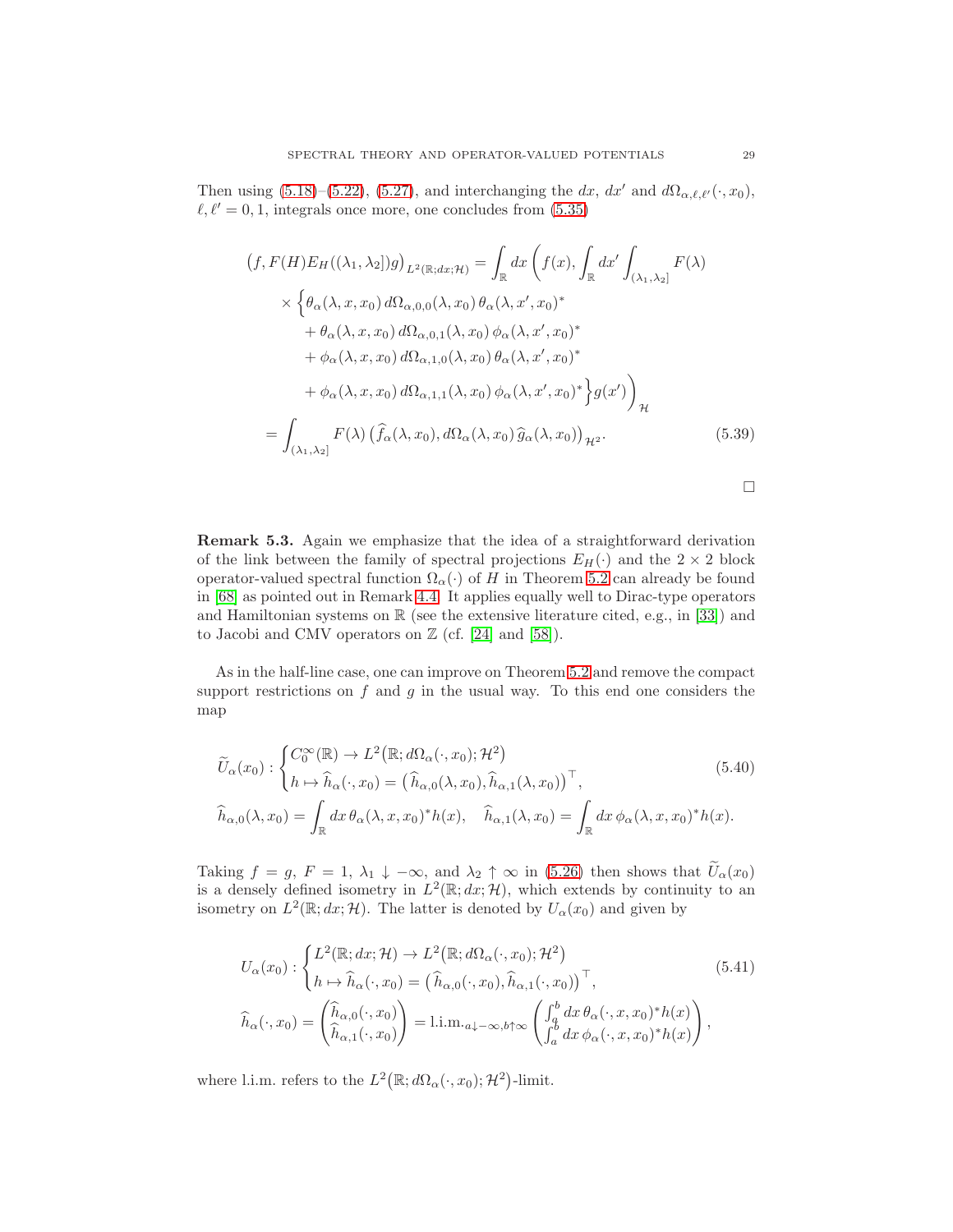Then using (5.18)–(5.22), (5.27), and interchanging the $dx$, $dx'$ and $d\Omega_{\alpha,\ell,\ell'}(\cdot,x_0)$, $\ell,\ell'=0,1$, integrals once more, one concludes from (5.35)

$$
\begin{aligned}
\big(f, F(H)E_H((\lambda_1,\lambda_2])g\big)_{L^2(\mathbb{R};dx;\mathcal{H})} &= \int_{\mathbb{R}} dx \, \bigg( f(x), \int_{\mathbb{R}} dx' \int_{(\lambda_1,\lambda_2]} F(\lambda) \\
&\quad \times \Big\{ \theta_\alpha(\lambda,x,x_0)\, d\Omega_{\alpha,0,0}(\lambda,x_0)\, \theta_\alpha(\lambda,x',x_0)^* \\
&\qquad + \theta_\alpha(\lambda,x,x_0)\, d\Omega_{\alpha,0,1}(\lambda,x_0)\, \phi_\alpha(\lambda,x',x_0)^* \\
&\qquad + \phi_\alpha(\lambda,x,x_0)\, d\Omega_{\alpha,1,0}(\lambda,x_0)\, \theta_\alpha(\lambda,x',x_0)^* \\
&\qquad + \phi_\alpha(\lambda,x,x_0)\, d\Omega_{\alpha,1,1}(\lambda,x_0)\, \phi_\alpha(\lambda,x',x_0)^* \Big\} g(x') \bigg)_{\mathcal{H}} \\
&= \int_{(\lambda_1,\lambda_2]} F(\lambda) \big(\widehat{f}_\alpha(\lambda,x_0), d\Omega_\alpha(\lambda,x_0)\, \widehat{g}_\alpha(\lambda,x_0)\big)_{\mathcal{H}^2}. 
\end{aligned} \tag{5.39}
$$

□

**Remark 5.3.** Again we emphasize that the idea of a straightforward derivation of the link between the family of spectral projections $E_H(\cdot)$ and the $2\times 2$ block operator-valued spectral function $\Omega_\alpha(\cdot)$ of $H$ in Theorem 5.2 can already be found in [68] as pointed out in Remark 4.4. It applies equally well to Dirac-type operators and Hamiltonian systems on $\mathbb{R}$ (see the extensive literature cited, e.g., in [33]) and to Jacobi and CMV operators on $\mathbb{Z}$ (cf. [24] and [58]).

As in the half-line case, one can improve on Theorem 5.2 and remove the compact support restrictions on $f$ and $g$ in the usual way. To this end one considers the map

$$
\begin{aligned}
&\widetilde{U}_\alpha(x_0) : \begin{cases} C_0^\infty(\mathbb{R}) \to L^2\big(\mathbb{R}; d\Omega_\alpha(\cdot,x_0); \mathcal{H}^2\big) \\ h \mapsto \widehat{h}_\alpha(\cdot,x_0) = \big(\widehat{h}_{\alpha,0}(\lambda,x_0), \widehat{h}_{\alpha,1}(\lambda,x_0)\big)^\top, \end{cases} \\
&\widehat{h}_{\alpha,0}(\lambda,x_0) = \int_{\mathbb{R}} dx\, \theta_\alpha(\lambda,x,x_0)^* h(x), \quad \widehat{h}_{\alpha,1}(\lambda,x_0) = \int_{\mathbb{R}} dx\, \phi_\alpha(\lambda,x,x_0)^* h(x).
\end{aligned} \tag{5.40}
$$

Taking $f=g$, $F=1$, $\lambda_1 \downarrow -\infty$, and $\lambda_2 \uparrow \infty$ in (5.26) then shows that $\widetilde{U}_\alpha(x_0)$ is a densely defined isometry in $L^2(\mathbb{R};dx;\mathcal{H})$, which extends by continuity to an isometry on $L^2(\mathbb{R};dx;\mathcal{H})$. The latter is denoted by $U_\alpha(x_0)$ and given by

$$
\begin{aligned}
&U_\alpha(x_0) : \begin{cases} L^2(\mathbb{R};dx;\mathcal{H}) \to L^2\big(\mathbb{R}; d\Omega_\alpha(\cdot,x_0); \mathcal{H}^2\big) \\ h \mapsto \widehat{h}_\alpha(\cdot,x_0) = \big(\widehat{h}_{\alpha,0}(\cdot,x_0), \widehat{h}_{\alpha,1}(\cdot,x_0)\big)^\top, \end{cases} \\
&\widehat{h}_\alpha(\cdot,x_0) = \begin{pmatrix} \widehat{h}_{\alpha,0}(\cdot,x_0) \\ \widehat{h}_{\alpha,1}(\cdot,x_0) \end{pmatrix} = \operatorname{l.i.m.}_{a\downarrow -\infty, b\uparrow\infty} \begin{pmatrix} \int_a^b dx\, \theta_\alpha(\cdot,x,x_0)^* h(x) \\ \int_a^b dx\, \phi_\alpha(\cdot,x,x_0)^* h(x) \end{pmatrix},
\end{aligned} \tag{5.41}
$$

where l.i.m. refers to the $L^2\big(\mathbb{R}; d\Omega_\alpha(\cdot,x_0); \mathcal{H}^2\big)$-limit.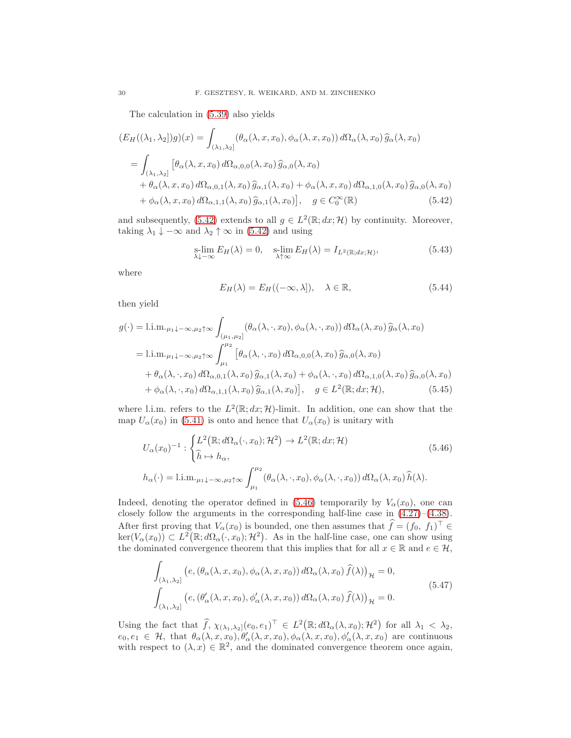The calculation in (5.39) also yields

$$
\begin{aligned}
(E_H((\lambda_1,\lambda_2])g)(x) &= \int_{(\lambda_1,\lambda_2]} (\theta_\alpha(\lambda,x,x_0), \phi_\alpha(\lambda,x,x_0))\, d\Omega_\alpha(\lambda,x_0)\, \widehat{g}_\alpha(\lambda,x_0) \\
&= \int_{(\lambda_1,\lambda_2]} \big[\theta_\alpha(\lambda,x,x_0)\, d\Omega_{\alpha,0,0}(\lambda,x_0)\, \widehat{g}_{\alpha,0}(\lambda,x_0) \\
&\quad + \theta_\alpha(\lambda,x,x_0)\, d\Omega_{\alpha,0,1}(\lambda,x_0)\, \widehat{g}_{\alpha,1}(\lambda,x_0) + \phi_\alpha(\lambda,x,x_0)\, d\Omega_{\alpha,1,0}(\lambda,x_0)\, \widehat{g}_{\alpha,0}(\lambda,x_0) \\
&\quad + \phi_\alpha(\lambda,x,x_0)\, d\Omega_{\alpha,1,1}(\lambda,x_0)\, \widehat{g}_{\alpha,1}(\lambda,x_0)\big], \quad g \in C_0^\infty(\mathbb{R})
\end{aligned} \tag{5.42}
$$

and subsequently, (5.42) extends to all $g \in L^2(\mathbb{R}; dx; \mathcal{H})$ by continuity. Moreover, taking $\lambda_1 \downarrow -\infty$ and $\lambda_2 \uparrow \infty$ in (5.42) and using

$$
\operatorname*{s-lim}_{\lambda\downarrow-\infty} E_H(\lambda) = 0, \quad \operatorname*{s-lim}_{\lambda\uparrow\infty} E_H(\lambda) = I_{L^2(\mathbb{R};dx;\mathcal{H})}, \tag{5.43}
$$

where

$$
E_H(\lambda) = E_H((-\infty,\lambda]), \quad \lambda \in \mathbb{R}, \tag{5.44}
$$

then yield

$$
\begin{aligned}
g(\cdot) &= \text{l.i.m.}_{\mu_1\downarrow-\infty,\mu_2\uparrow\infty} \int_{(\mu_1,\mu_2]} (\theta_\alpha(\lambda,\cdot,x_0), \phi_\alpha(\lambda,\cdot,x_0))\, d\Omega_\alpha(\lambda,x_0)\, \widehat{g}_\alpha(\lambda,x_0) \\
&= \text{l.i.m.}_{\mu_1\downarrow-\infty,\mu_2\uparrow\infty} \int_{\mu_1}^{\mu_2} \big[\theta_\alpha(\lambda,\cdot,x_0)\, d\Omega_{\alpha,0,0}(\lambda,x_0)\, \widehat{g}_{\alpha,0}(\lambda,x_0) \\
&\quad + \theta_\alpha(\lambda,\cdot,x_0)\, d\Omega_{\alpha,0,1}(\lambda,x_0)\, \widehat{g}_{\alpha,1}(\lambda,x_0) + \phi_\alpha(\lambda,\cdot,x_0)\, d\Omega_{\alpha,1,0}(\lambda,x_0)\, \widehat{g}_{\alpha,0}(\lambda,x_0) \\
&\quad + \phi_\alpha(\lambda,\cdot,x_0)\, d\Omega_{\alpha,1,1}(\lambda,x_0)\, \widehat{g}_{\alpha,1}(\lambda,x_0)\big], \quad g \in L^2(\mathbb{R}; dx; \mathcal{H}),
\end{aligned} \tag{5.45}
$$

where l.i.m. refers to the $L^2(\mathbb{R}; dx; \mathcal{H})$-limit. In addition, one can show that the map $U_\alpha(x_0)$ in (5.41) is onto and hence that $U_\alpha(x_0)$ is unitary with

$$
\begin{aligned}
&U_\alpha(x_0)^{-1} : \begin{cases} L^2\big(\mathbb{R}; d\Omega_\alpha(\cdot,x_0); \mathcal{H}^2\big) \to L^2(\mathbb{R}; dx; \mathcal{H}) \\ \widehat{h} \mapsto h_\alpha, \end{cases} \\
&h_\alpha(\cdot) = \text{l.i.m.}_{\mu_1\downarrow-\infty,\mu_2\uparrow\infty} \int_{\mu_1}^{\mu_2} (\theta_\alpha(\lambda,\cdot,x_0), \phi_\alpha(\lambda,\cdot,x_0))\, d\Omega_\alpha(\lambda,x_0)\, \widehat{h}(\lambda).
\end{aligned} \tag{5.46}
$$

Indeed, denoting the operator defined in (5.46) temporarily by $V_\alpha(x_0)$, one can closely follow the arguments in the corresponding half-line case in (4.27)–(4.38). After first proving that $V_\alpha(x_0)$ is bounded, one then assumes that $\widehat{f} = (f_0,\ f_1)^\top \in \ker(V_\alpha(x_0)) \subset L^2\big(\mathbb{R}; d\Omega_\alpha(\cdot,x_0); \mathcal{H}^2\big)$. As in the half-line case, one can show using the dominated convergence theorem that this implies that for all $x \in \mathbb{R}$ and $e \in \mathcal{H}$,

$$
\begin{aligned}
&\int_{(\lambda_1,\lambda_2]} \big(e, (\theta_\alpha(\lambda,x,x_0), \phi_\alpha(\lambda,x,x_0))\, d\Omega_\alpha(\lambda,x_0)\, \widehat{f}(\lambda)\big)_{\mathcal{H}} = 0, \\
&\int_{(\lambda_1,\lambda_2]} \big(e, (\theta'_\alpha(\lambda,x,x_0), \phi'_\alpha(\lambda,x,x_0))\, d\Omega_\alpha(\lambda,x_0)\, \widehat{f}(\lambda)\big)_{\mathcal{H}} = 0.
\end{aligned} \tag{5.47}
$$

Using the fact that $\widehat{f},\ \chi_{(\lambda_1,\lambda_2]}(e_0,e_1)^\top \in L^2\big(\mathbb{R}; d\Omega_\alpha(\lambda,x_0); \mathcal{H}^2\big)$ for all $\lambda_1 < \lambda_2$, $e_0, e_1 \in \mathcal{H}$, that $\theta_\alpha(\lambda,x,x_0), \theta'_\alpha(\lambda,x,x_0), \phi_\alpha(\lambda,x,x_0), \phi'_\alpha(\lambda,x,x_0)$ are continuous with respect to $(\lambda,x) \in \mathbb{R}^2$, and the dominated convergence theorem once again,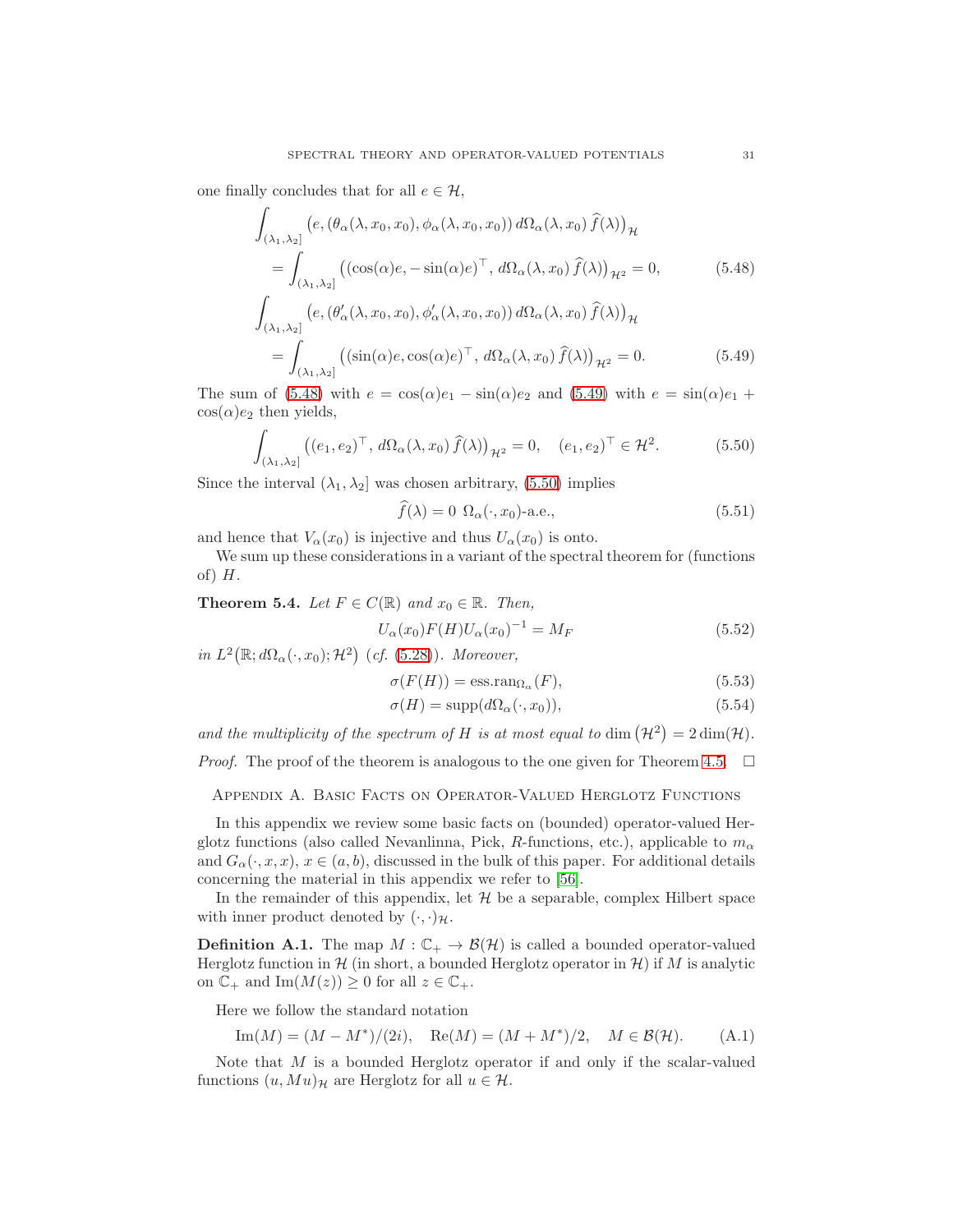one finally concludes that for all $e \in \mathcal{H}$,

$$
\begin{aligned}
&\int_{(\lambda_1,\lambda_2]} \big(e, (\theta_\alpha(\lambda,x_0,x_0), \phi_\alpha(\lambda,x_0,x_0))\, d\Omega_\alpha(\lambda,x_0)\, \widehat{f}(\lambda)\big)_{\mathcal{H}} \\
&\quad = \int_{(\lambda_1,\lambda_2]} \big((\cos(\alpha)e, -\sin(\alpha)e)^\top, \, d\Omega_\alpha(\lambda,x_0)\, \widehat{f}(\lambda)\big)_{\mathcal{H}^2} = 0,
\end{aligned} \tag{5.48}
$$

$$
\begin{aligned}
&\int_{(\lambda_1,\lambda_2]} \big(e, (\theta'_\alpha(\lambda,x_0,x_0), \phi'_\alpha(\lambda,x_0,x_0))\, d\Omega_\alpha(\lambda,x_0)\, \widehat{f}(\lambda)\big)_{\mathcal{H}} \\
&\quad = \int_{(\lambda_1,\lambda_2]} \big((\sin(\alpha)e, \cos(\alpha)e)^\top, \, d\Omega_\alpha(\lambda,x_0)\, \widehat{f}(\lambda)\big)_{\mathcal{H}^2} = 0.
\end{aligned} \tag{5.49}
$$

The sum of (5.48) with $e = \cos(\alpha)e_1 - \sin(\alpha)e_2$ and (5.49) with $e = \sin(\alpha)e_1 + \cos(\alpha)e_2$ then yields,

$$
\int_{(\lambda_1,\lambda_2]} \big((e_1,e_2)^\top, \, d\Omega_\alpha(\lambda,x_0)\, \widehat{f}(\lambda)\big)_{\mathcal{H}^2} = 0, \quad (e_1,e_2)^\top \in \mathcal{H}^2. \tag{5.50}
$$

Since the interval $(\lambda_1,\lambda_2]$ was chosen arbitrary, (5.50) implies

$$
\widehat{f}(\lambda) = 0 \;\; \Omega_\alpha(\cdot,x_0)\text{-a.e.}, \tag{5.51}
$$

and hence that $V_\alpha(x_0)$ is injective and thus $U_\alpha(x_0)$ is onto.

We sum up these considerations in a variant of the spectral theorem for (functions of) $H$.

**Theorem 5.4.** *Let $F \in C(\mathbb{R})$ and $x_0 \in \mathbb{R}$. Then,*

$$
U_\alpha(x_0) F(H) U_\alpha(x_0)^{-1} = M_F \tag{5.52}
$$

*in $L^2\big(\mathbb{R}; d\Omega_\alpha(\cdot,x_0); \mathcal{H}^2\big)$ (cf. (5.28)). Moreover,*

$$
\sigma(F(H)) = \operatorname{ess.ran}_{\Omega_\alpha}(F), \tag{5.53}
$$

$$
\sigma(H) = \operatorname{supp}(d\Omega_\alpha(\cdot,x_0)), \tag{5.54}
$$

*and the multiplicity of the spectrum of $H$ is at most equal to $\dim\big(\mathcal{H}^2\big) = 2\dim(\mathcal{H})$.*

*Proof.* The proof of the theorem is analogous to the one given for Theorem 4.5. $\square$

## Appendix A. Basic Facts on Operator-Valued Herglotz Functions

In this appendix we review some basic facts on (bounded) operator-valued Herglotz functions (also called Nevanlinna, Pick, $R$-functions, etc.), applicable to $m_\alpha$ and $G_\alpha(\cdot,x,x)$, $x \in (a,b)$, discussed in the bulk of this paper. For additional details concerning the material in this appendix we refer to [56].

In the remainder of this appendix, let $\mathcal{H}$ be a separable, complex Hilbert space with inner product denoted by $(\cdot,\cdot)_{\mathcal{H}}$.

**Definition A.1.** The map $M : \mathbb{C}_+ \to \mathcal{B}(\mathcal{H})$ is called a bounded operator-valued Herglotz function in $\mathcal{H}$ (in short, a bounded Herglotz operator in $\mathcal{H}$) if $M$ is analytic on $\mathbb{C}_+$ and $\operatorname{Im}(M(z)) \geq 0$ for all $z \in \mathbb{C}_+$.

Here we follow the standard notation

$$
\operatorname{Im}(M) = (M - M^*)/(2i), \quad \operatorname{Re}(M) = (M + M^*)/2, \quad M \in \mathcal{B}(\mathcal{H}). \tag{A.1}
$$

Note that $M$ is a bounded Herglotz operator if and only if the scalar-valued functions $(u, Mu)_{\mathcal{H}}$ are Herglotz for all $u \in \mathcal{H}$.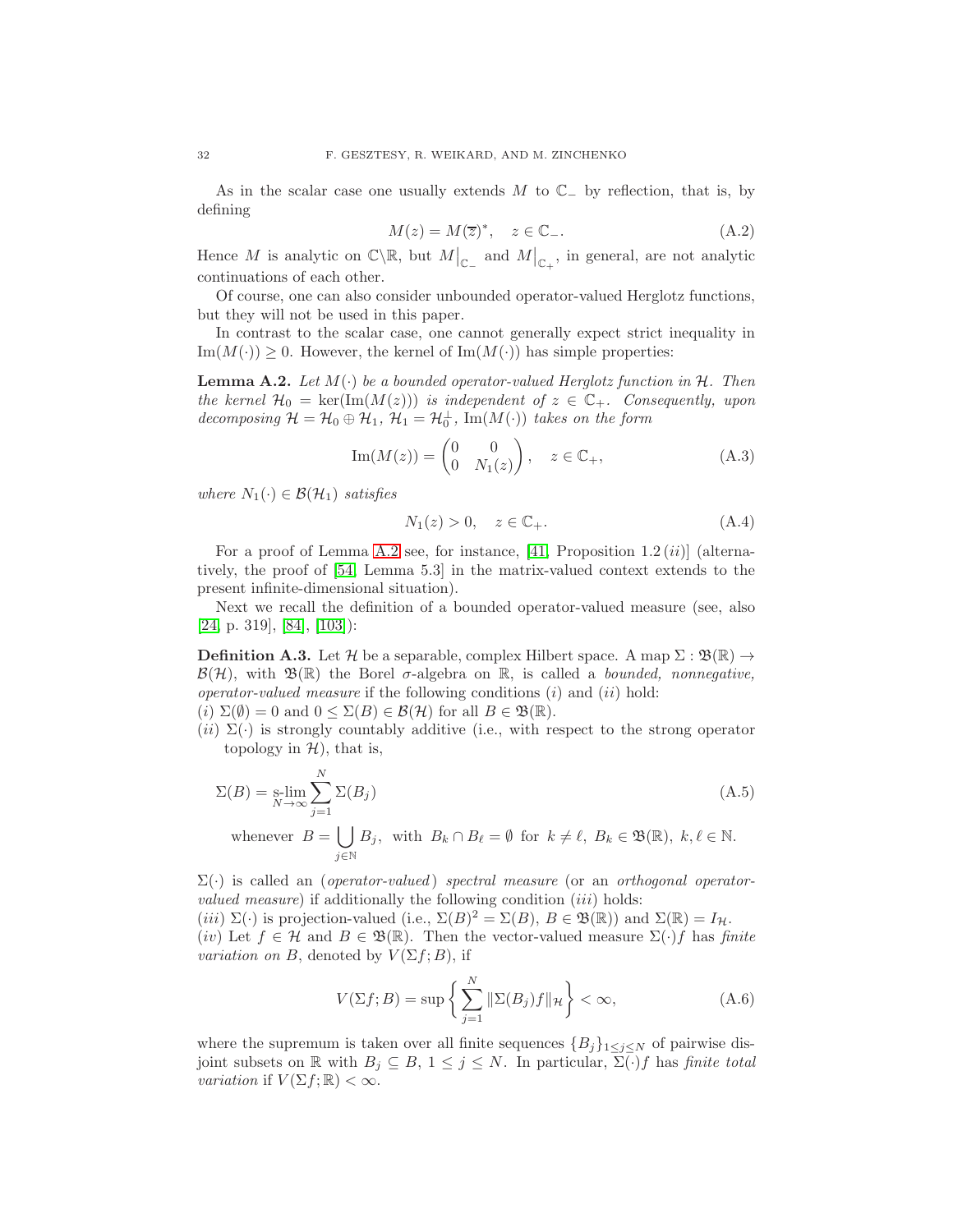As in the scalar case one usually extends $M$ to $\mathbb{C}_-$ by reflection, that is, by defining

$$M(z) = M(\overline{z})^*, \quad z \in \mathbb{C}_-. \tag{A.2}$$

Hence $M$ is analytic on $\mathbb{C}\backslash\mathbb{R}$, but $M\big|_{\mathbb{C}_-}$ and $M\big|_{\mathbb{C}_+}$, in general, are not analytic continuations of each other.

Of course, one can also consider unbounded operator-valued Herglotz functions, but they will not be used in this paper.

In contrast to the scalar case, one cannot generally expect strict inequality in $\text{Im}(M(\cdot)) \geq 0$. However, the kernel of $\text{Im}(M(\cdot))$ has simple properties:

**Lemma A.2.** *Let $M(\cdot)$ be a bounded operator-valued Herglotz function in $\mathcal{H}$. Then the kernel $\mathcal{H}_0 = \ker(\text{Im}(M(z)))$ is independent of $z \in \mathbb{C}_+$. Consequently, upon decomposing $\mathcal{H} = \mathcal{H}_0 \oplus \mathcal{H}_1$, $\mathcal{H}_1 = \mathcal{H}_0^\perp$, $\text{Im}(M(\cdot))$ takes on the form*

$$\text{Im}(M(z)) = \begin{pmatrix} 0 & 0 \\ 0 & N_1(z) \end{pmatrix}, \quad z \in \mathbb{C}_+, \tag{A.3}$$

*where $N_1(\cdot) \in \mathcal{B}(\mathcal{H}_1)$ satisfies*

$$N_1(z) > 0, \quad z \in \mathbb{C}_+. \tag{A.4}$$

For a proof of Lemma A.2 see, for instance, [41, Proposition 1.2 $(ii)$] (alternatively, the proof of [54, Lemma 5.3] in the matrix-valued context extends to the present infinite-dimensional situation).

Next we recall the definition of a bounded operator-valued measure (see, also [24, p. 319], [84], [103]):

**Definition A.3.** Let $\mathcal{H}$ be a separable, complex Hilbert space. A map $\Sigma : \mathfrak{B}(\mathbb{R}) \to \mathcal{B}(\mathcal{H})$, with $\mathfrak{B}(\mathbb{R})$ the Borel $\sigma$-algebra on $\mathbb{R}$, is called a *bounded, nonnegative, operator-valued measure* if the following conditions $(i)$ and $(ii)$ hold:
$(i)$ $\Sigma(\emptyset) = 0$ and $0 \leq \Sigma(B) \in \mathcal{B}(\mathcal{H})$ for all $B \in \mathfrak{B}(\mathbb{R})$.
$(ii)$ $\Sigma(\cdot)$ is strongly countably additive (i.e., with respect to the strong operator topology in $\mathcal{H}$), that is,

$$\Sigma(B) = \operatorname*{s-lim}_{N\to\infty} \sum_{j=1}^{N} \Sigma(B_j) \tag{A.5}$$

$$\text{whenever } B = \bigcup_{j\in\mathbb{N}} B_j, \text{ with } B_k \cap B_\ell = \emptyset \text{ for } k \neq \ell, \ B_k \in \mathfrak{B}(\mathbb{R}), \ k, \ell \in \mathbb{N}.$$

$\Sigma(\cdot)$ is called an (*operator-valued*) *spectral measure* (or an *orthogonal operator-valued measure*) if additionally the following condition $(iii)$ holds:
$(iii)$ $\Sigma(\cdot)$ is projection-valued (i.e., $\Sigma(B)^2 = \Sigma(B)$, $B \in \mathfrak{B}(\mathbb{R})$) and $\Sigma(\mathbb{R}) = I_{\mathcal{H}}$.
$(iv)$ Let $f \in \mathcal{H}$ and $B \in \mathfrak{B}(\mathbb{R})$. Then the vector-valued measure $\Sigma(\cdot)f$ has *finite variation on* $B$, denoted by $V(\Sigma f; B)$, if

$$V(\Sigma f; B) = \sup\bigg\{ \sum_{j=1}^{N} \|\Sigma(B_j)f\|_{\mathcal{H}} \bigg\} < \infty, \tag{A.6}$$

where the supremum is taken over all finite sequences $\{B_j\}_{1\leq j\leq N}$ of pairwise disjoint subsets on $\mathbb{R}$ with $B_j \subseteq B$, $1 \leq j \leq N$. In particular, $\Sigma(\cdot)f$ has *finite total variation* if $V(\Sigma f; \mathbb{R}) < \infty$.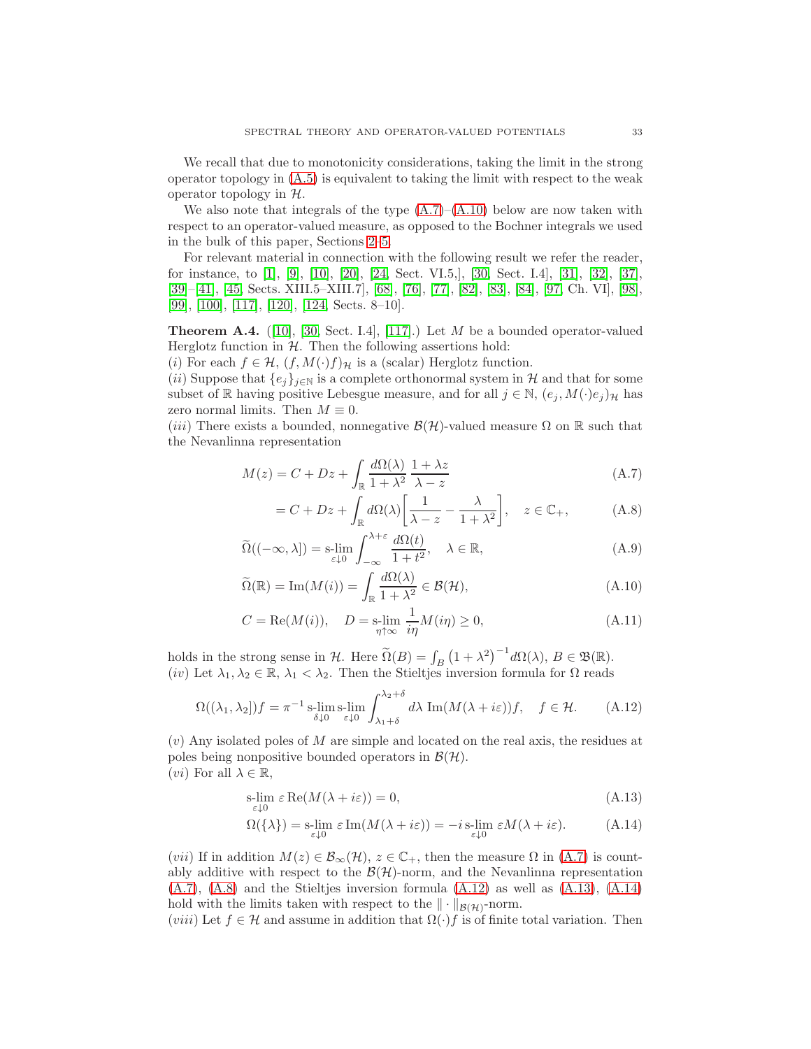We recall that due to monotonicity considerations, taking the limit in the strong operator topology in (A.5) is equivalent to taking the limit with respect to the weak operator topology in $\mathcal{H}$.

We also note that integrals of the type (A.7)–(A.10) below are now taken with respect to an operator-valued measure, as opposed to the Bochner integrals we used in the bulk of this paper, Sections 2–5.

For relevant material in connection with the following result we refer the reader, for instance, to [1], [9], [10], [20], [24, Sect. VI.5,], [30, Sect. I.4], [31], [32], [37], [39]–[41], [45, Sects. XIII.5–XIII.7], [68], [76], [77], [82], [83], [84], [97, Ch. VI], [98], [99], [100], [117], [120], [124, Sects. 8–10].

**Theorem A.4.** ([10], [30, Sect. I.4], [117].) Let $M$ be a bounded operator-valued Herglotz function in $\mathcal{H}$. Then the following assertions hold:
$(i)$ For each $f \in \mathcal{H}$, $(f, M(\cdot)f)_{\mathcal{H}}$ is a (scalar) Herglotz function.
$(ii)$ Suppose that $\{e_j\}_{j\in\mathbb{N}}$ is a complete orthonormal system in $\mathcal{H}$ and that for some subset of $\mathbb{R}$ having positive Lebesgue measure, and for all $j \in \mathbb{N}$, $(e_j, M(\cdot)e_j)_{\mathcal{H}}$ has zero normal limits. Then $M \equiv 0$.
$(iii)$ There exists a bounded, nonnegative $\mathcal{B}(\mathcal{H})$-valued measure $\Omega$ on $\mathbb{R}$ such that the Nevanlinna representation

$$M(z) = C + Dz + \int_{\mathbb{R}} \frac{d\Omega(\lambda)}{1+\lambda^2}\, \frac{1+\lambda z}{\lambda - z} \tag{A.7}$$

$$= C + Dz + \int_{\mathbb{R}} d\Omega(\lambda)\bigg[\frac{1}{\lambda - z} - \frac{\lambda}{1+\lambda^2}\bigg], \quad z \in \mathbb{C}_+, \tag{A.8}$$

$$\widetilde{\Omega}((-\infty,\lambda]) = \operatorname*{s-lim}_{\varepsilon\downarrow 0} \int_{-\infty}^{\lambda+\varepsilon} \frac{d\Omega(t)}{1+t^2}, \quad \lambda \in \mathbb{R}, \tag{A.9}$$

$$\widetilde{\Omega}(\mathbb{R}) = \operatorname{Im}(M(i)) = \int_{\mathbb{R}} \frac{d\Omega(\lambda)}{1+\lambda^2} \in \mathcal{B}(\mathcal{H}), \tag{A.10}$$

$$C = \operatorname{Re}(M(i)), \quad D = \operatorname*{s-lim}_{\eta\uparrow\infty} \frac{1}{i\eta} M(i\eta) \geq 0, \tag{A.11}$$

holds in the strong sense in $\mathcal{H}$. Here $\widetilde{\Omega}(B) = \int_B \big(1+\lambda^2\big)^{-1} d\Omega(\lambda)$, $B \in \mathfrak{B}(\mathbb{R})$.
$(iv)$ Let $\lambda_1, \lambda_2 \in \mathbb{R}$, $\lambda_1 < \lambda_2$. Then the Stieltjes inversion formula for $\Omega$ reads

$$\Omega((\lambda_1,\lambda_2])f = \pi^{-1} \operatorname*{s-lim}_{\delta\downarrow 0} \operatorname*{s-lim}_{\varepsilon\downarrow 0} \int_{\lambda_1+\delta}^{\lambda_2+\delta} d\lambda\, \operatorname{Im}(M(\lambda+i\varepsilon))f, \quad f \in \mathcal{H}. \tag{A.12}$$

$(v)$ Any isolated poles of $M$ are simple and located on the real axis, the residues at poles being nonpositive bounded operators in $\mathcal{B}(\mathcal{H})$.
$(vi)$ For all $\lambda \in \mathbb{R}$,

$$\operatorname*{s-lim}_{\varepsilon\downarrow 0} \varepsilon \operatorname{Re}(M(\lambda+i\varepsilon)) = 0, \tag{A.13}$$

$$\Omega(\{\lambda\}) = \operatorname*{s-lim}_{\varepsilon\downarrow 0} \varepsilon \operatorname{Im}(M(\lambda+i\varepsilon)) = -i \operatorname*{s-lim}_{\varepsilon\downarrow 0} \varepsilon M(\lambda+i\varepsilon). \tag{A.14}$$

$(vii)$ If in addition $M(z) \in \mathcal{B}_\infty(\mathcal{H})$, $z \in \mathbb{C}_+$, then the measure $\Omega$ in (A.7) is countably additive with respect to the $\mathcal{B}(\mathcal{H})$-norm, and the Nevanlinna representation (A.7), (A.8) and the Stieltjes inversion formula (A.12) as well as (A.13), (A.14) hold with the limits taken with respect to the $\|\cdot\|_{\mathcal{B}(\mathcal{H})}$-norm.
$(viii)$ Let $f \in \mathcal{H}$ and assume in addition that $\Omega(\cdot)f$ is of finite total variation. Then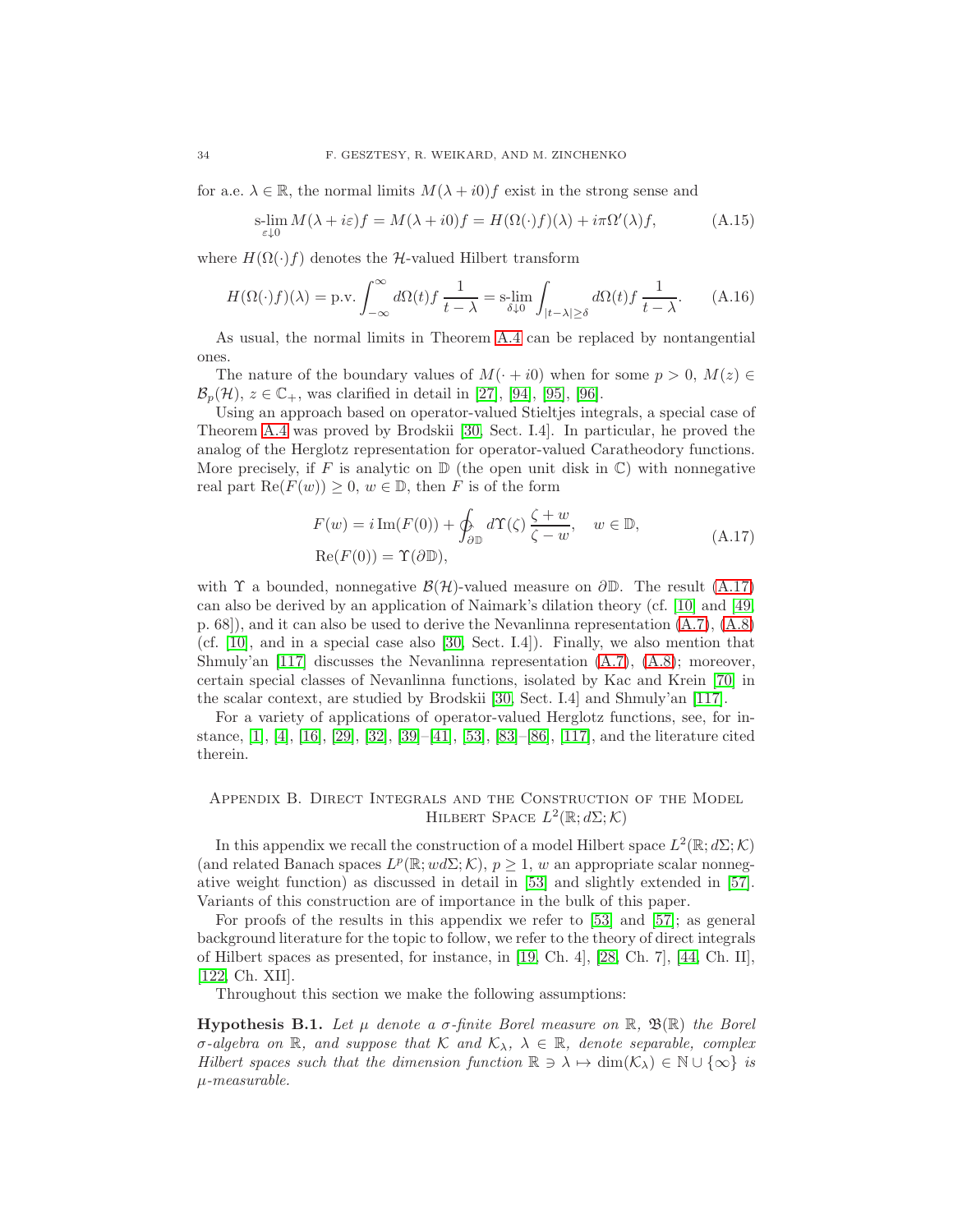for a.e. $\lambda \in \mathbb{R}$, the normal limits $M(\lambda + i0)f$ exist in the strong sense and

$$\operatorname*{s-lim}_{\varepsilon \downarrow 0} M(\lambda + i\varepsilon)f = M(\lambda + i0)f = H(\Omega(\cdot)f)(\lambda) + i\pi\Omega'(\lambda)f, \tag{A.15}$$

where $H(\Omega(\cdot)f)$ denotes the $\mathcal{H}$-valued Hilbert transform

$$H(\Omega(\cdot)f)(\lambda) = \text{p.v.} \int_{-\infty}^{\infty} d\Omega(t)f \, \frac{1}{t - \lambda} = \operatorname*{s-lim}_{\delta \downarrow 0} \int_{|t-\lambda| \geq \delta} d\Omega(t)f \, \frac{1}{t - \lambda}. \tag{A.16}$$

As usual, the normal limits in Theorem A.4 can be replaced by nontangential ones.

The nature of the boundary values of $M(\cdot + i0)$ when for some $p > 0$, $M(z) \in \mathcal{B}_p(\mathcal{H})$, $z \in \mathbb{C}_+$, was clarified in detail in [27], [94], [95], [96].

Using an approach based on operator-valued Stieltjes integrals, a special case of Theorem A.4 was proved by Brodskii [30, Sect. I.4]. In particular, he proved the analog of the Herglotz representation for operator-valued Caratheodory functions. More precisely, if $F$ is analytic on $\mathbb{D}$ (the open unit disk in $\mathbb{C}$) with nonnegative real part $\operatorname{Re}(F(w)) \geq 0$, $w \in \mathbb{D}$, then $F$ is of the form

$$\begin{aligned} &F(w) = i\operatorname{Im}(F(0)) + \oint_{\partial\mathbb{D}} d\Upsilon(\zeta) \, \frac{\zeta + w}{\zeta - w}, \quad w \in \mathbb{D}, \\ &\operatorname{Re}(F(0)) = \Upsilon(\partial\mathbb{D}), \end{aligned} \tag{A.17}$$

with $\Upsilon$ a bounded, nonnegative $\mathcal{B}(\mathcal{H})$-valued measure on $\partial\mathbb{D}$. The result (A.17) can also be derived by an application of Naimark's dilation theory (cf. [10] and [49, p. 68]), and it can also be used to derive the Nevanlinna representation (A.7), (A.8) (cf. [10], and in a special case also [30, Sect. I.4]). Finally, we also mention that Shmuly'an [117] discusses the Nevanlinna representation (A.7), (A.8); moreover, certain special classes of Nevanlinna functions, isolated by Kac and Krein [70] in the scalar context, are studied by Brodskii [30, Sect. I.4] and Shmuly'an [117].

For a variety of applications of operator-valued Herglotz functions, see, for instance, [1], [4], [16], [29], [32], [39]–[41], [53], [83]–[86], [117], and the literature cited therein.

## Appendix B. Direct Integrals and the Construction of the Model Hilbert Space $L^2(\mathbb{R}; d\Sigma; \mathcal{K})$

In this appendix we recall the construction of a model Hilbert space $L^2(\mathbb{R}; d\Sigma; \mathcal{K})$ (and related Banach spaces $L^p(\mathbb{R}; wd\Sigma; \mathcal{K})$, $p \geq 1$, $w$ an appropriate scalar nonnegative weight function) as discussed in detail in [53] and slightly extended in [57]. Variants of this construction are of importance in the bulk of this paper.

For proofs of the results in this appendix we refer to [53] and [57]; as general background literature for the topic to follow, we refer to the theory of direct integrals of Hilbert spaces as presented, for instance, in [19, Ch. 4], [28, Ch. 7], [44, Ch. II], [122, Ch. XII].

Throughout this section we make the following assumptions:

**Hypothesis B.1.** *Let $\mu$ denote a $\sigma$-finite Borel measure on $\mathbb{R}$, $\mathfrak{B}(\mathbb{R})$ the Borel $\sigma$-algebra on $\mathbb{R}$, and suppose that $\mathcal{K}$ and $\mathcal{K}_\lambda$, $\lambda \in \mathbb{R}$, denote separable, complex Hilbert spaces such that the dimension function $\mathbb{R} \ni \lambda \mapsto \dim(\mathcal{K}_\lambda) \in \mathbb{N} \cup \{\infty\}$ is $\mu$-measurable.*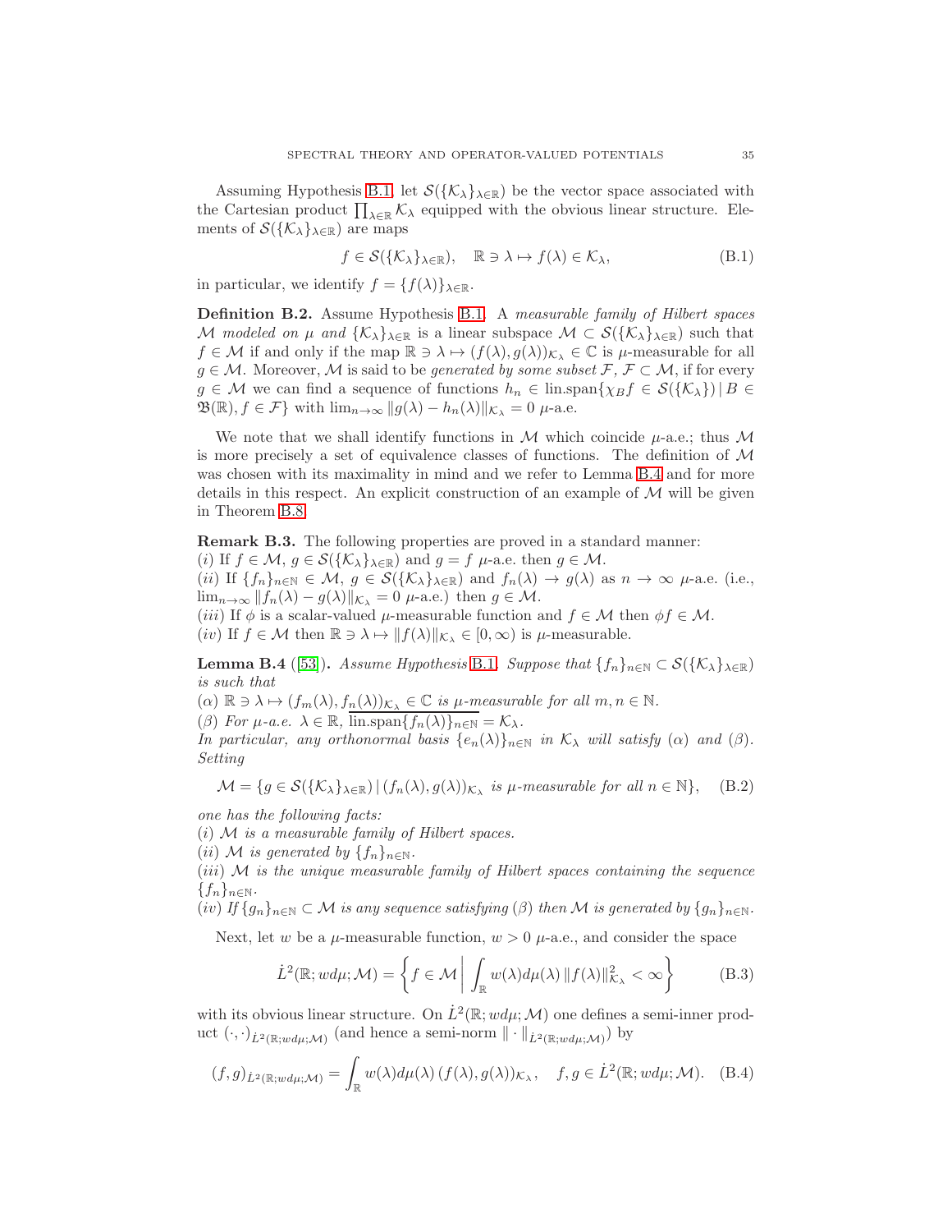Assuming Hypothesis B.1, let $\mathcal{S}(\{\mathcal{K}_\lambda\}_{\lambda\in\mathbb{R}})$ be the vector space associated with the Cartesian product $\prod_{\lambda\in\mathbb{R}}\mathcal{K}_\lambda$ equipped with the obvious linear structure. Elements of $\mathcal{S}(\{\mathcal{K}_\lambda\}_{\lambda\in\mathbb{R}})$ are maps

$$f \in \mathcal{S}(\{\mathcal{K}_\lambda\}_{\lambda\in\mathbb{R}}), \quad \mathbb{R} \ni \lambda \mapsto f(\lambda) \in \mathcal{K}_\lambda, \tag{B.1}$$

in particular, we identify $f = \{f(\lambda)\}_{\lambda\in\mathbb{R}}$.

**Definition B.2.** Assume Hypothesis B.1. A *measurable family of Hilbert spaces* $\mathcal{M}$ *modeled on* $\mu$ *and* $\{\mathcal{K}_\lambda\}_{\lambda\in\mathbb{R}}$ is a linear subspace $\mathcal{M} \subset \mathcal{S}(\{\mathcal{K}_\lambda\}_{\lambda\in\mathbb{R}})$ such that $f \in \mathcal{M}$ if and only if the map $\mathbb{R} \ni \lambda \mapsto (f(\lambda), g(\lambda))_{\mathcal{K}_\lambda} \in \mathbb{C}$ is $\mu$-measurable for all $g \in \mathcal{M}$. Moreover, $\mathcal{M}$ is said to be *generated by some subset* $\mathcal{F}$, $\mathcal{F} \subset \mathcal{M}$, if for every $g \in \mathcal{M}$ we can find a sequence of functions $h_n \in \text{lin.span}\{\chi_B f \in \mathcal{S}(\{\mathcal{K}_\lambda\}) \,|\, B \in \mathfrak{B}(\mathbb{R}), f \in \mathcal{F}\}$ with $\lim_{n\to\infty}\|g(\lambda) - h_n(\lambda)\|_{\mathcal{K}_\lambda} = 0$ $\mu$-a.e.

We note that we shall identify functions in $\mathcal{M}$ which coincide $\mu$-a.e.; thus $\mathcal{M}$ is more precisely a set of equivalence classes of functions. The definition of $\mathcal{M}$ was chosen with its maximality in mind and we refer to Lemma B.4 and for more details in this respect. An explicit construction of an example of $\mathcal{M}$ will be given in Theorem B.8.

**Remark B.3.** The following properties are proved in a standard manner:
($i$) If $f \in \mathcal{M}$, $g \in \mathcal{S}(\{\mathcal{K}_\lambda\}_{\lambda\in\mathbb{R}})$ and $g = f$ $\mu$-a.e. then $g \in \mathcal{M}$.
($ii$) If $\{f_n\}_{n\in\mathbb{N}} \in \mathcal{M}$, $g \in \mathcal{S}(\{\mathcal{K}_\lambda\}_{\lambda\in\mathbb{R}})$ and $f_n(\lambda) \to g(\lambda)$ as $n \to \infty$ $\mu$-a.e. (i.e., $\lim_{n\to\infty}\|f_n(\lambda) - g(\lambda)\|_{\mathcal{K}_\lambda} = 0$ $\mu$-a.e.) then $g \in \mathcal{M}$.
($iii$) If $\phi$ is a scalar-valued $\mu$-measurable function and $f \in \mathcal{M}$ then $\phi f \in \mathcal{M}$.
($iv$) If $f \in \mathcal{M}$ then $\mathbb{R} \ni \lambda \mapsto \|f(\lambda)\|_{\mathcal{K}_\lambda} \in [0,\infty)$ is $\mu$-measurable.

**Lemma B.4** ([53])**.** *Assume Hypothesis* B.1*. Suppose that* $\{f_n\}_{n\in\mathbb{N}} \subset \mathcal{S}(\{\mathcal{K}_\lambda\}_{\lambda\in\mathbb{R}})$ *is such that*
($\alpha$) $\mathbb{R} \ni \lambda \mapsto (f_m(\lambda), f_n(\lambda))_{\mathcal{K}_\lambda} \in \mathbb{C}$ *is* $\mu$*-measurable for all* $m, n \in \mathbb{N}$.
($\beta$) *For* $\mu$*-a.e.* $\lambda \in \mathbb{R}$, $\overline{\text{lin.span}\{f_n(\lambda)\}_{n\in\mathbb{N}}} = \mathcal{K}_\lambda$.
*In particular, any orthonormal basis* $\{e_n(\lambda)\}_{n\in\mathbb{N}}$ *in* $\mathcal{K}_\lambda$ *will satisfy* ($\alpha$) *and* ($\beta$). *Setting*

$$\mathcal{M} = \{g \in \mathcal{S}(\{\mathcal{K}_\lambda\}_{\lambda\in\mathbb{R}}) \,|\, (f_n(\lambda), g(\lambda))_{\mathcal{K}_\lambda} \text{ is } \mu\text{-measurable for all } n \in \mathbb{N}\}, \tag{B.2}$$

*one has the following facts:*
($i$) $\mathcal{M}$ *is a measurable family of Hilbert spaces.*
($ii$) $\mathcal{M}$ *is generated by* $\{f_n\}_{n\in\mathbb{N}}$.
($iii$) $\mathcal{M}$ *is the unique measurable family of Hilbert spaces containing the sequence* $\{f_n\}_{n\in\mathbb{N}}$.
($iv$) *If* $\{g_n\}_{n\in\mathbb{N}} \subset \mathcal{M}$ *is any sequence satisfying* ($\beta$) *then* $\mathcal{M}$ *is generated by* $\{g_n\}_{n\in\mathbb{N}}$.

Next, let $w$ be a $\mu$-measurable function, $w > 0$ $\mu$-a.e., and consider the space

$$\dot{L}^2(\mathbb{R}; wd\mu; \mathcal{M}) = \left\{ f \in \mathcal{M} \,\middle|\, \int_{\mathbb{R}} w(\lambda)d\mu(\lambda)\,\|f(\lambda)\|^2_{\mathcal{K}_\lambda} < \infty \right\} \tag{B.3}$$

with its obvious linear structure. On $\dot{L}^2(\mathbb{R}; wd\mu; \mathcal{M})$ one defines a semi-inner product $(\cdot,\cdot)_{\dot{L}^2(\mathbb{R}; wd\mu; \mathcal{M})}$ (and hence a semi-norm $\|\cdot\|_{\dot{L}^2(\mathbb{R}; wd\mu; \mathcal{M})}$) by

$$(f,g)_{\dot{L}^2(\mathbb{R}; wd\mu; \mathcal{M})} = \int_{\mathbb{R}} w(\lambda)d\mu(\lambda)\,(f(\lambda), g(\lambda))_{\mathcal{K}_\lambda}, \quad f, g \in \dot{L}^2(\mathbb{R}; wd\mu; \mathcal{M}). \tag{B.4}$$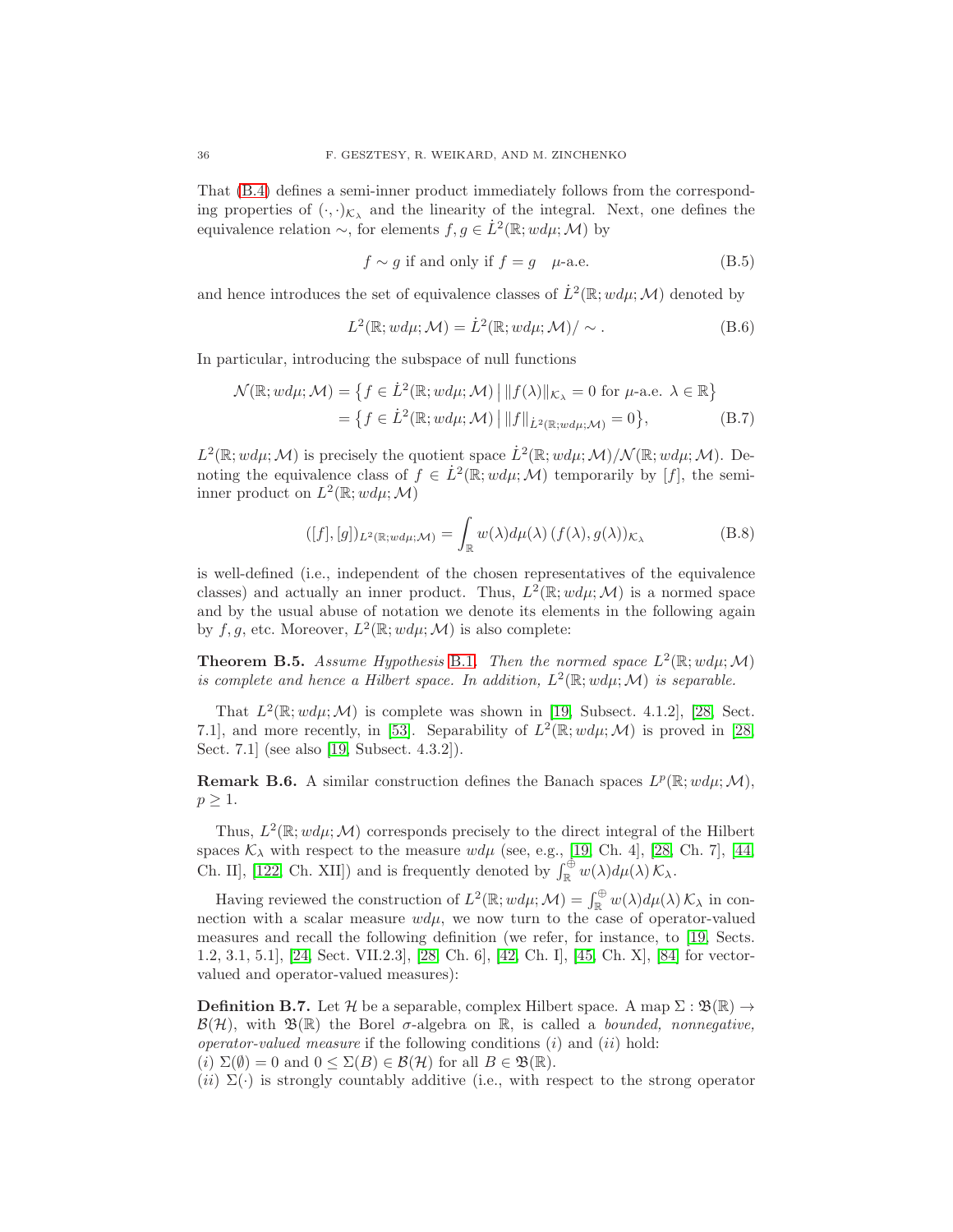That (B.4) defines a semi-inner product immediately follows from the corresponding properties of $(\cdot,\cdot)_{\mathcal{K}_\lambda}$ and the linearity of the integral. Next, one defines the equivalence relation $\sim$, for elements $f, g \in \dot{L}^2(\mathbb{R}; wd\mu; \mathcal{M})$ by

$$f \sim g \text{ if and only if } f = g \quad \mu\text{-a.e.} \tag{B.5}$$

and hence introduces the set of equivalence classes of $\dot{L}^2(\mathbb{R}; wd\mu; \mathcal{M})$ denoted by

$$L^2(\mathbb{R}; wd\mu; \mathcal{M}) = \dot{L}^2(\mathbb{R}; wd\mu; \mathcal{M})/\sim. \tag{B.6}$$

In particular, introducing the subspace of null functions

$$\begin{aligned}
\mathcal{N}(\mathbb{R}; wd\mu; \mathcal{M}) &= \big\{ f \in \dot{L}^2(\mathbb{R}; wd\mu; \mathcal{M}) \,\big|\, \|f(\lambda)\|_{\mathcal{K}_\lambda} = 0 \text{ for } \mu\text{-a.e. } \lambda \in \mathbb{R} \big\} \\
&= \big\{ f \in \dot{L}^2(\mathbb{R}; wd\mu; \mathcal{M}) \,\big|\, \|f\|_{\dot{L}^2(\mathbb{R}; wd\mu; \mathcal{M})} = 0 \big\},
\end{aligned} \tag{B.7}$$

$L^2(\mathbb{R}; wd\mu; \mathcal{M})$ is precisely the quotient space $\dot{L}^2(\mathbb{R}; wd\mu; \mathcal{M})/\mathcal{N}(\mathbb{R}; wd\mu; \mathcal{M})$. Denoting the equivalence class of $f \in \dot{L}^2(\mathbb{R}; wd\mu; \mathcal{M})$ temporarily by $[f]$, the semi-inner product on $L^2(\mathbb{R}; wd\mu; \mathcal{M})$

$$([f],[g])_{L^2(\mathbb{R}; wd\mu; \mathcal{M})} = \int_{\mathbb{R}} w(\lambda) d\mu(\lambda)\, (f(\lambda), g(\lambda))_{\mathcal{K}_\lambda} \tag{B.8}$$

is well-defined (i.e., independent of the chosen representatives of the equivalence classes) and actually an inner product. Thus, $L^2(\mathbb{R}; wd\mu; \mathcal{M})$ is a normed space and by the usual abuse of notation we denote its elements in the following again by $f, g$, etc. Moreover, $L^2(\mathbb{R}; wd\mu; \mathcal{M})$ is also complete:

**Theorem B.5.** *Assume Hypothesis B.1. Then the normed space $L^2(\mathbb{R}; wd\mu; \mathcal{M})$ is complete and hence a Hilbert space. In addition, $L^2(\mathbb{R}; wd\mu; \mathcal{M})$ is separable.*

That $L^2(\mathbb{R}; wd\mu; \mathcal{M})$ is complete was shown in [19, Subsect. 4.1.2], [28, Sect. 7.1], and more recently, in [53]. Separability of $L^2(\mathbb{R}; wd\mu; \mathcal{M})$ is proved in [28, Sect. 7.1] (see also [19, Subsect. 4.3.2]).

**Remark B.6.** A similar construction defines the Banach spaces $L^p(\mathbb{R}; wd\mu; \mathcal{M})$, $p \geq 1$.

Thus, $L^2(\mathbb{R}; wd\mu; \mathcal{M})$ corresponds precisely to the direct integral of the Hilbert spaces $\mathcal{K}_\lambda$ with respect to the measure $wd\mu$ (see, e.g., [19, Ch. 4], [28, Ch. 7], [44, Ch. II], [122, Ch. XII]) and is frequently denoted by $\int_{\mathbb{R}}^{\oplus} w(\lambda) d\mu(\lambda)\, \mathcal{K}_\lambda$.

Having reviewed the construction of $L^2(\mathbb{R}; wd\mu; \mathcal{M}) = \int_{\mathbb{R}}^{\oplus} w(\lambda) d\mu(\lambda)\, \mathcal{K}_\lambda$ in connection with a scalar measure $wd\mu$, we now turn to the case of operator-valued measures and recall the following definition (we refer, for instance, to [19, Sects. 1.2, 3.1, 5.1], [24, Sect. VII.2.3], [28, Ch. 6], [42, Ch. I], [45, Ch. X], [84] for vector-valued and operator-valued measures):

**Definition B.7.** Let $\mathcal{H}$ be a separable, complex Hilbert space. A map $\Sigma : \mathfrak{B}(\mathbb{R}) \to \mathcal{B}(\mathcal{H})$, with $\mathfrak{B}(\mathbb{R})$ the Borel $\sigma$-algebra on $\mathbb{R}$, is called a *bounded, nonnegative, operator-valued measure* if the following conditions $(i)$ and $(ii)$ hold:
$(i)$ $\Sigma(\emptyset) = 0$ and $0 \leq \Sigma(B) \in \mathcal{B}(\mathcal{H})$ for all $B \in \mathfrak{B}(\mathbb{R})$.
$(ii)$ $\Sigma(\cdot)$ is strongly countably additive (i.e., with respect to the strong operator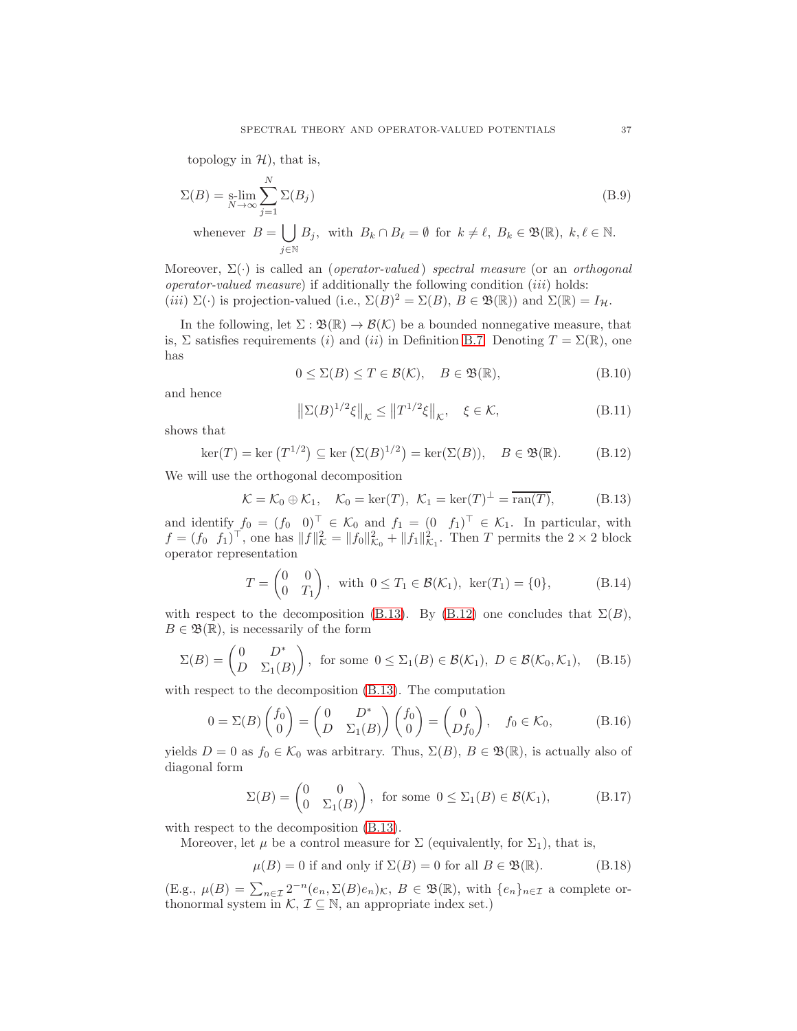topology in $\mathcal{H}$), that is,

$$\Sigma(B) = \operatorname*{s-lim}_{N\to\infty} \sum_{j=1}^{N} \Sigma(B_j) \tag{B.9}$$

$$\text{whenever } B = \bigcup_{j\in\mathbb{N}} B_j, \text{ with } B_k \cap B_\ell = \emptyset \text{ for } k \neq \ell,\ B_k \in \mathfrak{B}(\mathbb{R}),\ k,\ell \in \mathbb{N}.$$

Moreover, $\Sigma(\cdot)$ is called an (*operator-valued*) *spectral measure* (or an *orthogonal operator-valued measure*) if additionally the following condition $(iii)$ holds:
$(iii)$ $\Sigma(\cdot)$ is projection-valued (i.e., $\Sigma(B)^2 = \Sigma(B)$, $B \in \mathfrak{B}(\mathbb{R})$) and $\Sigma(\mathbb{R}) = I_{\mathcal{H}}$.

In the following, let $\Sigma : \mathfrak{B}(\mathbb{R}) \to \mathcal{B}(\mathcal{K})$ be a bounded nonnegative measure, that is, $\Sigma$ satisfies requirements $(i)$ and $(ii)$ in Definition B.7. Denoting $T = \Sigma(\mathbb{R})$, one has

$$0 \leq \Sigma(B) \leq T \in \mathcal{B}(\mathcal{K}), \quad B \in \mathfrak{B}(\mathbb{R}), \tag{B.10}$$

and hence

$$\big\|\Sigma(B)^{1/2}\xi\big\|_{\mathcal{K}} \leq \big\|T^{1/2}\xi\big\|_{\mathcal{K}}, \quad \xi \in \mathcal{K}, \tag{B.11}$$

shows that

$$\ker(T) = \ker\big(T^{1/2}\big) \subseteq \ker\big(\Sigma(B)^{1/2}\big) = \ker(\Sigma(B)), \quad B \in \mathfrak{B}(\mathbb{R}). \tag{B.12}$$

We will use the orthogonal decomposition

$$\mathcal{K} = \mathcal{K}_0 \oplus \mathcal{K}_1, \quad \mathcal{K}_0 = \ker(T),\ \mathcal{K}_1 = \ker(T)^{\perp} = \overline{\operatorname{ran}(T)}, \tag{B.13}$$

and identify $f_0 = (f_0 \ \ 0)^{\top} \in \mathcal{K}_0$ and $f_1 = (0 \ \ f_1)^{\top} \in \mathcal{K}_1$. In particular, with $f = (f_0 \ \ f_1)^{\top}$, one has $\|f\|_{\mathcal{K}}^2 = \|f_0\|_{\mathcal{K}_0}^2 + \|f_1\|_{\mathcal{K}_1}^2$. Then $T$ permits the $2 \times 2$ block operator representation

$$T = \begin{pmatrix} 0 & 0 \\ 0 & T_1 \end{pmatrix}, \text{ with } 0 \leq T_1 \in \mathcal{B}(\mathcal{K}_1),\ \ker(T_1) = \{0\}, \tag{B.14}$$

with respect to the decomposition (B.13). By (B.12) one concludes that $\Sigma(B)$, $B \in \mathfrak{B}(\mathbb{R})$, is necessarily of the form

$$\Sigma(B) = \begin{pmatrix} 0 & D^* \\ D & \Sigma_1(B) \end{pmatrix}, \text{ for some } 0 \leq \Sigma_1(B) \in \mathcal{B}(\mathcal{K}_1),\ D \in \mathcal{B}(\mathcal{K}_0, \mathcal{K}_1), \tag{B.15}$$

with respect to the decomposition (B.13). The computation

$$0 = \Sigma(B)\begin{pmatrix} f_0 \\ 0 \end{pmatrix} = \begin{pmatrix} 0 & D^* \\ D & \Sigma_1(B) \end{pmatrix}\begin{pmatrix} f_0 \\ 0 \end{pmatrix} = \begin{pmatrix} 0 \\ Df_0 \end{pmatrix}, \quad f_0 \in \mathcal{K}_0, \tag{B.16}$$

yields $D = 0$ as $f_0 \in \mathcal{K}_0$ was arbitrary. Thus, $\Sigma(B)$, $B \in \mathfrak{B}(\mathbb{R})$, is actually also of diagonal form

$$\Sigma(B) = \begin{pmatrix} 0 & 0 \\ 0 & \Sigma_1(B) \end{pmatrix}, \text{ for some } 0 \leq \Sigma_1(B) \in \mathcal{B}(\mathcal{K}_1), \tag{B.17}$$

with respect to the decomposition (B.13).

Moreover, let $\mu$ be a control measure for $\Sigma$ (equivalently, for $\Sigma_1$), that is,

$$\mu(B) = 0 \text{ if and only if } \Sigma(B) = 0 \text{ for all } B \in \mathfrak{B}(\mathbb{R}). \tag{B.18}$$

(E.g., $\mu(B) = \sum_{n\in\mathcal{I}} 2^{-n}(e_n, \Sigma(B)e_n)_{\mathcal{K}}$, $B \in \mathfrak{B}(\mathbb{R})$, with $\{e_n\}_{n\in\mathcal{I}}$ a complete orthonormal system in $\mathcal{K}$, $\mathcal{I} \subseteq \mathbb{N}$, an appropriate index set.)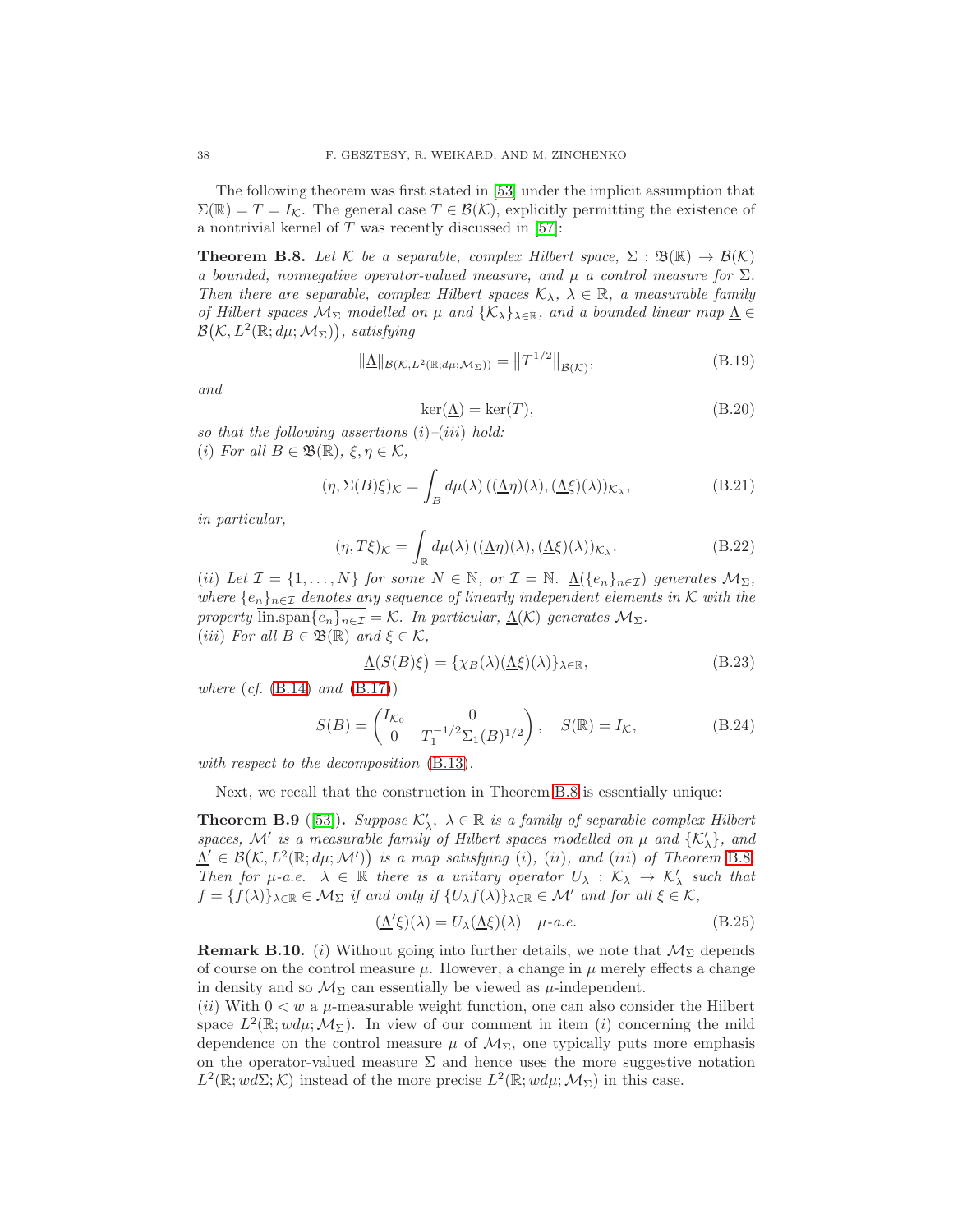The following theorem was first stated in [53] under the implicit assumption that $\Sigma(\mathbb{R}) = T = I_{\mathcal{K}}$. The general case $T \in \mathcal{B}(\mathcal{K})$, explicitly permitting the existence of a nontrivial kernel of $T$ was recently discussed in [57]:

**Theorem B.8.** *Let $\mathcal{K}$ be a separable, complex Hilbert space, $\Sigma : \mathfrak{B}(\mathbb{R}) \to \mathcal{B}(\mathcal{K})$ a bounded, nonnegative operator-valued measure, and $\mu$ a control measure for $\Sigma$. Then there are separable, complex Hilbert spaces $\mathcal{K}_\lambda$, $\lambda \in \mathbb{R}$, a measurable family of Hilbert spaces $\mathcal{M}_\Sigma$ modelled on $\mu$ and $\{\mathcal{K}_\lambda\}_{\lambda\in\mathbb{R}}$, and a bounded linear map $\underline{\Lambda} \in \mathcal{B}\big(\mathcal{K}, L^2(\mathbb{R}; d\mu; \mathcal{M}_\Sigma)\big)$, satisfying*

$$\|\underline{\Lambda}\|_{\mathcal{B}(\mathcal{K}, L^2(\mathbb{R}; d\mu; \mathcal{M}_\Sigma))} = \big\|T^{1/2}\big\|_{\mathcal{B}(\mathcal{K})}, \tag{B.19}$$

*and*

$$\ker(\underline{\Lambda}) = \ker(T), \tag{B.20}$$

*so that the following assertions (i)–(iii) hold:*
*(i) For all $B \in \mathfrak{B}(\mathbb{R})$, $\xi, \eta \in \mathcal{K}$,*

$$(\eta, \Sigma(B)\xi)_{\mathcal{K}} = \int_B d\mu(\lambda) \, ((\underline{\Lambda}\eta)(\lambda), (\underline{\Lambda}\xi)(\lambda))_{\mathcal{K}_\lambda}, \tag{B.21}$$

*in particular,*

$$(\eta, T\xi)_{\mathcal{K}} = \int_{\mathbb{R}} d\mu(\lambda) \, ((\underline{\Lambda}\eta)(\lambda), (\underline{\Lambda}\xi)(\lambda))_{\mathcal{K}_\lambda}. \tag{B.22}$$

*(ii) Let $\mathcal{I} = \{1, \dots, N\}$ for some $N \in \mathbb{N}$, or $\mathcal{I} = \mathbb{N}$. $\underline{\Lambda}(\{e_n\}_{n\in\mathcal{I}})$ generates $\mathcal{M}_\Sigma$, where $\{e_n\}_{n\in\mathcal{I}}$ denotes any sequence of linearly independent elements in $\mathcal{K}$ with the property $\overline{\text{lin.span}\{e_n\}_{n\in\mathcal{I}}} = \mathcal{K}$. In particular, $\underline{\Lambda}(\mathcal{K})$ generates $\mathcal{M}_\Sigma$.*
*(iii) For all $B \in \mathfrak{B}(\mathbb{R})$ and $\xi \in \mathcal{K}$,*

$$\underline{\Lambda}\big(S(B)\xi\big) = \{\chi_B(\lambda)(\underline{\Lambda}\xi)(\lambda)\}_{\lambda\in\mathbb{R}}, \tag{B.23}$$

*where (cf. (B.14) and (B.17))*

$$S(B) = \begin{pmatrix} I_{\mathcal{K}_0} & 0 \\ 0 & T_1^{-1/2}\Sigma_1(B)^{1/2} \end{pmatrix}, \quad S(\mathbb{R}) = I_{\mathcal{K}}, \tag{B.24}$$

*with respect to the decomposition (B.13).*

Next, we recall that the construction in Theorem B.8 is essentially unique:

**Theorem B.9** ([53]). *Suppose $\mathcal{K}'_\lambda$, $\lambda \in \mathbb{R}$ is a family of separable complex Hilbert spaces, $\mathcal{M}'$ is a measurable family of Hilbert spaces modelled on $\mu$ and $\{\mathcal{K}'_\lambda\}$, and $\underline{\Lambda}' \in \mathcal{B}\big(\mathcal{K}, L^2(\mathbb{R}; d\mu; \mathcal{M}')\big)$ is a map satisfying (i), (ii), and (iii) of Theorem B.8. Then for $\mu$-a.e. $\lambda \in \mathbb{R}$ there is a unitary operator $U_\lambda : \mathcal{K}_\lambda \to \mathcal{K}'_\lambda$ such that $f = \{f(\lambda)\}_{\lambda\in\mathbb{R}} \in \mathcal{M}_\Sigma$ if and only if $\{U_\lambda f(\lambda)\}_{\lambda\in\mathbb{R}} \in \mathcal{M}'$ and for all $\xi \in \mathcal{K}$,*

$$(\underline{\Lambda}'\xi)(\lambda) = U_\lambda(\underline{\Lambda}\xi)(\lambda) \quad \mu\text{-a.e.} \tag{B.25}$$

**Remark B.10.** $(i)$ Without going into further details, we note that $\mathcal{M}_\Sigma$ depends of course on the control measure $\mu$. However, a change in $\mu$ merely effects a change in density and so $\mathcal{M}_\Sigma$ can essentially be viewed as $\mu$-independent.
$(ii)$ With $0 < w$ a $\mu$-measurable weight function, one can also consider the Hilbert space $L^2(\mathbb{R}; w d\mu; \mathcal{M}_\Sigma)$. In view of our comment in item $(i)$ concerning the mild dependence on the control measure $\mu$ of $\mathcal{M}_\Sigma$, one typically puts more emphasis on the operator-valued measure $\Sigma$ and hence uses the more suggestive notation $L^2(\mathbb{R}; w d\Sigma; \mathcal{K})$ instead of the more precise $L^2(\mathbb{R}; w d\mu; \mathcal{M}_\Sigma)$ in this case.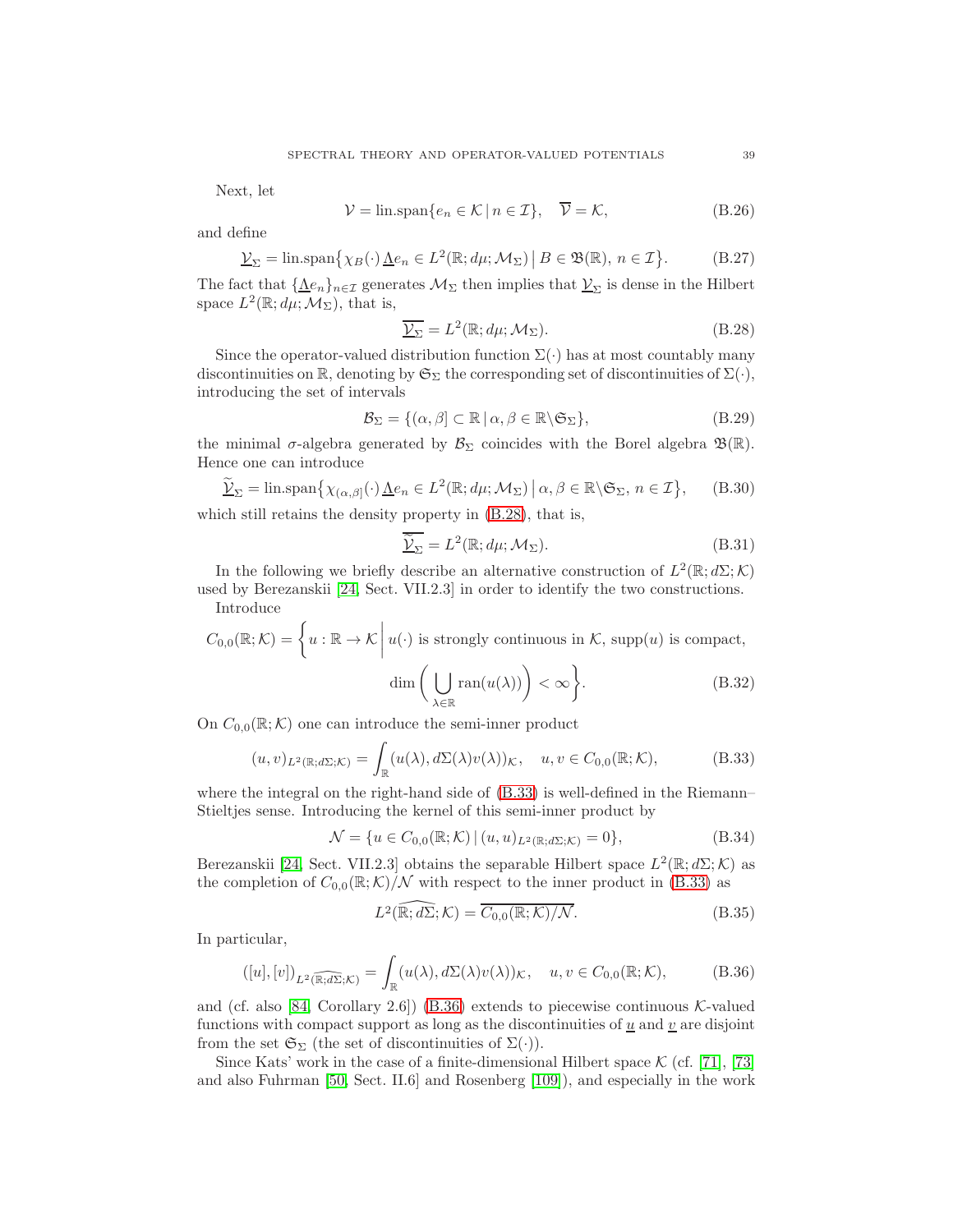Next, let

$$\mathcal{V} = \text{lin.span}\{e_n \in \mathcal{K} \,|\, n \in \mathcal{I}\}, \quad \overline{\mathcal{V}} = \mathcal{K}, \tag{B.26}$$

and define

$$\underline{\mathcal{V}}_\Sigma = \text{lin.span}\big\{\chi_B(\cdot)\,\underline{\Lambda}e_n \in L^2(\mathbb{R}; d\mu; \mathcal{M}_\Sigma) \,\big|\, B \in \mathfrak{B}(\mathbb{R}),\, n \in \mathcal{I}\big\}. \tag{B.27}$$

The fact that $\{\underline{\Lambda}e_n\}_{n\in\mathcal{I}}$ generates $\mathcal{M}_\Sigma$ then implies that $\underline{\mathcal{V}}_\Sigma$ is dense in the Hilbert space $L^2(\mathbb{R}; d\mu; \mathcal{M}_\Sigma)$, that is,

$$\overline{\underline{\mathcal{V}}_\Sigma} = L^2(\mathbb{R}; d\mu; \mathcal{M}_\Sigma). \tag{B.28}$$

Since the operator-valued distribution function $\Sigma(\cdot)$ has at most countably many discontinuities on $\mathbb{R}$, denoting by $\mathfrak{S}_\Sigma$ the corresponding set of discontinuities of $\Sigma(\cdot)$, introducing the set of intervals

$$\mathcal{B}_\Sigma = \{(\alpha, \beta] \subset \mathbb{R} \,|\, \alpha, \beta \in \mathbb{R}\backslash\mathfrak{S}_\Sigma\}, \tag{B.29}$$

the minimal $\sigma$-algebra generated by $\mathcal{B}_\Sigma$ coincides with the Borel algebra $\mathfrak{B}(\mathbb{R})$. Hence one can introduce

$$\widetilde{\underline{\mathcal{V}}}_\Sigma = \text{lin.span}\big\{\chi_{(\alpha,\beta]}(\cdot)\,\underline{\Lambda}e_n \in L^2(\mathbb{R}; d\mu; \mathcal{M}_\Sigma) \,\big|\, \alpha, \beta \in \mathbb{R}\backslash\mathfrak{S}_\Sigma,\, n \in \mathcal{I}\big\}, \tag{B.30}$$

which still retains the density property in (B.28), that is,

$$\overline{\widetilde{\underline{\mathcal{V}}}_\Sigma} = L^2(\mathbb{R}; d\mu; \mathcal{M}_\Sigma). \tag{B.31}$$

In the following we briefly describe an alternative construction of $L^2(\mathbb{R}; d\Sigma; \mathcal{K})$ used by Berezanskii [24, Sect. VII.2.3] in order to identify the two constructions.

Introduce

$$C_{0,0}(\mathbb{R}; \mathcal{K}) = \bigg\{u : \mathbb{R} \to \mathcal{K} \,\bigg|\, u(\cdot) \text{ is strongly continuous in } \mathcal{K}, \text{ supp}(u) \text{ is compact}, \\ \dim\bigg(\bigcup_{\lambda\in\mathbb{R}} \text{ran}(u(\lambda))\bigg) < \infty\bigg\}. \tag{B.32}$$

On $C_{0,0}(\mathbb{R}; \mathcal{K})$ one can introduce the semi-inner product

$$(u, v)_{L^2(\mathbb{R}; d\Sigma; \mathcal{K})} = \int_{\mathbb{R}} (u(\lambda), d\Sigma(\lambda)v(\lambda))_{\mathcal{K}}, \quad u, v \in C_{0,0}(\mathbb{R}; \mathcal{K}), \tag{B.33}$$

where the integral on the right-hand side of (B.33) is well-defined in the Riemann–Stieltjes sense. Introducing the kernel of this semi-inner product by

$$\mathcal{N} = \{u \in C_{0,0}(\mathbb{R}; \mathcal{K}) \,|\, (u, u)_{L^2(\mathbb{R}; d\Sigma; \mathcal{K})} = 0\}, \tag{B.34}$$

Berezanskii [24, Sect. VII.2.3] obtains the separable Hilbert space $L^2(\mathbb{R}; d\Sigma; \mathcal{K})$ as the completion of $C_{0,0}(\mathbb{R}; \mathcal{K})/\mathcal{N}$ with respect to the inner product in (B.33) as

$$L^2(\widehat{\mathbb{R}; d\Sigma}; \mathcal{K}) = \overline{C_{0,0}(\mathbb{R}; \mathcal{K})/\mathcal{N}}. \tag{B.35}$$

In particular,

$$([u], [v])_{L^2(\widehat{\mathbb{R}; d\Sigma}; \mathcal{K})} = \int_{\mathbb{R}} (u(\lambda), d\Sigma(\lambda)v(\lambda))_{\mathcal{K}}, \quad u, v \in C_{0,0}(\mathbb{R}; \mathcal{K}), \tag{B.36}$$

and (cf. also [84, Corollary 2.6]) (B.36) extends to piecewise continuous $\mathcal{K}$-valued functions with compact support as long as the discontinuities of $\underline{u}$ and $\underline{v}$ are disjoint from the set $\mathfrak{S}_\Sigma$ (the set of discontinuities of $\Sigma(\cdot)$).

Since Kats' work in the case of a finite-dimensional Hilbert space $\mathcal{K}$ (cf. [71], [73] and also Fuhrman [50, Sect. II.6] and Rosenberg [109]), and especially in the work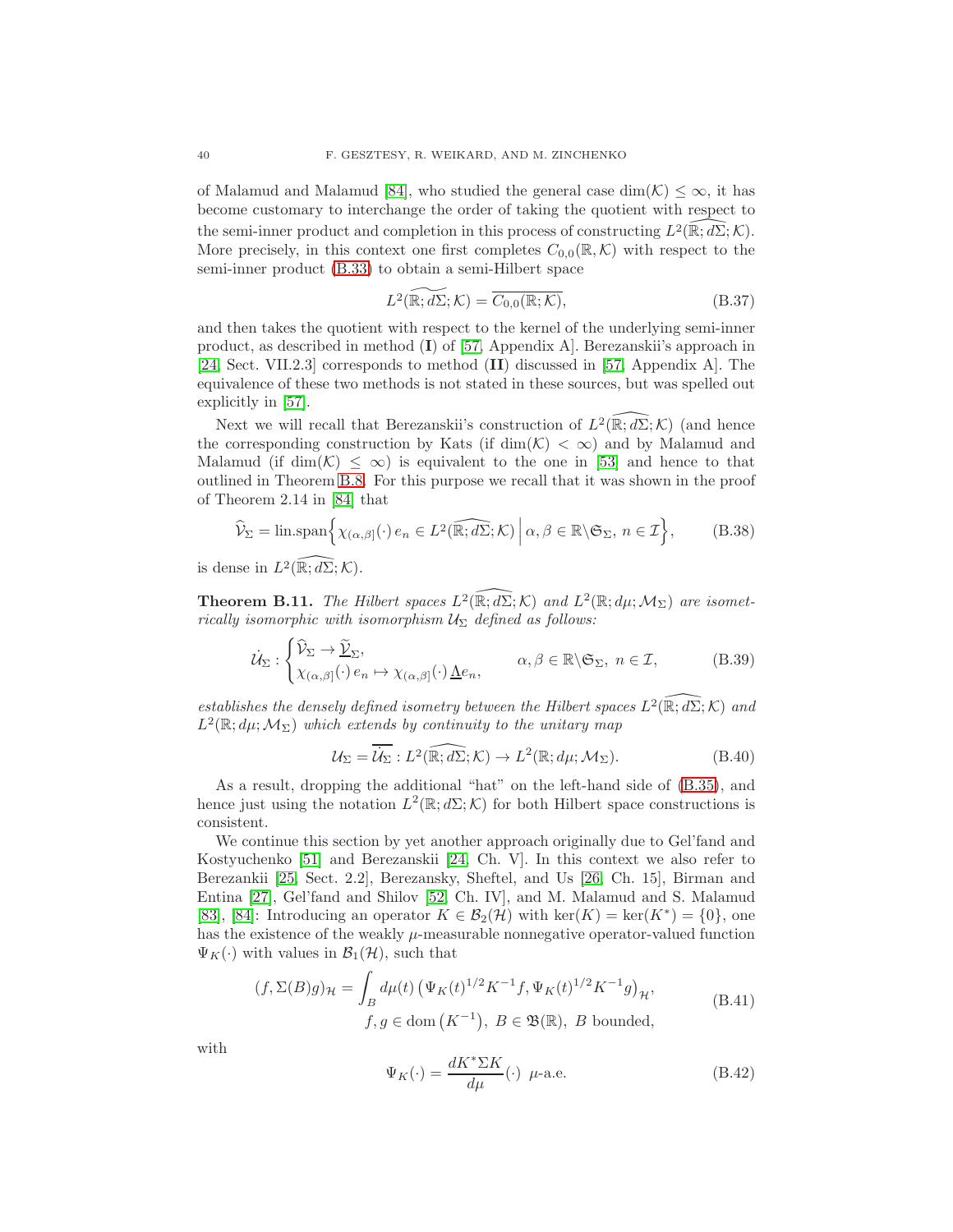of Malamud and Malamud [84], who studied the general case $\dim(\mathcal{K}) \leq \infty$, it has become customary to interchange the order of taking the quotient with respect to the semi-inner product and completion in this process of constructing $L^2(\widehat{\mathbb{R}; d\Sigma}; \mathcal{K})$. More precisely, in this context one first completes $C_{0,0}(\mathbb{R}, \mathcal{K})$ with respect to the semi-inner product (B.33) to obtain a semi-Hilbert space

$$L^2(\widetilde{\mathbb{R}; d\Sigma}; \mathcal{K}) = \overline{C_{0,0}(\mathbb{R}; \mathcal{K})}, \tag{B.37}$$

and then takes the quotient with respect to the kernel of the underlying semi-inner product, as described in method (**I**) of [57, Appendix A]. Berezanskii's approach in [24, Sect. VII.2.3] corresponds to method (**II**) discussed in [57, Appendix A]. The equivalence of these two methods is not stated in these sources, but was spelled out explicitly in [57].

Next we will recall that Berezanskii's construction of $L^2(\widehat{\mathbb{R}; d\Sigma}; \mathcal{K})$ (and hence the corresponding construction by Kats (if $\dim(\mathcal{K}) < \infty$) and by Malamud and Malamud (if $\dim(\mathcal{K}) \leq \infty$) is equivalent to the one in [53] and hence to that outlined in Theorem B.8. For this purpose we recall that it was shown in the proof of Theorem 2.14 in [84] that

$$\widehat{\mathcal{V}}_\Sigma = \operatorname{lin.span}\Big\{ \chi_{(\alpha,\beta]}(\cdot)\, e_n \in L^2(\widehat{\mathbb{R}; d\Sigma}; \mathcal{K}) \,\Big|\, \alpha, \beta \in \mathbb{R}\backslash \mathfrak{S}_\Sigma,\ n \in \mathcal{I} \Big\}, \tag{B.38}$$

is dense in $L^2(\widehat{\mathbb{R}; d\Sigma}; \mathcal{K})$.

**Theorem B.11.** *The Hilbert spaces $L^2(\widehat{\mathbb{R}; d\Sigma}; \mathcal{K})$ and $L^2(\mathbb{R}; d\mu; \mathcal{M}_\Sigma)$ are isometrically isomorphic with isomorphism $\mathcal{U}_\Sigma$ defined as follows:*

$$\dot{\mathcal{U}}_\Sigma : \begin{cases} \widehat{\mathcal{V}}_\Sigma \to \underline{\widetilde{\mathcal{V}}}_\Sigma, \\ \chi_{(\alpha,\beta]}(\cdot)\, e_n \mapsto \chi_{(\alpha,\beta]}(\cdot)\, \underline{\Lambda} e_n, \end{cases} \qquad \alpha, \beta \in \mathbb{R}\backslash\mathfrak{S}_\Sigma,\ n \in \mathcal{I}, \tag{B.39}$$

*establishes the densely defined isometry between the Hilbert spaces $L^2(\widehat{\mathbb{R}; d\Sigma}; \mathcal{K})$ and $L^2(\mathbb{R}; d\mu; \mathcal{M}_\Sigma)$ which extends by continuity to the unitary map*

$$\mathcal{U}_\Sigma = \overline{\dot{\mathcal{U}}_\Sigma} : L^2(\widehat{\mathbb{R}; d\Sigma}; \mathcal{K}) \to L^2(\mathbb{R}; d\mu; \mathcal{M}_\Sigma). \tag{B.40}$$

As a result, dropping the additional "hat" on the left-hand side of (B.35), and hence just using the notation $L^2(\mathbb{R}; d\Sigma; \mathcal{K})$ for both Hilbert space constructions is consistent.

We continue this section by yet another approach originally due to Gel'fand and Kostyuchenko [51] and Berezanskii [24, Ch. V]. In this context we also refer to Berezankii [25, Sect. 2.2], Berezansky, Sheftel, and Us [26, Ch. 15], Birman and Entina [27], Gel'fand and Shilov [52, Ch. IV], and M. Malamud and S. Malamud [83], [84]: Introducing an operator $K \in \mathcal{B}_2(\mathcal{H})$ with $\ker(K) = \ker(K^*) = \{0\}$, one has the existence of the weakly $\mu$-measurable nonnegative operator-valued function $\Psi_K(\cdot)$ with values in $\mathcal{B}_1(\mathcal{H})$, such that

$$\begin{split} (f, \Sigma(B) g)_{\mathcal{H}} = \int_B d\mu(t) \left( \Psi_K(t)^{1/2} K^{-1} f, \Psi_K(t)^{1/2} K^{-1} g \right)_{\mathcal{H}}, \\ f, g \in \operatorname{dom}\left(K^{-1}\right),\ B \in \mathfrak{B}(\mathbb{R}),\ B \text{ bounded}, \end{split} \tag{B.41}$$

with

$$\Psi_K(\cdot) = \frac{dK^* \Sigma K}{d\mu}(\cdot) \ \ \mu\text{-a.e.} \tag{B.42}$$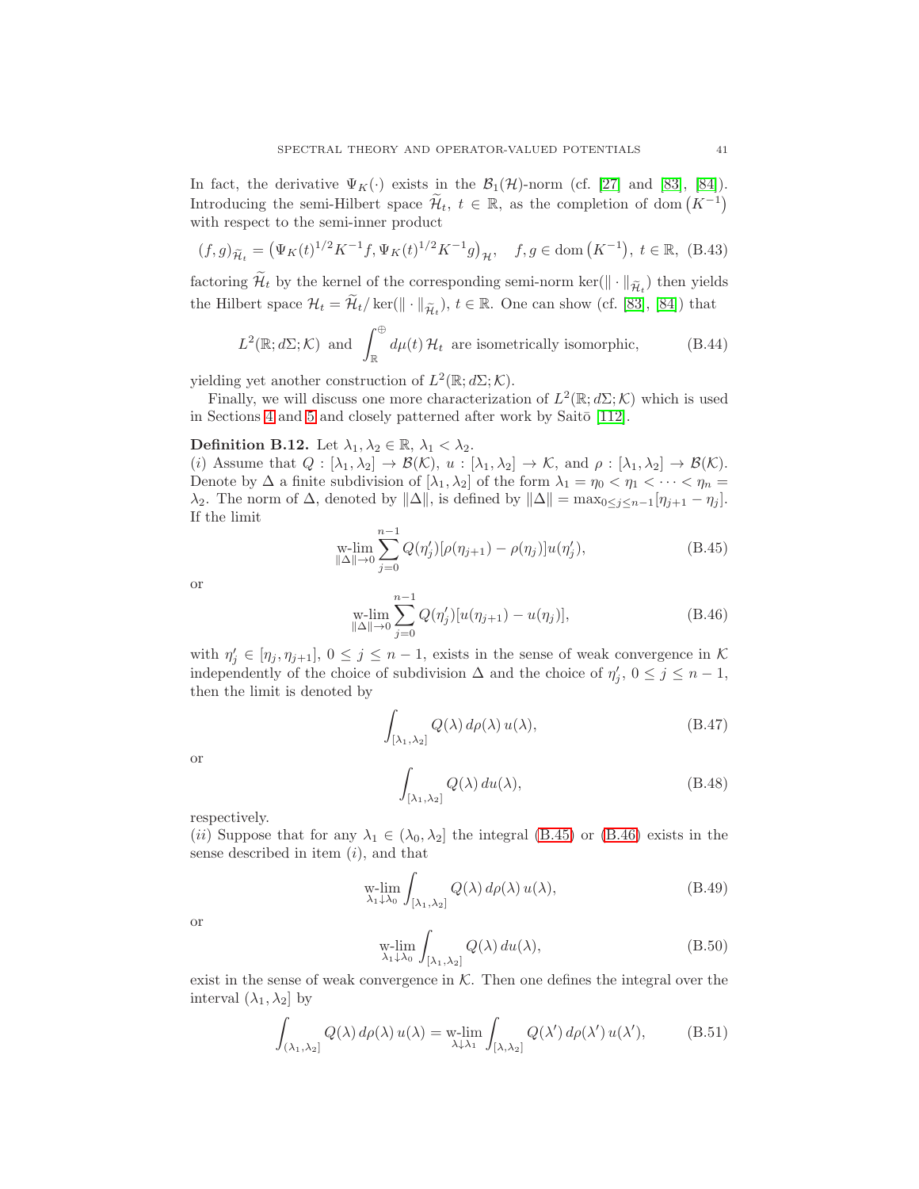In fact, the derivative $\Psi_K(\cdot)$ exists in the $\mathcal{B}_1(\mathcal{H})$-norm (cf. [27] and [83], [84]). Introducing the semi-Hilbert space $\widetilde{\mathcal{H}}_t$, $t \in \mathbb{R}$, as the completion of $\operatorname{dom}(K^{-1})$ with respect to the semi-inner product

$$(f, g)_{\widetilde{\mathcal{H}}_t} = \big(\Psi_K(t)^{1/2} K^{-1} f, \Psi_K(t)^{1/2} K^{-1} g\big)_{\mathcal{H}}, \quad f, g \in \operatorname{dom}(K^{-1}),\ t \in \mathbb{R}, \tag{B.43}$$

factoring $\widetilde{\mathcal{H}}_t$ by the kernel of the corresponding semi-norm $\ker(\|\cdot\|_{\widetilde{\mathcal{H}}_t})$ then yields the Hilbert space $\mathcal{H}_t = \widetilde{\mathcal{H}}_t / \ker(\|\cdot\|_{\widetilde{\mathcal{H}}_t})$, $t \in \mathbb{R}$. One can show (cf. [83], [84]) that

$$L^2(\mathbb{R}; d\Sigma; \mathcal{K}) \text{ and } \int_{\mathbb{R}}^{\oplus} d\mu(t)\, \mathcal{H}_t \text{ are isometrically isomorphic,} \tag{B.44}$$

yielding yet another construction of $L^2(\mathbb{R}; d\Sigma; \mathcal{K})$.

Finally, we will discuss one more characterization of $L^2(\mathbb{R}; d\Sigma; \mathcal{K})$ which is used in Sections 4 and 5 and closely patterned after work by Saitō [112].

**Definition B.12.** Let $\lambda_1, \lambda_2 \in \mathbb{R}$, $\lambda_1 < \lambda_2$.
$(i)$ Assume that $Q : [\lambda_1, \lambda_2] \to \mathcal{B}(\mathcal{K})$, $u : [\lambda_1, \lambda_2] \to \mathcal{K}$, and $\rho : [\lambda_1, \lambda_2] \to \mathcal{B}(\mathcal{K})$. Denote by $\Delta$ a finite subdivision of $[\lambda_1, \lambda_2]$ of the form $\lambda_1 = \eta_0 < \eta_1 < \cdots < \eta_n = \lambda_2$. The norm of $\Delta$, denoted by $\|\Delta\|$, is defined by $\|\Delta\| = \max_{0 \le j \le n-1}[\eta_{j+1} - \eta_j]$. If the limit

$$\operatorname*{w-lim}_{\|\Delta\| \to 0} \sum_{j=0}^{n-1} Q(\eta_j')[\rho(\eta_{j+1}) - \rho(\eta_j)]u(\eta_j'), \tag{B.45}$$

or

$$\operatorname*{w-lim}_{\|\Delta\| \to 0} \sum_{j=0}^{n-1} Q(\eta_j')[u(\eta_{j+1}) - u(\eta_j)], \tag{B.46}$$

with $\eta_j' \in [\eta_j, \eta_{j+1}]$, $0 \le j \le n-1$, exists in the sense of weak convergence in $\mathcal{K}$ independently of the choice of subdivision $\Delta$ and the choice of $\eta_j'$, $0 \le j \le n-1$, then the limit is denoted by

$$\int_{[\lambda_1, \lambda_2]} Q(\lambda)\, d\rho(\lambda)\, u(\lambda), \tag{B.47}$$

or

$$\int_{[\lambda_1, \lambda_2]} Q(\lambda)\, du(\lambda), \tag{B.48}$$

respectively.
$(ii)$ Suppose that for any $\lambda_1 \in (\lambda_0, \lambda_2]$ the integral (B.45) or (B.46) exists in the sense described in item $(i)$, and that

$$\operatorname*{w-lim}_{\lambda_1 \downarrow \lambda_0} \int_{[\lambda_1, \lambda_2]} Q(\lambda)\, d\rho(\lambda)\, u(\lambda), \tag{B.49}$$

or

$$\operatorname*{w-lim}_{\lambda_1 \downarrow \lambda_0} \int_{[\lambda_1, \lambda_2]} Q(\lambda)\, du(\lambda), \tag{B.50}$$

exist in the sense of weak convergence in $\mathcal{K}$. Then one defines the integral over the interval $(\lambda_1, \lambda_2]$ by

$$\int_{(\lambda_1, \lambda_2]} Q(\lambda)\, d\rho(\lambda)\, u(\lambda) = \operatorname*{w-lim}_{\lambda \downarrow \lambda_1} \int_{[\lambda, \lambda_2]} Q(\lambda')\, d\rho(\lambda')\, u(\lambda'), \tag{B.51}$$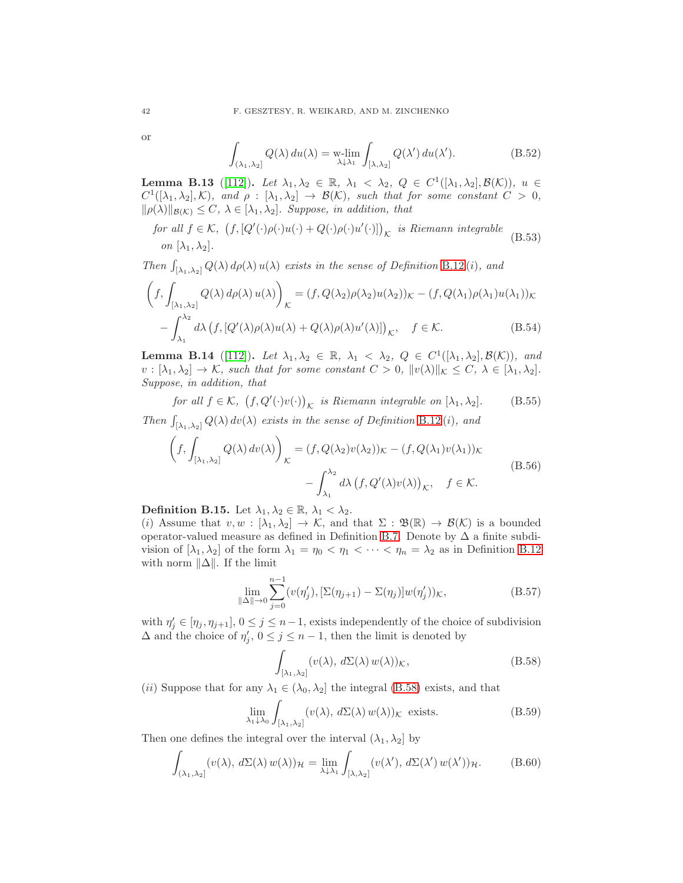or

$$\int_{(\lambda_1,\lambda_2]} Q(\lambda)\, du(\lambda) = \operatorname*{w-lim}_{\lambda\downarrow\lambda_1} \int_{[\lambda,\lambda_2]} Q(\lambda')\, du(\lambda'). \tag{B.52}$$

**Lemma B.13** ([112]). *Let $\lambda_1, \lambda_2 \in \mathbb{R}$, $\lambda_1 < \lambda_2$, $Q \in C^1([\lambda_1,\lambda_2], \mathcal{B}(\mathcal{K}))$, $u \in C^1([\lambda_1,\lambda_2], \mathcal{K})$, and $\rho : [\lambda_1,\lambda_2] \to \mathcal{B}(\mathcal{K})$, such that for some constant $C > 0$, $\|\rho(\lambda)\|_{\mathcal{B}(\mathcal{K})} \le C$, $\lambda \in [\lambda_1,\lambda_2]$. Suppose, in addition, that*

$$\text{for all } f \in \mathcal{K},\ \big(f, [Q'(\cdot)\rho(\cdot)u(\cdot) + Q(\cdot)\rho(\cdot)u'(\cdot)]\big)_{\mathcal{K}} \text{ is Riemann integrable on } [\lambda_1,\lambda_2]. \tag{B.53}$$

*Then $\int_{[\lambda_1,\lambda_2]} Q(\lambda)\, d\rho(\lambda)\, u(\lambda)$ exists in the sense of Definition B.12(i), and*

$$\begin{aligned}\bigg(f, \int_{[\lambda_1,\lambda_2]} Q(\lambda)\, d\rho(\lambda)\, u(\lambda)\bigg)_{\mathcal{K}} &= (f, Q(\lambda_2)\rho(\lambda_2)u(\lambda_2))_{\mathcal{K}} - (f, Q(\lambda_1)\rho(\lambda_1)u(\lambda_1))_{\mathcal{K}} \\ &\quad - \int_{\lambda_1}^{\lambda_2} d\lambda\, \big(f, [Q'(\lambda)\rho(\lambda)u(\lambda) + Q(\lambda)\rho(\lambda)u'(\lambda)]\big)_{\mathcal{K}}, \quad f \in \mathcal{K}.\end{aligned} \tag{B.54}$$

**Lemma B.14** ([112]). *Let $\lambda_1, \lambda_2 \in \mathbb{R}$, $\lambda_1 < \lambda_2$, $Q \in C^1([\lambda_1,\lambda_2], \mathcal{B}(\mathcal{K}))$, and $v : [\lambda_1,\lambda_2] \to \mathcal{K}$, such that for some constant $C > 0$, $\|v(\lambda)\|_{\mathcal{K}} \le C$, $\lambda \in [\lambda_1,\lambda_2]$. Suppose, in addition, that*

$$\text{for all } f \in \mathcal{K},\ \big(f, Q'(\cdot)v(\cdot)\big)_{\mathcal{K}} \text{ is Riemann integrable on } [\lambda_1,\lambda_2]. \tag{B.55}$$

*Then $\int_{[\lambda_1,\lambda_2]} Q(\lambda)\, dv(\lambda)$ exists in the sense of Definition B.12(i), and*

$$\begin{aligned}\bigg(f, \int_{[\lambda_1,\lambda_2]} Q(\lambda)\, dv(\lambda)\bigg)_{\mathcal{K}} &= (f, Q(\lambda_2)v(\lambda_2))_{\mathcal{K}} - (f, Q(\lambda_1)v(\lambda_1))_{\mathcal{K}} \\ &\quad - \int_{\lambda_1}^{\lambda_2} d\lambda\, \big(f, Q'(\lambda)v(\lambda)\big)_{\mathcal{K}}, \quad f \in \mathcal{K}.\end{aligned} \tag{B.56}$$

**Definition B.15.** Let $\lambda_1, \lambda_2 \in \mathbb{R}$, $\lambda_1 < \lambda_2$.
$(i)$ Assume that $v, w : [\lambda_1,\lambda_2] \to \mathcal{K}$, and that $\Sigma : \mathfrak{B}(\mathbb{R}) \to \mathcal{B}(\mathcal{K})$ is a bounded operator-valued measure as defined in Definition B.7. Denote by $\Delta$ a finite subdivision of $[\lambda_1,\lambda_2]$ of the form $\lambda_1 = \eta_0 < \eta_1 < \cdots < \eta_n = \lambda_2$ as in Definition B.12 with norm $\|\Delta\|$. If the limit

$$\lim_{\|\Delta\|\to 0} \sum_{j=0}^{n-1} (v(\eta_j'), [\Sigma(\eta_{j+1}) - \Sigma(\eta_j)] w(\eta_j'))_{\mathcal{K}}, \tag{B.57}$$

with $\eta_j' \in [\eta_j, \eta_{j+1}]$, $0 \le j \le n-1$, exists independently of the choice of subdivision $\Delta$ and the choice of $\eta_j'$, $0 \le j \le n-1$, then the limit is denoted by

$$\int_{[\lambda_1,\lambda_2]} (v(\lambda),\, d\Sigma(\lambda)\, w(\lambda))_{\mathcal{K}}, \tag{B.58}$$

$(ii)$ Suppose that for any $\lambda_1 \in (\lambda_0, \lambda_2]$ the integral (B.58) exists, and that

$$\lim_{\lambda_1\downarrow\lambda_0} \int_{[\lambda_1,\lambda_2]} (v(\lambda),\, d\Sigma(\lambda)\, w(\lambda))_{\mathcal{K}} \text{ exists.} \tag{B.59}$$

Then one defines the integral over the interval $(\lambda_1, \lambda_2]$ by

$$\int_{(\lambda_1,\lambda_2]} (v(\lambda),\, d\Sigma(\lambda)\, w(\lambda))_{\mathcal{H}} = \lim_{\lambda\downarrow\lambda_1} \int_{[\lambda,\lambda_2]} (v(\lambda'),\, d\Sigma(\lambda')\, w(\lambda'))_{\mathcal{H}}. \tag{B.60}$$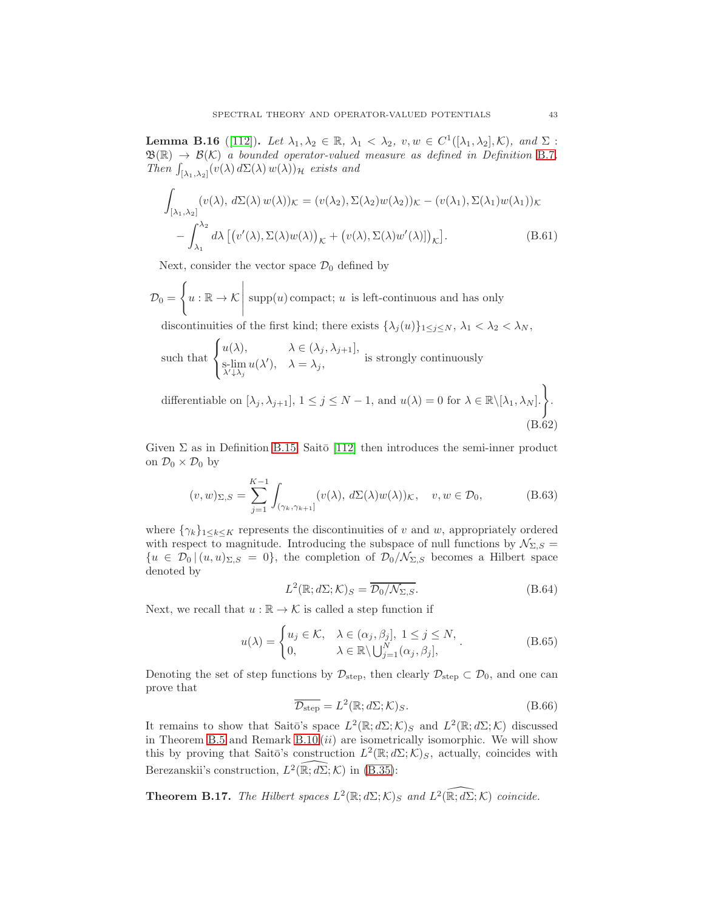**Lemma B.16** ([112]). *Let $\lambda_1, \lambda_2 \in \mathbb{R}$, $\lambda_1 < \lambda_2$, $v, w \in C^1([\lambda_1, \lambda_2], \mathcal{K})$, and $\Sigma : \mathfrak{B}(\mathbb{R}) \to \mathcal{B}(\mathcal{K})$ a bounded operator-valued measure as defined in Definition B.7. Then $\int_{[\lambda_1,\lambda_2]} (v(\lambda)\, d\Sigma(\lambda)\, w(\lambda))_{\mathcal{H}}$ exists and*

$$
\begin{aligned}
\int_{[\lambda_1,\lambda_2]} (v(\lambda),\, d\Sigma(\lambda)\, w(\lambda))_{\mathcal{K}} &= (v(\lambda_2), \Sigma(\lambda_2) w(\lambda_2))_{\mathcal{K}} - (v(\lambda_1), \Sigma(\lambda_1) w(\lambda_1))_{\mathcal{K}} \\
&\quad - \int_{\lambda_1}^{\lambda_2} d\lambda \left[ \big(v'(\lambda), \Sigma(\lambda) w(\lambda)\big)_{\mathcal{K}} + \big(v(\lambda), \Sigma(\lambda) w'(\lambda)\big]\big)_{\mathcal{K}} \right]. 
\end{aligned} \tag{B.61}
$$

Next, consider the vector space $\mathcal{D}_0$ defined by

$$
\begin{aligned}
\mathcal{D}_0 = \bigg\{ u : \mathbb{R} \to \mathcal{K} \,\bigg|\, & \operatorname{supp}(u) \text{ compact; } u \text{ is left-continuous and has only} \\
& \text{discontinuities of the first kind; there exists } \{\lambda_j(u)\}_{1 \leq j \leq N},\ \lambda_1 < \lambda_2 < \lambda_N, \\
& \text{such that } \begin{cases} u(\lambda), & \lambda \in (\lambda_j, \lambda_{j+1}], \\ \operatorname*{s-lim}_{\lambda' \downarrow \lambda_j} u(\lambda'), & \lambda = \lambda_j, \end{cases} \text{ is strongly continuously} \\
& \text{differentiable on } [\lambda_j, \lambda_{j+1}],\ 1 \leq j \leq N-1, \text{ and } u(\lambda) = 0 \text{ for } \lambda \in \mathbb{R} \backslash [\lambda_1, \lambda_N]. \bigg\}.
\end{aligned} \tag{B.62}
$$

Given $\Sigma$ as in Definition B.15, Saitō [112] then introduces the semi-inner product on $\mathcal{D}_0 \times \mathcal{D}_0$ by

$$
(v, w)_{\Sigma,S} = \sum_{j=1}^{K-1} \int_{(\gamma_k, \gamma_{k+1}]} (v(\lambda),\, d\Sigma(\lambda) w(\lambda))_{\mathcal{K}}, \quad v, w \in \mathcal{D}_0, \tag{B.63}
$$

where $\{\gamma_k\}_{1 \leq k \leq K}$ represents the discontinuities of $v$ and $w$, appropriately ordered with respect to magnitude. Introducing the subspace of null functions by $\mathcal{N}_{\Sigma,S} = \{u \in \mathcal{D}_0 \,|\, (u, u)_{\Sigma,S} = 0\}$, the completion of $\mathcal{D}_0 / \mathcal{N}_{\Sigma,S}$ becomes a Hilbert space denoted by

$$
L^2(\mathbb{R}; d\Sigma; \mathcal{K})_S = \overline{\mathcal{D}_0 / \mathcal{N}_{\Sigma,S}}. \tag{B.64}
$$

Next, we recall that $u : \mathbb{R} \to \mathcal{K}$ is called a step function if

$$
u(\lambda) = \begin{cases} u_j \in \mathcal{K}, & \lambda \in (\alpha_j, \beta_j],\ 1 \leq j \leq N, \\ 0, & \lambda \in \mathbb{R} \backslash \bigcup_{j=1}^{N} (\alpha_j, \beta_j], \end{cases}. \tag{B.65}
$$

Denoting the set of step functions by $\mathcal{D}_{\text{step}}$, then clearly $\mathcal{D}_{\text{step}} \subset \mathcal{D}_0$, and one can prove that

$$
\overline{\mathcal{D}_{\text{step}}} = L^2(\mathbb{R}; d\Sigma; \mathcal{K})_S. \tag{B.66}
$$

It remains to show that Saitō's space $L^2(\mathbb{R}; d\Sigma; \mathcal{K})_S$ and $L^2(\mathbb{R}; d\Sigma; \mathcal{K})$ discussed in Theorem B.5 and Remark B.10 $(ii)$ are isometrically isomorphic. We will show this by proving that Saitō's construction $L^2(\mathbb{R}; d\Sigma; \mathcal{K})_S$, actually, coincides with Berezanskii's construction, $L^2(\widehat{\mathbb{R}; d\Sigma}; \mathcal{K})$ in (B.35):

**Theorem B.17.** *The Hilbert spaces $L^2(\mathbb{R}; d\Sigma; \mathcal{K})_S$ and $L^2(\widehat{\mathbb{R}; d\Sigma}; \mathcal{K})$ coincide.*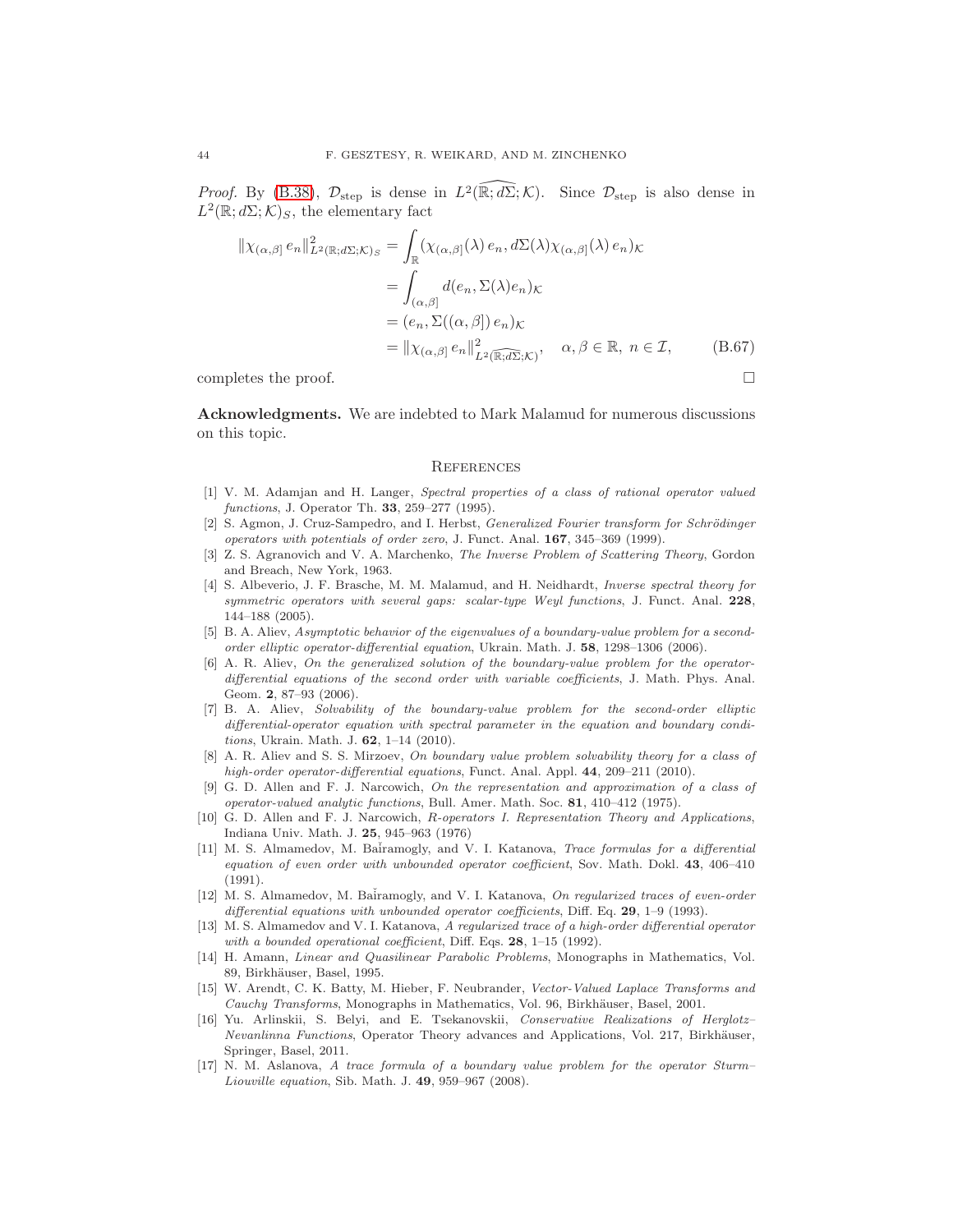*Proof.* By (B.38), $\mathcal{D}_{\text{step}}$ is dense in $L^2(\widehat{\mathbb{R}; d\Sigma}; \mathcal{K})$. Since $\mathcal{D}_{\text{step}}$ is also dense in $L^2(\mathbb{R}; d\Sigma; \mathcal{K})_S$, the elementary fact

$$
\begin{aligned}
\|\chi_{(\alpha,\beta]}\, e_n\|^2_{L^2(\mathbb{R};d\Sigma;\mathcal{K})_S} &= \int_{\mathbb{R}} (\chi_{(\alpha,\beta]}(\lambda)\, e_n, d\Sigma(\lambda)\chi_{(\alpha,\beta]}(\lambda)\, e_n)_{\mathcal{K}} \\
&= \int_{(\alpha,\beta]} d(e_n, \Sigma(\lambda) e_n)_{\mathcal{K}} \\
&= (e_n, \Sigma((\alpha,\beta])\, e_n)_{\mathcal{K}} \\
&= \|\chi_{(\alpha,\beta]}\, e_n\|^2_{L^2(\widehat{\mathbb{R};d\Sigma};\mathcal{K})}, \quad \alpha, \beta \in \mathbb{R},\ n \in \mathcal{I}, \qquad \text{(B.67)}
\end{aligned}
$$

completes the proof. $\square$

**Acknowledgments.** We are indebted to Mark Malamud for numerous discussions on this topic.

## References

[1] V. M. Adamjan and H. Langer, *Spectral properties of a class of rational operator valued functions*, J. Operator Th. **33**, 259–277 (1995).

[2] S. Agmon, J. Cruz-Sampedro, and I. Herbst, *Generalized Fourier transform for Schrödinger operators with potentials of order zero*, J. Funct. Anal. **167**, 345–369 (1999).

[3] Z. S. Agranovich and V. A. Marchenko, *The Inverse Problem of Scattering Theory*, Gordon and Breach, New York, 1963.

[4] S. Albeverio, J. F. Brasche, M. M. Malamud, and H. Neidhardt, *Inverse spectral theory for symmetric operators with several gaps: scalar-type Weyl functions*, J. Funct. Anal. **228**, 144–188 (2005).

[5] B. A. Aliev, *Asymptotic behavior of the eigenvalues of a boundary-value problem for a second-order elliptic operator-differential equation*, Ukrain. Math. J. **58**, 1298–1306 (2006).

[6] A. R. Aliev, *On the generalized solution of the boundary-value problem for the operator-differential equations of the second order with variable coefficients*, J. Math. Phys. Anal. Geom. **2**, 87–93 (2006).

[7] B. A. Aliev, *Solvability of the boundary-value problem for the second-order elliptic differential-operator equation with spectral parameter in the equation and boundary conditions*, Ukrain. Math. J. **62**, 1–14 (2010).

[8] A. R. Aliev and S. S. Mirzoev, *On boundary value problem solvability theory for a class of high-order operator-differential equations*, Funct. Anal. Appl. **44**, 209–211 (2010).

[9] G. D. Allen and F. J. Narcowich, *On the representation and approximation of a class of operator-valued analytic functions*, Bull. Amer. Math. Soc. **81**, 410–412 (1975).

[10] G. D. Allen and F. J. Narcowich, *R-operators I. Representation Theory and Applications*, Indiana Univ. Math. J. **25**, 945–963 (1976)

[11] M. S. Almamedov, M. Baĭramogly, and V. I. Katanova, *Trace formulas for a differential equation of even order with unbounded operator coefficient*, Sov. Math. Dokl. **43**, 406–410 (1991).

[12] M. S. Almamedov, M. Baĭramogly, and V. I. Katanova, *On regularized traces of even-order differential equations with unbounded operator coefficients*, Diff. Eq. **29**, 1–9 (1993).

[13] M. S. Almamedov and V. I. Katanova, *A regularized trace of a high-order differential operator with a bounded operational coefficient*, Diff. Eqs. **28**, 1–15 (1992).

[14] H. Amann, *Linear and Quasilinear Parabolic Problems*, Monographs in Mathematics, Vol. 89, Birkhäuser, Basel, 1995.

[15] W. Arendt, C. K. Batty, M. Hieber, F. Neubrander, *Vector-Valued Laplace Transforms and Cauchy Transforms*, Monographs in Mathematics, Vol. 96, Birkhäuser, Basel, 2001.

[16] Yu. Arlinskii, S. Belyi, and E. Tsekanovskii, *Conservative Realizations of Herglotz–Nevanlinna Functions*, Operator Theory advances and Applications, Vol. 217, Birkhäuser, Springer, Basel, 2011.

[17] N. M. Aslanova, *A trace formula of a boundary value problem for the operator Sturm–Liouville equation*, Sib. Math. J. **49**, 959–967 (2008).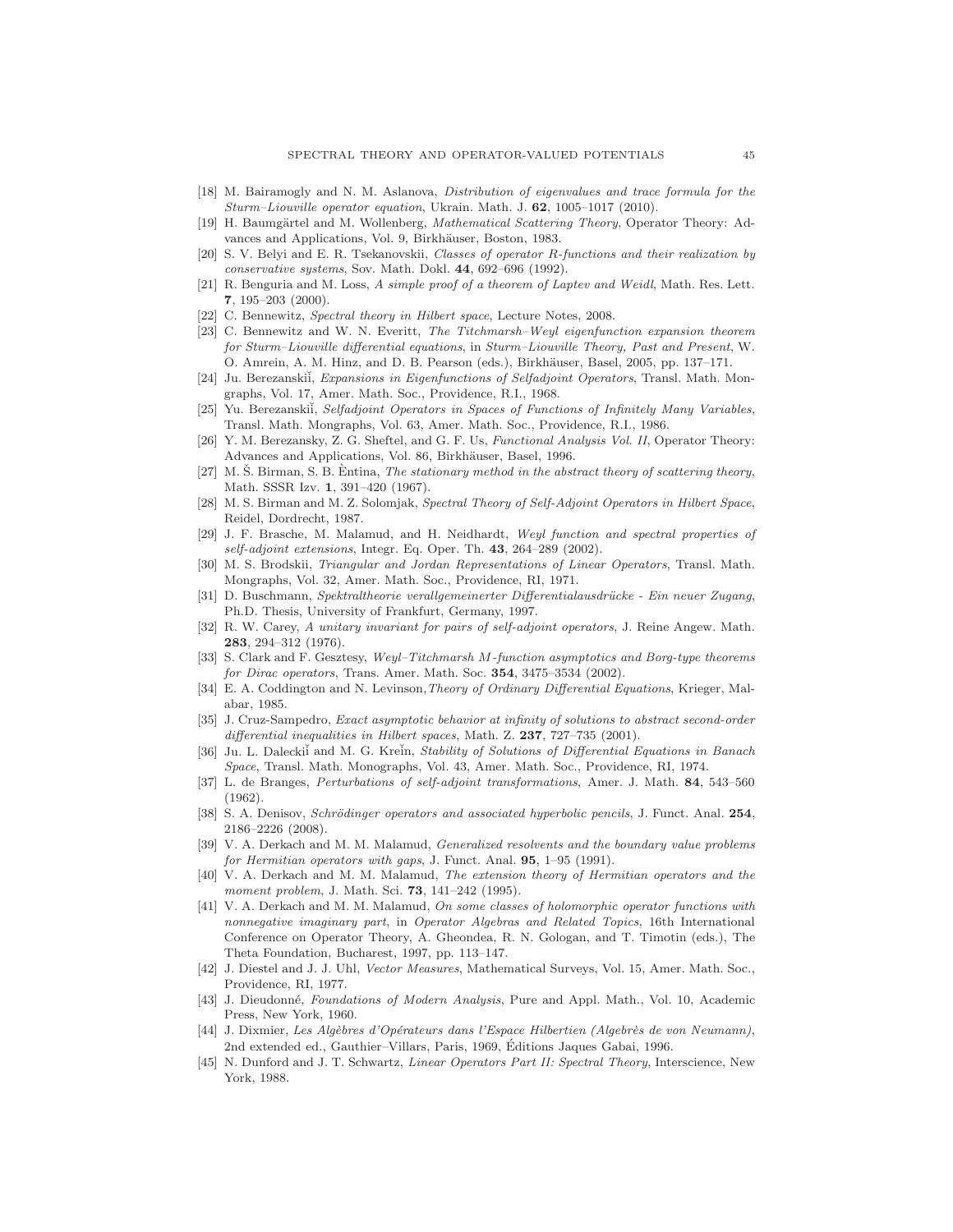[18] M. Bairamogly and N. M. Aslanova, *Distribution of eigenvalues and trace formula for the Sturm–Liouville operator equation*, Ukrain. Math. J. **62**, 1005–1017 (2010).

[19] H. Baumgärtel and M. Wollenberg, *Mathematical Scattering Theory*, Operator Theory: Advances and Applications, Vol. 9, Birkhäuser, Boston, 1983.

[20] S. V. Belyi and E. R. Tsekanovskii, *Classes of operator R-functions and their realization by conservative systems*, Sov. Math. Dokl. **44**, 692–696 (1992).

[21] R. Benguria and M. Loss, *A simple proof of a theorem of Laptev and Weidl*, Math. Res. Lett. **7**, 195–203 (2000).

[22] C. Bennewitz, *Spectral theory in Hilbert space*, Lecture Notes, 2008.

[23] C. Bennewitz and W. N. Everitt, *The Titchmarsh–Weyl eigenfunction expansion theorem for Sturm–Liouville differential equations*, in *Sturm–Liouville Theory, Past and Present*, W. O. Amrein, A. M. Hinz, and D. B. Pearson (eds.), Birkhäuser, Basel, 2005, pp. 137–171.

[24] Ju. Berezanskiĭ, *Expansions in Eigenfunctions of Selfadjoint Operators*, Transl. Math. Mongraphs, Vol. 17, Amer. Math. Soc., Providence, R.I., 1968.

[25] Yu. Berezanskiĭ, *Selfadjoint Operators in Spaces of Functions of Infinitely Many Variables*, Transl. Math. Mongraphs, Vol. 63, Amer. Math. Soc., Providence, R.I., 1986.

[26] Y. M. Berezansky, Z. G. Sheftel, and G. F. Us, *Functional Analysis Vol. II*, Operator Theory: Advances and Applications, Vol. 86, Birkhäuser, Basel, 1996.

[27] M. Š. Birman, S. B. Èntina, *The stationary method in the abstract theory of scattering theory*, Math. SSSR Izv. **1**, 391–420 (1967).

[28] M. S. Birman and M. Z. Solomjak, *Spectral Theory of Self-Adjoint Operators in Hilbert Space*, Reidel, Dordrecht, 1987.

[29] J. F. Brasche, M. Malamud, and H. Neidhardt, *Weyl function and spectral properties of self-adjoint extensions*, Integr. Eq. Oper. Th. **43**, 264–289 (2002).

[30] M. S. Brodskii, *Triangular and Jordan Representations of Linear Operators*, Transl. Math. Mongraphs, Vol. 32, Amer. Math. Soc., Providence, RI, 1971.

[31] D. Buschmann, *Spektraltheorie verallgemeinerter Differentialausdrücke - Ein neuer Zugang*, Ph.D. Thesis, University of Frankfurt, Germany, 1997.

[32] R. W. Carey, *A unitary invariant for pairs of self-adjoint operators*, J. Reine Angew. Math. **283**, 294–312 (1976).

[33] S. Clark and F. Gesztesy, *Weyl–Titchmarsh M-function asymptotics and Borg-type theorems for Dirac operators*, Trans. Amer. Math. Soc. **354**, 3475–3534 (2002).

[34] E. A. Coddington and N. Levinson, *Theory of Ordinary Differential Equations*, Krieger, Malabar, 1985.

[35] J. Cruz-Sampedro, *Exact asymptotic behavior at infinity of solutions to abstract second-order differential inequalities in Hilbert spaces*, Math. Z. **237**, 727–735 (2001).

[36] Ju. L. Daleckiĭ and M. G. Kreĭn, *Stability of Solutions of Differential Equations in Banach Space*, Transl. Math. Monographs, Vol. 43, Amer. Math. Soc., Providence, RI, 1974.

[37] L. de Branges, *Perturbations of self-adjoint transformations*, Amer. J. Math. **84**, 543–560 (1962).

[38] S. A. Denisov, *Schrödinger operators and associated hyperbolic pencils*, J. Funct. Anal. **254**, 2186–2226 (2008).

[39] V. A. Derkach and M. M. Malamud, *Generalized resolvents and the boundary value problems for Hermitian operators with gaps*, J. Funct. Anal. **95**, 1–95 (1991).

[40] V. A. Derkach and M. M. Malamud, *The extension theory of Hermitian operators and the moment problem*, J. Math. Sci. **73**, 141–242 (1995).

[41] V. A. Derkach and M. M. Malamud, *On some classes of holomorphic operator functions with nonnegative imaginary part*, in *Operator Algebras and Related Topics*, 16th International Conference on Operator Theory, A. Gheondea, R. N. Gologan, and T. Timotin (eds.), The Theta Foundation, Bucharest, 1997, pp. 113–147.

[42] J. Diestel and J. J. Uhl, *Vector Measures*, Mathematical Surveys, Vol. 15, Amer. Math. Soc., Providence, RI, 1977.

[43] J. Dieudonné, *Foundations of Modern Analysis*, Pure and Appl. Math., Vol. 10, Academic Press, New York, 1960.

[44] J. Dixmier, *Les Algèbres d'Opérateurs dans l'Espace Hilbertien (Algebrès de von Neumann)*, 2nd extended ed., Gauthier–Villars, Paris, 1969, Éditions Jaques Gabai, 1996.

[45] N. Dunford and J. T. Schwartz, *Linear Operators Part II: Spectral Theory*, Interscience, New York, 1988.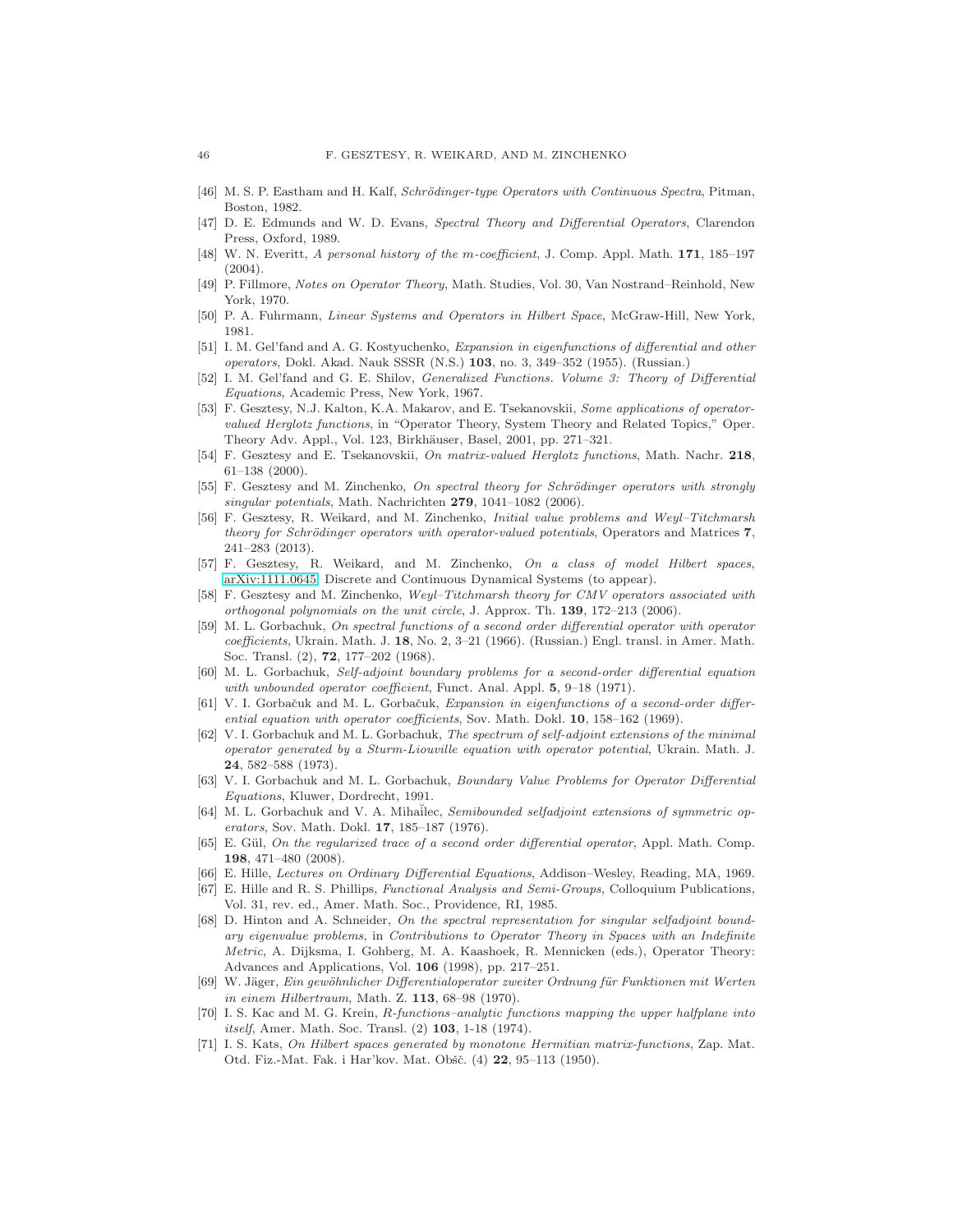[46] M. S. P. Eastham and H. Kalf, *Schrödinger-type Operators with Continuous Spectra*, Pitman, Boston, 1982.

[47] D. E. Edmunds and W. D. Evans, *Spectral Theory and Differential Operators*, Clarendon Press, Oxford, 1989.

[48] W. N. Everitt, *A personal history of the m-coefficient*, J. Comp. Appl. Math. **171**, 185–197 (2004).

[49] P. Fillmore, *Notes on Operator Theory*, Math. Studies, Vol. 30, Van Nostrand–Reinhold, New York, 1970.

[50] P. A. Fuhrmann, *Linear Systems and Operators in Hilbert Space*, McGraw-Hill, New York, 1981.

[51] I. M. Gel'fand and A. G. Kostyuchenko, *Expansion in eigenfunctions of differential and other operators*, Dokl. Akad. Nauk SSSR (N.S.) **103**, no. 3, 349–352 (1955). (Russian.)

[52] I. M. Gel'fand and G. E. Shilov, *Generalized Functions. Volume 3: Theory of Differential Equations*, Academic Press, New York, 1967.

[53] F. Gesztesy, N.J. Kalton, K.A. Makarov, and E. Tsekanovskii, *Some applications of operator-valued Herglotz functions*, in "Operator Theory, System Theory and Related Topics," Oper. Theory Adv. Appl., Vol. 123, Birkhäuser, Basel, 2001, pp. 271–321.

[54] F. Gesztesy and E. Tsekanovskii, *On matrix-valued Herglotz functions*, Math. Nachr. **218**, 61–138 (2000).

[55] F. Gesztesy and M. Zinchenko, *On spectral theory for Schrödinger operators with strongly singular potentials*, Math. Nachrichten **279**, 1041–1082 (2006).

[56] F. Gesztesy, R. Weikard, and M. Zinchenko, *Initial value problems and Weyl–Titchmarsh theory for Schrödinger operators with operator-valued potentials*, Operators and Matrices **7**, 241–283 (2013).

[57] F. Gesztesy, R. Weikard, and M. Zinchenko, *On a class of model Hilbert spaces*, arXiv:1111.0645, Discrete and Continuous Dynamical Systems (to appear).

[58] F. Gesztesy and M. Zinchenko, *Weyl–Titchmarsh theory for CMV operators associated with orthogonal polynomials on the unit circle*, J. Approx. Th. **139**, 172–213 (2006).

[59] M. L. Gorbachuk, *On spectral functions of a second order differential operator with operator coefficients*, Ukrain. Math. J. **18**, No. 2, 3–21 (1966). (Russian.) Engl. transl. in Amer. Math. Soc. Transl. (2), **72**, 177–202 (1968).

[60] M. L. Gorbachuk, *Self-adjoint boundary problems for a second-order differential equation with unbounded operator coefficient*, Funct. Anal. Appl. **5**, 9–18 (1971).

[61] V. I. Gorbačuk and M. L. Gorbačuk, *Expansion in eigenfunctions of a second-order differential equation with operator coefficients*, Sov. Math. Dokl. **10**, 158–162 (1969).

[62] V. I. Gorbachuk and M. L. Gorbachuk, *The spectrum of self-adjoint extensions of the minimal operator generated by a Sturm-Liouville equation with operator potential*, Ukrain. Math. J. **24**, 582–588 (1973).

[63] V. I. Gorbachuk and M. L. Gorbachuk, *Boundary Value Problems for Operator Differential Equations*, Kluwer, Dordrecht, 1991.

[64] M. L. Gorbachuk and V. A. Mihaĭlec, *Semibounded selfadjoint extensions of symmetric operators*, Sov. Math. Dokl. **17**, 185–187 (1976).

[65] E. Gül, *On the regularized trace of a second order differential operator*, Appl. Math. Comp. **198**, 471–480 (2008).

[66] E. Hille, *Lectures on Ordinary Differential Equations*, Addison–Wesley, Reading, MA, 1969.

[67] E. Hille and R. S. Phillips, *Functional Analysis and Semi-Groups*, Colloquium Publications, Vol. 31, rev. ed., Amer. Math. Soc., Providence, RI, 1985.

[68] D. Hinton and A. Schneider, *On the spectral representation for singular selfadjoint boundary eigenvalue problems*, in *Contributions to Operator Theory in Spaces with an Indefinite Metric*, A. Dijksma, I. Gohberg, M. A. Kaashoek, R. Mennicken (eds.), Operator Theory: Advances and Applications, Vol. **106** (1998), pp. 217–251.

[69] W. Jäger, *Ein gewöhnlicher Differentialoperator zweiter Ordnung für Funktionen mit Werten in einem Hilbertraum*, Math. Z. **113**, 68–98 (1970).

[70] I. S. Kac and M. G. Krein, *R-functions–analytic functions mapping the upper halfplane into itself*, Amer. Math. Soc. Transl. (2) **103**, 1-18 (1974).

[71] I. S. Kats, *On Hilbert spaces generated by monotone Hermitian matrix-functions*, Zap. Mat. Otd. Fiz.-Mat. Fak. i Har'kov. Mat. Obšč. (4) **22**, 95–113 (1950).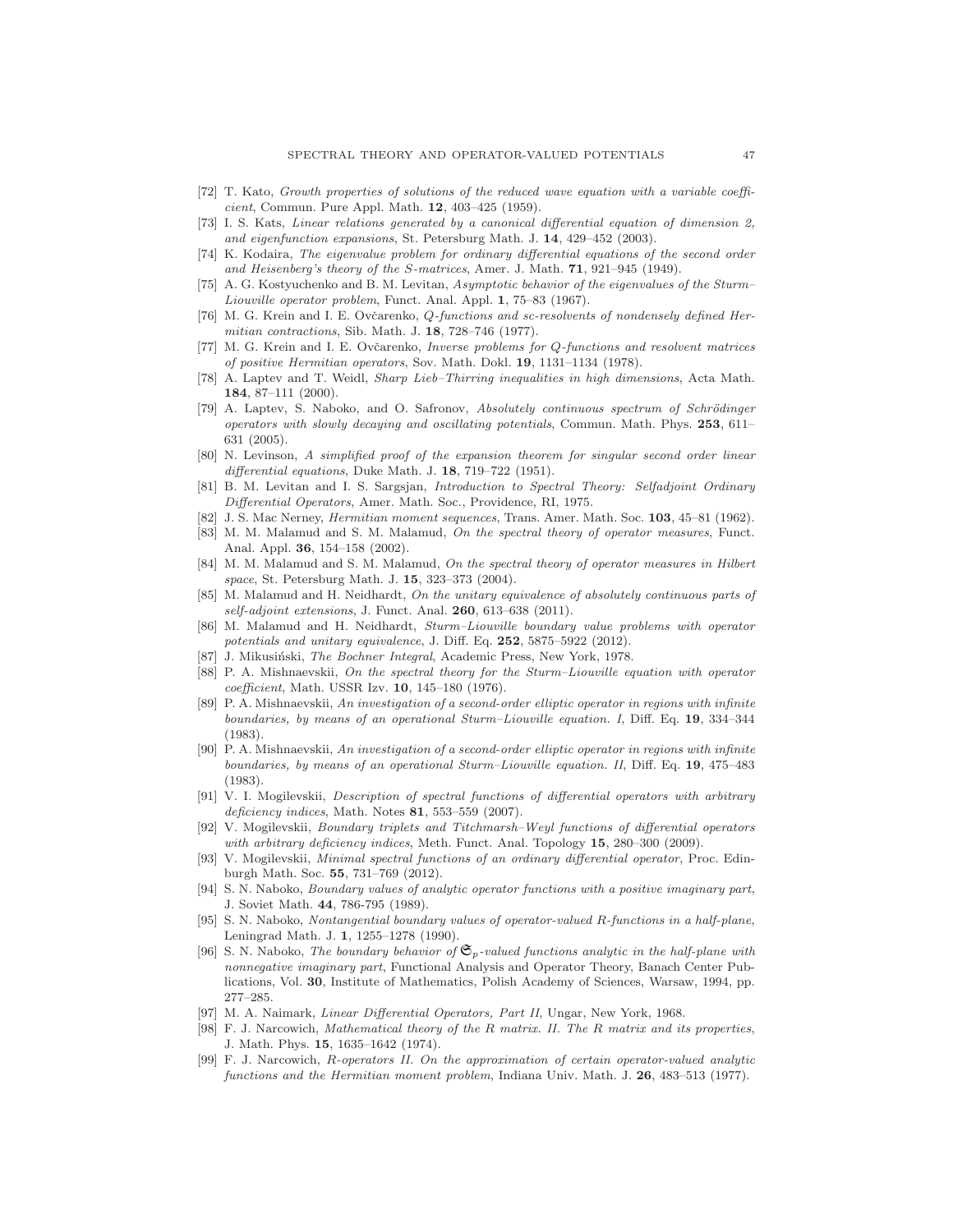- [72] T. Kato, *Growth properties of solutions of the reduced wave equation with a variable coefficient*, Commun. Pure Appl. Math. **12**, 403–425 (1959).
- [73] I. S. Kats, *Linear relations generated by a canonical differential equation of dimension 2, and eigenfunction expansions*, St. Petersburg Math. J. **14**, 429–452 (2003).
- [74] K. Kodaira, *The eigenvalue problem for ordinary differential equations of the second order and Heisenberg's theory of the S-matrices*, Amer. J. Math. **71**, 921–945 (1949).
- [75] A. G. Kostyuchenko and B. M. Levitan, *Asymptotic behavior of the eigenvalues of the Sturm–Liouville operator problem*, Funct. Anal. Appl. **1**, 75–83 (1967).
- [76] M. G. Krein and I. E. Ovčarenko, *Q-functions and sc-resolvents of nondensely defined Hermitian contractions*, Sib. Math. J. **18**, 728–746 (1977).
- [77] M. G. Krein and I. E. Ovčarenko, *Inverse problems for Q-functions and resolvent matrices of positive Hermitian operators*, Sov. Math. Dokl. **19**, 1131–1134 (1978).
- [78] A. Laptev and T. Weidl, *Sharp Lieb–Thirring inequalities in high dimensions*, Acta Math. **184**, 87–111 (2000).
- [79] A. Laptev, S. Naboko, and O. Safronov, *Absolutely continuous spectrum of Schrödinger operators with slowly decaying and oscillating potentials*, Commun. Math. Phys. **253**, 611–631 (2005).
- [80] N. Levinson, *A simplified proof of the expansion theorem for singular second order linear differential equations*, Duke Math. J. **18**, 719–722 (1951).
- [81] B. M. Levitan and I. S. Sargsjan, *Introduction to Spectral Theory: Selfadjoint Ordinary Differential Operators*, Amer. Math. Soc., Providence, RI, 1975.
- [82] J. S. Mac Nerney, *Hermitian moment sequences*, Trans. Amer. Math. Soc. **103**, 45–81 (1962).
- [83] M. M. Malamud and S. M. Malamud, *On the spectral theory of operator measures*, Funct. Anal. Appl. **36**, 154–158 (2002).
- [84] M. M. Malamud and S. M. Malamud, *On the spectral theory of operator measures in Hilbert space*, St. Petersburg Math. J. **15**, 323–373 (2004).
- [85] M. Malamud and H. Neidhardt, *On the unitary equivalence of absolutely continuous parts of self-adjoint extensions*, J. Funct. Anal. **260**, 613–638 (2011).
- [86] M. Malamud and H. Neidhardt, *Sturm–Liouville boundary value problems with operator potentials and unitary equivalence*, J. Diff. Eq. **252**, 5875–5922 (2012).
- [87] J. Mikusiński, *The Bochner Integral*, Academic Press, New York, 1978.
- [88] P. A. Mishnaevskii, *On the spectral theory for the Sturm–Liouville equation with operator coefficient*, Math. USSR Izv. **10**, 145–180 (1976).
- [89] P. A. Mishnaevskii, *An investigation of a second-order elliptic operator in regions with infinite boundaries, by means of an operational Sturm–Liouville equation. I*, Diff. Eq. **19**, 334–344 (1983).
- [90] P. A. Mishnaevskii, *An investigation of a second-order elliptic operator in regions with infinite boundaries, by means of an operational Sturm–Liouville equation. II*, Diff. Eq. **19**, 475–483 (1983).
- [91] V. I. Mogilevskii, *Description of spectral functions of differential operators with arbitrary deficiency indices*, Math. Notes **81**, 553–559 (2007).
- [92] V. Mogilevskii, *Boundary triplets and Titchmarsh–Weyl functions of differential operators with arbitrary deficiency indices*, Meth. Funct. Anal. Topology **15**, 280–300 (2009).
- [93] V. Mogilevskii, *Minimal spectral functions of an ordinary differential operator*, Proc. Edinburgh Math. Soc. **55**, 731–769 (2012).
- [94] S. N. Naboko, *Boundary values of analytic operator functions with a positive imaginary part*, J. Soviet Math. **44**, 786-795 (1989).
- [95] S. N. Naboko, *Nontangential boundary values of operator-valued R-functions in a half-plane*, Leningrad Math. J. **1**, 1255–1278 (1990).
- [96] S. N. Naboko, *The boundary behavior of $\mathfrak{S}_p$-valued functions analytic in the half-plane with nonnegative imaginary part*, Functional Analysis and Operator Theory, Banach Center Publications, Vol. **30**, Institute of Mathematics, Polish Academy of Sciences, Warsaw, 1994, pp. 277–285.
- [97] M. A. Naimark, *Linear Differential Operators, Part II*, Ungar, New York, 1968.
- [98] F. J. Narcowich, *Mathematical theory of the R matrix. II. The R matrix and its properties*, J. Math. Phys. **15**, 1635–1642 (1974).
- [99] F. J. Narcowich, *R-operators II. On the approximation of certain operator-valued analytic functions and the Hermitian moment problem*, Indiana Univ. Math. J. **26**, 483–513 (1977).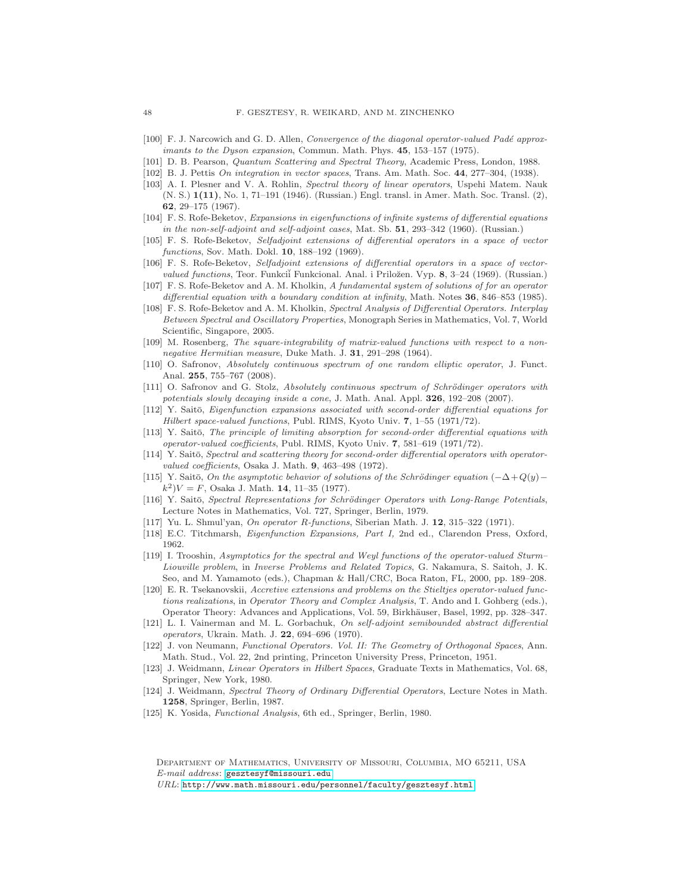[100] F. J. Narcowich and G. D. Allen, *Convergence of the diagonal operator-valued Padé approximants to the Dyson expansion*, Commun. Math. Phys. **45**, 153–157 (1975).

[101] D. B. Pearson, *Quantum Scattering and Spectral Theory*, Academic Press, London, 1988.

[102] B. J. Pettis *On integration in vector spaces*, Trans. Am. Math. Soc. **44**, 277–304, (1938).

[103] A. I. Plesner and V. A. Rohlin, *Spectral theory of linear operators*, Uspehi Matem. Nauk (N. S.) **1(11)**, No. 1, 71–191 (1946). (Russian.) Engl. transl. in Amer. Math. Soc. Transl. (2), **62**, 29–175 (1967).

[104] F. S. Rofe-Beketov, *Expansions in eigenfunctions of infinite systems of differential equations in the non-self-adjoint and self-adjoint cases*, Mat. Sb. **51**, 293–342 (1960). (Russian.)

[105] F. S. Rofe-Beketov, *Selfadjoint extensions of differential operators in a space of vector functions*, Sov. Math. Dokl. **10**, 188–192 (1969).

[106] F. S. Rofe-Beketov, *Selfadjoint extensions of differential operators in a space of vector-valued functions*, Teor. Funkciĭ Funkcional. Anal. i Priložen. Vyp. **8**, 3–24 (1969). (Russian.)

[107] F. S. Rofe-Beketov and A. M. Kholkin, *A fundamental system of solutions of for an operator differential equation with a boundary condition at infinity*, Math. Notes **36**, 846–853 (1985).

[108] F. S. Rofe-Beketov and A. M. Kholkin, *Spectral Analysis of Differential Operators. Interplay Between Spectral and Oscillatory Properties*, Monograph Series in Mathematics, Vol. 7, World Scientific, Singapore, 2005.

[109] M. Rosenberg, *The square-integrability of matrix-valued functions with respect to a non-negative Hermitian measure*, Duke Math. J. **31**, 291–298 (1964).

[110] O. Safronov, *Absolutely continuous spectrum of one random elliptic operator*, J. Funct. Anal. **255**, 755–767 (2008).

[111] O. Safronov and G. Stolz, *Absolutely continuous spectrum of Schrödinger operators with potentials slowly decaying inside a cone*, J. Math. Anal. Appl. **326**, 192–208 (2007).

[112] Y. Saitō, *Eigenfunction expansions associated with second-order differential equations for Hilbert space-valued functions*, Publ. RIMS, Kyoto Univ. **7**, 1–55 (1971/72).

[113] Y. Saitō, *The principle of limiting absorption for second-order differential equations with operator-valued coefficients*, Publ. RIMS, Kyoto Univ. **7**, 581–619 (1971/72).

[114] Y. Saitō, *Spectral and scattering theory for second-order differential operators with operator-valued coefficients*, Osaka J. Math. **9**, 463–498 (1972).

[115] Y. Saitō, *On the asymptotic behavior of solutions of the Schrödinger equation* $(-\Delta+Q(y)-k^2)V=F$, Osaka J. Math. **14**, 11–35 (1977).

[116] Y. Saitō, *Spectral Representations for Schrödinger Operators with Long-Range Potentials*, Lecture Notes in Mathematics, Vol. 727, Springer, Berlin, 1979.

[117] Yu. L. Shmul'yan, *On operator R-functions*, Siberian Math. J. **12**, 315–322 (1971).

[118] E.C. Titchmarsh, *Eigenfunction Expansions, Part I,* 2nd ed., Clarendon Press, Oxford, 1962.

[119] I. Trooshin, *Asymptotics for the spectral and Weyl functions of the operator-valued Sturm–Liouville problem*, in *Inverse Problems and Related Topics*, G. Nakamura, S. Saitoh, J. K. Seo, and M. Yamamoto (eds.), Chapman & Hall/CRC, Boca Raton, FL, 2000, pp. 189–208.

[120] E. R. Tsekanovskii, *Accretive extensions and problems on the Stieltjes operator-valued functions realizations*, in *Operator Theory and Complex Analysis*, T. Ando and I. Gohberg (eds.), Operator Theory: Advances and Applications, Vol. 59, Birkhäuser, Basel, 1992, pp. 328–347.

[121] L. I. Vainerman and M. L. Gorbachuk, *On self-adjoint semibounded abstract differential operators*, Ukrain. Math. J. **22**, 694–696 (1970).

[122] J. von Neumann, *Functional Operators. Vol. II: The Geometry of Orthogonal Spaces*, Ann. Math. Stud., Vol. 22, 2nd printing, Princeton University Press, Princeton, 1951.

[123] J. Weidmann, *Linear Operators in Hilbert Spaces*, Graduate Texts in Mathematics, Vol. 68, Springer, New York, 1980.

[124] J. Weidmann, *Spectral Theory of Ordinary Differential Operators*, Lecture Notes in Math. **1258**, Springer, Berlin, 1987.

[125] K. Yosida, *Functional Analysis*, 6th ed., Springer, Berlin, 1980.

Department of Mathematics, University of Missouri, Columbia, MO 65211, USA
*E-mail address*: gesztesyf@missouri.edu
*URL*: http://www.math.missouri.edu/personnel/faculty/gesztesyf.html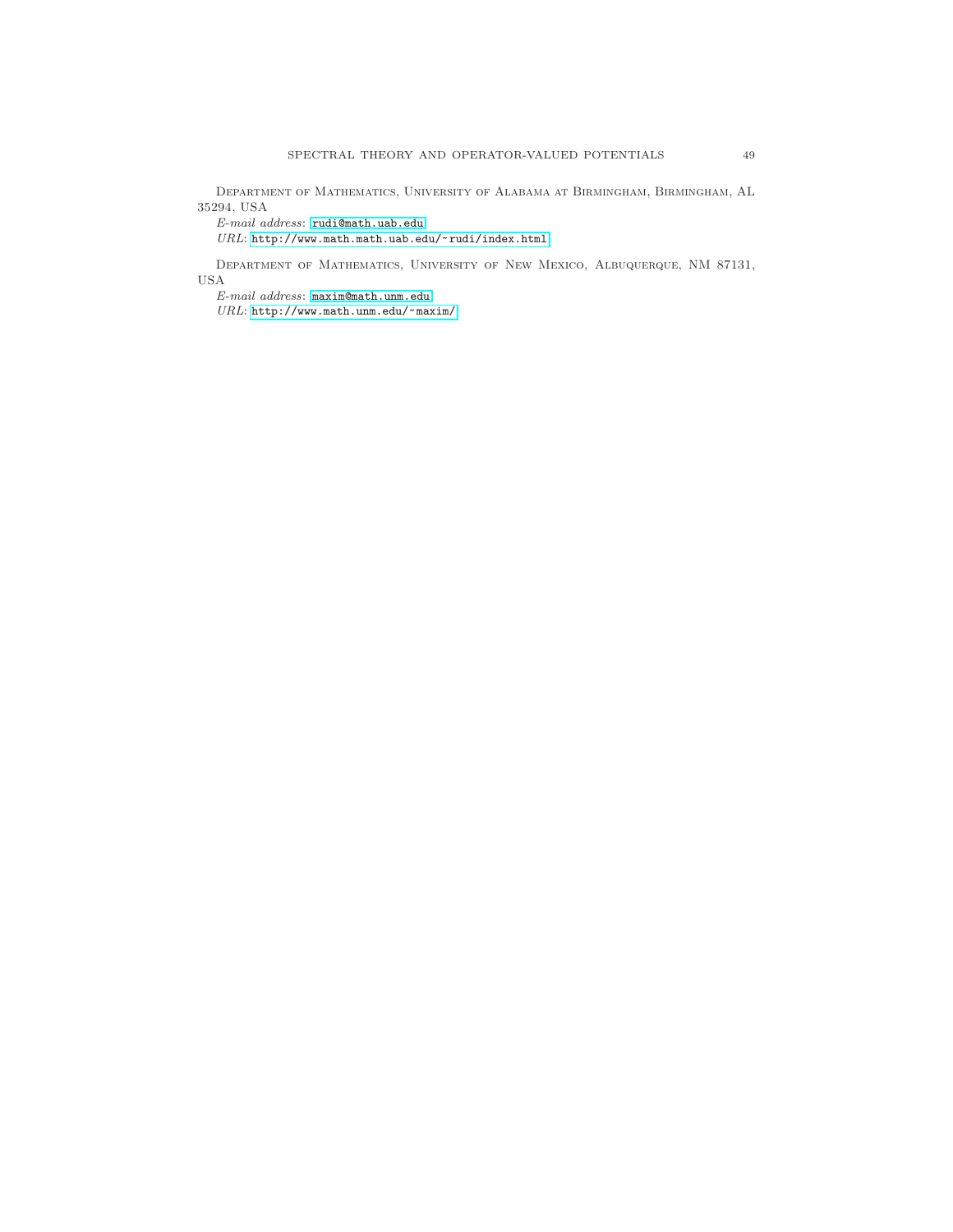Department of Mathematics, University of Alabama at Birmingham, Birmingham, AL 35294, USA

*E-mail address*: rudi@math.uab.edu

*URL*: http://www.math.math.uab.edu/~rudi/index.html

Department of Mathematics, University of New Mexico, Albuquerque, NM 87131, USA

*E-mail address*: maxim@math.unm.edu

*URL*: http://www.math.unm.edu/~maxim/